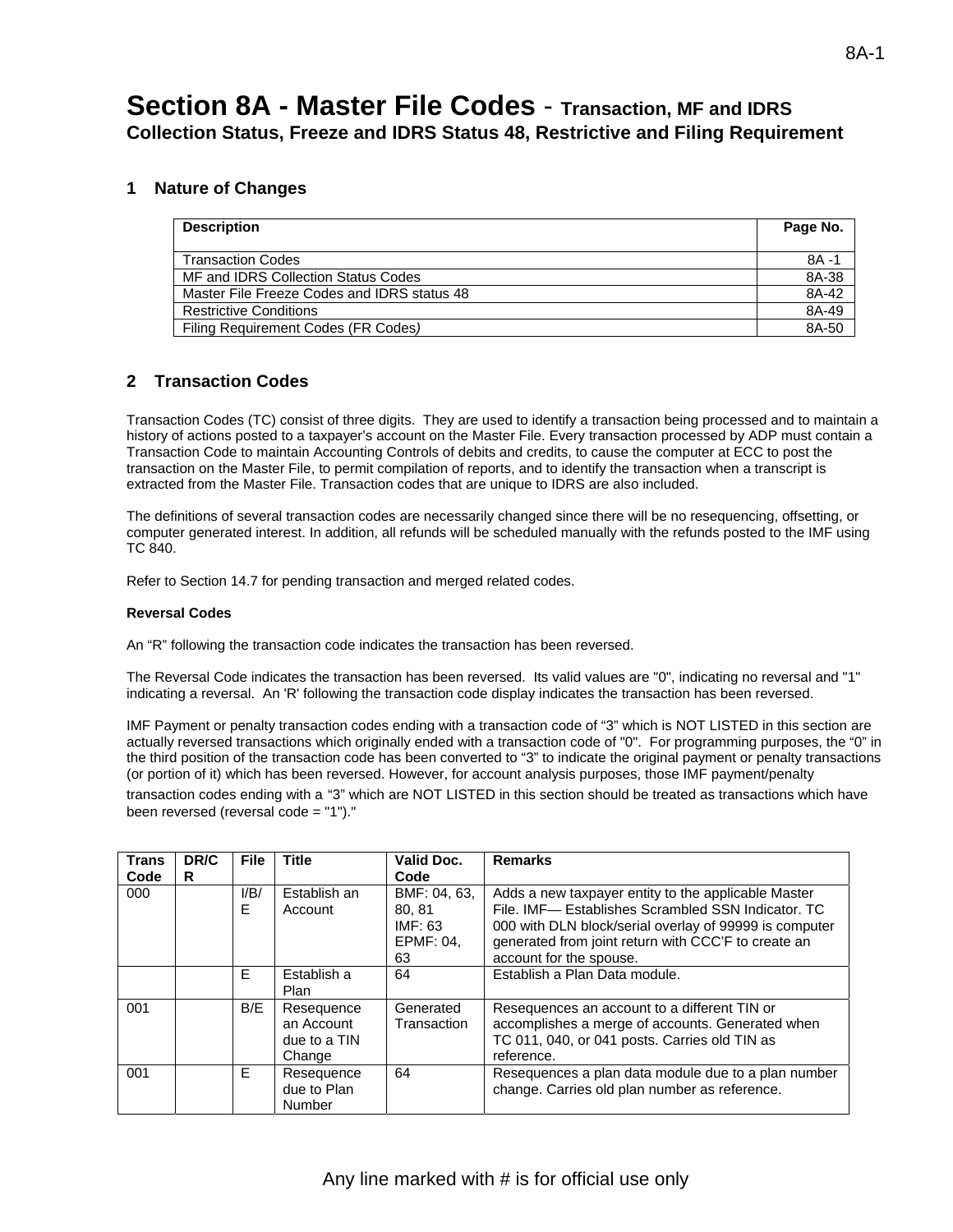# Section 8A - Master File Codes - Transaction, MF and IDRS Collection Status, Freeze and IDRS Status 48, Restrictive and Filing Requirement

## 1 Nature of Changes

| Description | Page No. |
|---|---|
| Transaction Codes | 8A -1 |
| MF and IDRS Collection Status Codes | 8A-38 |
| Master File Freeze Codes and IDRS status 48 | 8A-42 |
| Restrictive Conditions | 8A-49 |
| Filing Requirement Codes (FR Codes) | 8A-50 |

## 2 Transaction Codes

Transaction Codes (TC) consist of three digits. They are used to identify a transaction being processed and to maintain a history of actions posted to a taxpayer's account on the Master File. Every transaction processed by ADP must contain a Transaction Code to maintain Accounting Controls of debits and credits, to cause the computer at ECC to post the transaction on the Master File, to permit compilation of reports, and to identify the transaction when a transcript is extracted from the Master File. Transaction codes that are unique to IDRS are also included.

The definitions of several transaction codes are necessarily changed since there will be no resequencing, offsetting, or computer generated interest. In addition, all refunds will be scheduled manually with the refunds posted to the IMF using TC 840.

Refer to Section 14.7 for pending transaction and merged related codes.

**Reversal Codes**

An "R" following the transaction code indicates the transaction has been reversed.

The Reversal Code indicates the transaction has been reversed. Its valid values are "0", indicating no reversal and "1" indicating a reversal. An 'R' following the transaction code display indicates the transaction has been reversed.

IMF Payment or penalty transaction codes ending with a transaction code of "3" which is NOT LISTED in this section are actually reversed transactions which originally ended with a transaction code of "0". For programming purposes, the "0" in the third position of the transaction code has been converted to "3" to indicate the original payment or penalty transactions (or portion of it) which has been reversed. However, for account analysis purposes, those IMF payment/penalty transaction codes ending with a "3" which are NOT LISTED in this section should be treated as transactions which have been reversed (reversal code = "1")."

| Trans Code | DR/CR | File | Title | Valid Doc. Code | Remarks |
|---|---|---|---|---|---|
| 000 | | I/B/E | Establish an Account | BMF: 04, 63, 80, 81<br>IMF: 63<br>EPMF: 04, 63 | Adds a new taxpayer entity to the applicable Master File. IMF— Establishes Scrambled SSN Indicator. TC 000 with DLN block/serial overlay of 99999 is computer generated from joint return with CCC'F to create an account for the spouse. |
| | | E | Establish a Plan | 64 | Establish a Plan Data module. |
| 001 | | B/E | Resequence an Account due to a TIN Change | Generated Transaction | Resequences an account to a different TIN or accomplishes a merge of accounts. Generated when TC 011, 040, or 041 posts. Carries old TIN as reference. |
| 001 | | E | Resequence due to Plan Number | 64 | Resequences a plan data module due to a plan number change. Carries old plan number as reference. |

Any line marked with # is for official use only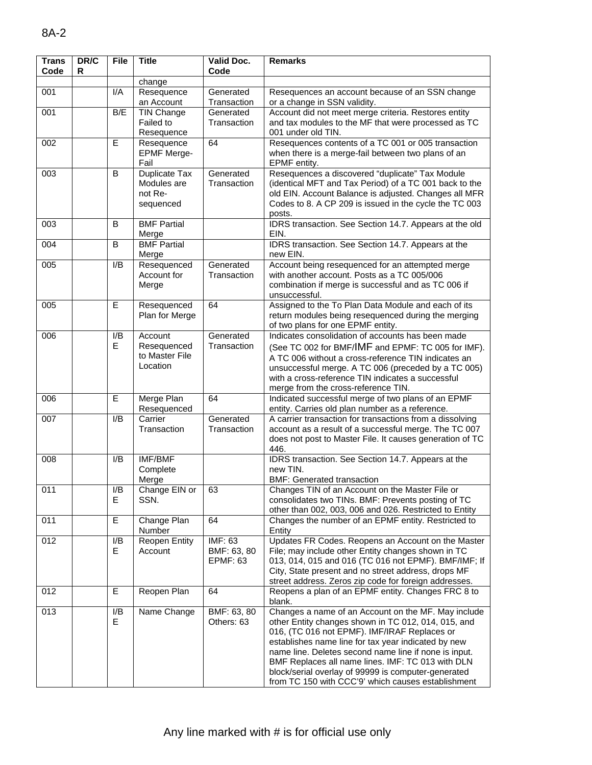| Trans Code | DR/CR | File | Title | Valid Doc. Code | Remarks |
|---|---|---|---|---|---|
| | | | change | | |
| 001 | | I/A | Resequence an Account | Generated Transaction | Resequences an account because of an SSN change or a change in SSN validity. |
| 001 | | B/E | TIN Change Failed to Resequence | Generated Transaction | Account did not meet merge criteria. Restores entity and tax modules to the MF that were processed as TC 001 under old TIN. |
| 002 | | E | Resequence EPMF Merge-Fail | 64 | Resequences contents of a TC 001 or 005 transaction when there is a merge-fail between two plans of an EPMF entity. |
| 003 | | B | Duplicate Tax Modules are not Re-sequenced | Generated Transaction | Resequences a discovered "duplicate" Tax Module (identical MFT and Tax Period) of a TC 001 back to the old EIN. Account Balance is adjusted. Changes all MFR Codes to 8. A CP 209 is issued in the cycle the TC 003 posts. |
| 003 | | B | BMF Partial Merge | | IDRS transaction. See Section 14.7. Appears at the old EIN. |
| 004 | | B | BMF Partial Merge | | IDRS transaction. See Section 14.7. Appears at the new EIN. |
| 005 | | I/B | Resequenced Account for Merge | Generated Transaction | Account being resequenced for an attempted merge with another account. Posts as a TC 005/006 combination if merge is successful and as TC 006 if unsuccessful. |
| 005 | | E | Resequenced Plan for Merge | 64 | Assigned to the To Plan Data Module and each of its return modules being resequenced during the merging of two plans for one EPMF entity. |
| 006 | | I/B E | Account Resequenced to Master File Location | Generated Transaction | Indicates consolidation of accounts has been made (See TC 002 for BMF/IMF and EPMF: TC 005 for IMF). A TC 006 without a cross-reference TIN indicates an unsuccessful merge. A TC 006 (preceded by a TC 005) with a cross-reference TIN indicates a successful merge from the cross-reference TIN. |
| 006 | | E | Merge Plan Resequenced | 64 | Indicated successful merge of two plans of an EPMF entity. Carries old plan number as a reference. |
| 007 | | I/B | Carrier Transaction | Generated Transaction | A carrier transaction for transactions from a dissolving account as a result of a successful merge. The TC 007 does not post to Master File. It causes generation of TC 446. |
| 008 | | I/B | IMF/BMF Complete Merge | | IDRS transaction. See Section 14.7. Appears at the new TIN.<br>BMF: Generated transaction |
| 011 | | I/B E | Change EIN or SSN. | 63 | Changes TIN of an Account on the Master File or consolidates two TINs. BMF: Prevents posting of TC other than 002, 003, 006 and 026. Restricted to Entity |
| 011 | | E | Change Plan Number | 64 | Changes the number of an EPMF entity. Restricted to Entity |
| 012 | | I/B E | Reopen Entity Account | IMF: 63<br>BMF: 63, 80<br>EPMF: 63 | Updates FR Codes. Reopens an Account on the Master File; may include other Entity changes shown in TC 013, 014, 015 and 016 (TC 016 not EPMF). BMF/IMF; If City, State present and no street address, drops MF street address. Zeros zip code for foreign addresses. |
| 012 | | E | Reopen Plan | 64 | Reopens a plan of an EPMF entity. Changes FRC 8 to blank. |
| 013 | | I/B E | Name Change | BMF: 63, 80<br>Others: 63 | Changes a name of an Account on the MF. May include other Entity changes shown in TC 012, 014, 015, and 016, (TC 016 not EPMF). IMF/IRAF Replaces or establishes name line for tax year indicated by new name line. Deletes second name line if none is input. BMF Replaces all name lines. IMF: TC 013 with DLN block/serial overlay of 99999 is computer-generated from TC 150 with CCC'9' which causes establishment |

Any line marked with # is for official use only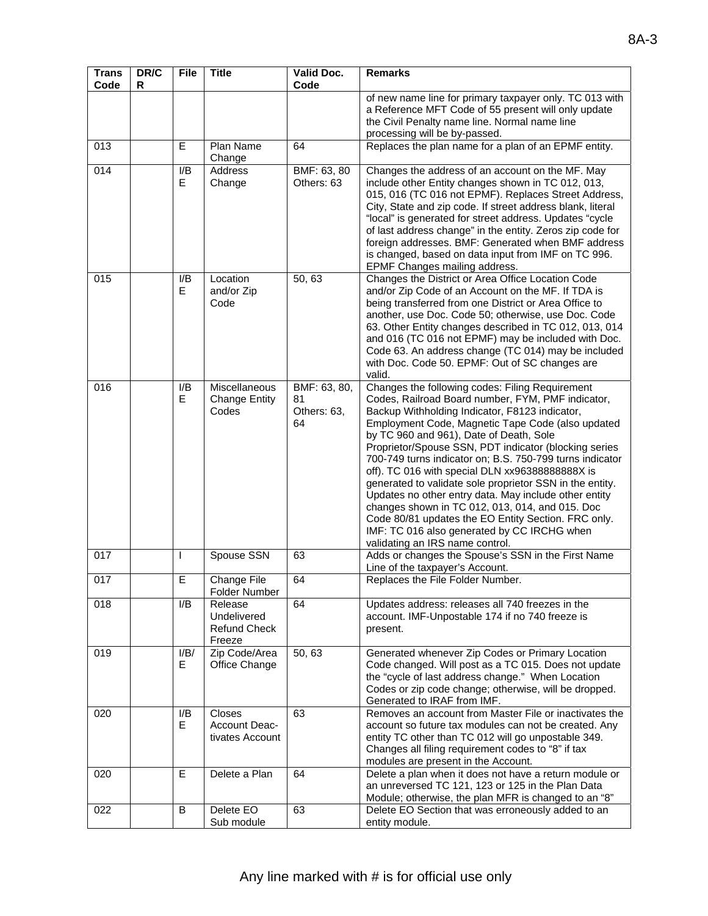| Trans Code | DR/CR | File | Title | Valid Doc. Code | Remarks |
|---|---|---|---|---|---|
| | | | | | of new name line for primary taxpayer only. TC 013 with a Reference MFT Code of 55 present will only update the Civil Penalty name line. Normal name line processing will be by-passed. |
| 013 | | E | Plan Name Change | 64 | Replaces the plan name for a plan of an EPMF entity. |
| 014 | | I/B E | Address Change | BMF: 63, 80 Others: 63 | Changes the address of an account on the MF. May include other Entity changes shown in TC 012, 013, 015, 016 (TC 016 not EPMF). Replaces Street Address, City, State and zip code. If street address blank, literal "local" is generated for street address. Updates "cycle of last address change" in the entity. Zeros zip code for foreign addresses. BMF: Generated when BMF address is changed, based on data input from IMF on TC 996. EPMF Changes mailing address. |
| 015 | | I/B E | Location and/or Zip Code | 50, 63 | Changes the District or Area Office Location Code and/or Zip Code of an Account on the MF. If TDA is being transferred from one District or Area Office to another, use Doc. Code 50; otherwise, use Doc. Code 63. Other Entity changes described in TC 012, 013, 014 and 016 (TC 016 not EPMF) may be included with Doc. Code 63. An address change (TC 014) may be included with Doc. Code 50. EPMF: Out of SC changes are valid. |
| 016 | | I/B E | Miscellaneous Change Entity Codes | BMF: 63, 80, 81 Others: 63, 64 | Changes the following codes: Filing Requirement Codes, Railroad Board number, FYM, PMF indicator, Backup Withholding Indicator, F8123 indicator, Employment Code, Magnetic Tape Code (also updated by TC 960 and 961), Date of Death, Sole Proprietor/Spouse SSN, PDT indicator (blocking series 700-749 turns indicator on; B.S. 750-799 turns indicator off). TC 016 with special DLN xx96388888888X is generated to validate sole proprietor SSN in the entity. Updates no other entry data. May include other entity changes shown in TC 012, 013, 014, and 015. Doc Code 80/81 updates the EO Entity Section. FRC only. IMF: TC 016 also generated by CC IRCHG when validating an IRS name control. |
| 017 | | I | Spouse SSN | 63 | Adds or changes the Spouse's SSN in the First Name Line of the taxpayer's Account. |
| 017 | | E | Change File Folder Number | 64 | Replaces the File Folder Number. |
| 018 | | I/B | Release Undelivered Refund Check Freeze | 64 | Updates address: releases all 740 freezes in the account. IMF-Unpostable 174 if no 740 freeze is present. |
| 019 | | I/B/ E | Zip Code/Area Office Change | 50, 63 | Generated whenever Zip Codes or Primary Location Code changed. Will post as a TC 015. Does not update the "cycle of last address change." When Location Codes or zip code change; otherwise, will be dropped. Generated to IRAF from IMF. |
| 020 | | I/B E | Closes Account Deac-tivates Account | 63 | Removes an account from Master File or inactivates the account so future tax modules can not be created. Any entity TC other than TC 012 will go unpostable 349. Changes all filing requirement codes to "8" if tax modules are present in the Account. |
| 020 | | E | Delete a Plan | 64 | Delete a plan when it does not have a return module or an unreversed TC 121, 123 or 125 in the Plan Data Module; otherwise, the plan MFR is changed to an "8" |
| 022 | | B | Delete EO Sub module | 63 | Delete EO Section that was erroneously added to an entity module. |

Any line marked with # is for official use only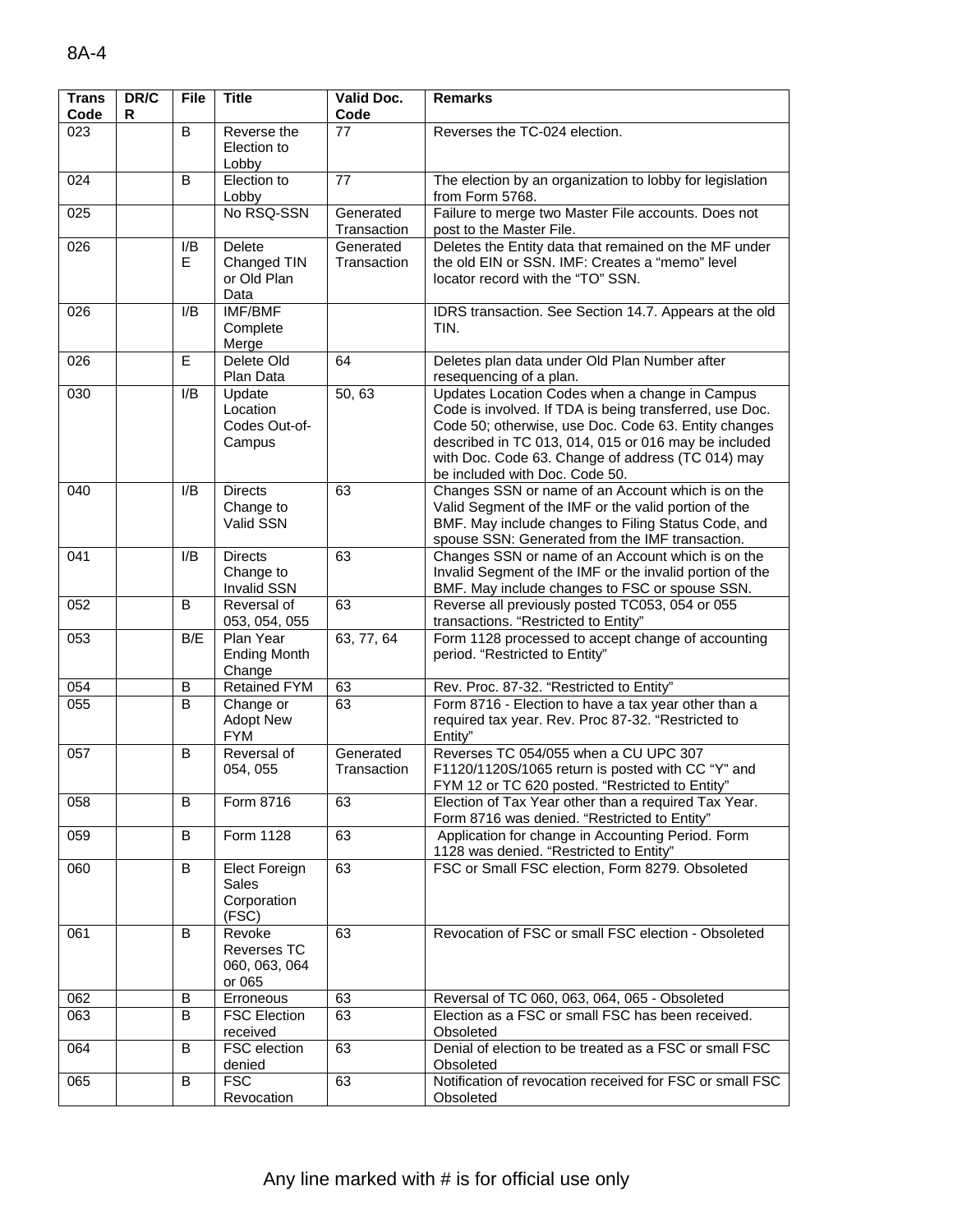| Trans Code | DR/CR | File | Title | Valid Doc. Code | Remarks |
| --- | --- | --- | --- | --- | --- |
| 023 | | B | Reverse the Election to Lobby | 77 | Reverses the TC-024 election. |
| 024 | | B | Election to Lobby | 77 | The election by an organization to lobby for legislation from Form 5768. |
| 025 | | | No RSQ-SSN | Generated Transaction | Failure to merge two Master File accounts. Does not post to the Master File. |
| 026 | | I/B E | Delete Changed TIN or Old Plan Data | Generated Transaction | Deletes the Entity data that remained on the MF under the old EIN or SSN. IMF: Creates a "memo" level locator record with the "TO" SSN. |
| 026 | | I/B | IMF/BMF Complete Merge | | IDRS transaction. See Section 14.7. Appears at the old TIN. |
| 026 | | E | Delete Old Plan Data | 64 | Deletes plan data under Old Plan Number after resequencing of a plan. |
| 030 | | I/B | Update Location Codes Out-of-Campus | 50, 63 | Updates Location Codes when a change in Campus Code is involved. If TDA is being transferred, use Doc. Code 50; otherwise, use Doc. Code 63. Entity changes described in TC 013, 014, 015 or 016 may be included with Doc. Code 63. Change of address (TC 014) may be included with Doc. Code 50. |
| 040 | | I/B | Directs Change to Valid SSN | 63 | Changes SSN or name of an Account which is on the Valid Segment of the IMF or the valid portion of the BMF. May include changes to Filing Status Code, and spouse SSN: Generated from the IMF transaction. |
| 041 | | I/B | Directs Change to Invalid SSN | 63 | Changes SSN or name of an Account which is on the Invalid Segment of the IMF or the invalid portion of the BMF. May include changes to FSC or spouse SSN. |
| 052 | | B | Reversal of 053, 054, 055 | 63 | Reverse all previously posted TC053, 054 or 055 transactions. "Restricted to Entity" |
| 053 | | B/E | Plan Year Ending Month Change | 63, 77, 64 | Form 1128 processed to accept change of accounting period. "Restricted to Entity" |
| 054 | | B | Retained FYM | 63 | Rev. Proc. 87-32. "Restricted to Entity" |
| 055 | | B | Change or Adopt New FYM | 63 | Form 8716 - Election to have a tax year other than a required tax year. Rev. Proc 87-32. "Restricted to Entity" |
| 057 | | B | Reversal of 054, 055 | Generated Transaction | Reverses TC 054/055 when a CU UPC 307 F1120/1120S/1065 return is posted with CC "Y" and FYM 12 or TC 620 posted. "Restricted to Entity" |
| 058 | | B | Form 8716 | 63 | Election of Tax Year other than a required Tax Year. Form 8716 was denied. "Restricted to Entity" |
| 059 | | B | Form 1128 | 63 | Application for change in Accounting Period. Form 1128 was denied. "Restricted to Entity" |
| 060 | | B | Elect Foreign Sales Corporation (FSC) | 63 | FSC or Small FSC election, Form 8279. Obsoleted |
| 061 | | B | Revoke Reverses TC 060, 063, 064 or 065 | 63 | Revocation of FSC or small FSC election - Obsoleted |
| 062 | | B | Erroneous | 63 | Reversal of TC 060, 063, 064, 065 - Obsoleted |
| 063 | | B | FSC Election received | 63 | Election as a FSC or small FSC has been received. Obsoleted |
| 064 | | B | FSC election denied | 63 | Denial of election to be treated as a FSC or small FSC Obsoleted |
| 065 | | B | FSC Revocation | 63 | Notification of revocation received for FSC or small FSC Obsoleted |

Any line marked with # is for official use only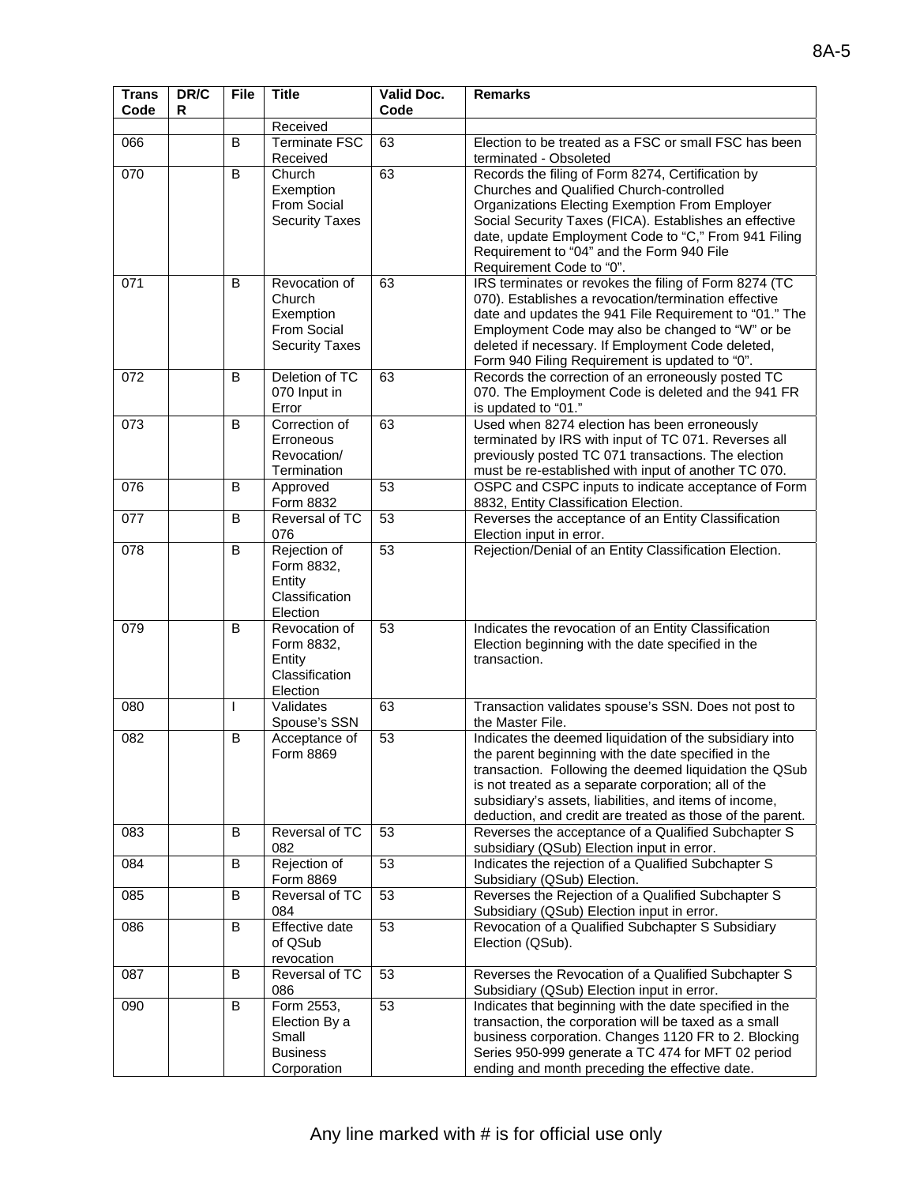| Trans Code | DR/CR | File | Title | Valid Doc. Code | Remarks |
|---|---|---|---|---|---|
| | | | Received | | |
| 066 | | B | Terminate FSC Received | 63 | Election to be treated as a FSC or small FSC has been terminated - Obsoleted |
| 070 | | B | Church Exemption From Social Security Taxes | 63 | Records the filing of Form 8274, Certification by Churches and Qualified Church-controlled Organizations Electing Exemption From Employer Social Security Taxes (FICA). Establishes an effective date, update Employment Code to "C," From 941 Filing Requirement to "04" and the Form 940 File Requirement Code to "0". |
| 071 | | B | Revocation of Church Exemption From Social Security Taxes | 63 | IRS terminates or revokes the filing of Form 8274 (TC 070). Establishes a revocation/termination effective date and updates the 941 File Requirement to "01." The Employment Code may also be changed to "W" or be deleted if necessary. If Employment Code deleted, Form 940 Filing Requirement is updated to "0". |
| 072 | | B | Deletion of TC 070 Input in Error | 63 | Records the correction of an erroneously posted TC 070. The Employment Code is deleted and the 941 FR is updated to "01." |
| 073 | | B | Correction of Erroneous Revocation/ Termination | 63 | Used when 8274 election has been erroneously terminated by IRS with input of TC 071. Reverses all previously posted TC 071 transactions. The election must be re-established with input of another TC 070. |
| 076 | | B | Approved Form 8832 | 53 | OSPC and CSPC inputs to indicate acceptance of Form 8832, Entity Classification Election. |
| 077 | | B | Reversal of TC 076 | 53 | Reverses the acceptance of an Entity Classification Election input in error. |
| 078 | | B | Rejection of Form 8832, Entity Classification Election | 53 | Rejection/Denial of an Entity Classification Election. |
| 079 | | B | Revocation of Form 8832, Entity Classification Election | 53 | Indicates the revocation of an Entity Classification Election beginning with the date specified in the transaction. |
| 080 | | I | Validates Spouse's SSN | 63 | Transaction validates spouse's SSN. Does not post to the Master File. |
| 082 | | B | Acceptance of Form 8869 | 53 | Indicates the deemed liquidation of the subsidiary into the parent beginning with the date specified in the transaction. Following the deemed liquidation the QSub is not treated as a separate corporation; all of the subsidiary's assets, liabilities, and items of income, deduction, and credit are treated as those of the parent. |
| 083 | | B | Reversal of TC 082 | 53 | Reverses the acceptance of a Qualified Subchapter S subsidiary (QSub) Election input in error. |
| 084 | | B | Rejection of Form 8869 | 53 | Indicates the rejection of a Qualified Subchapter S Subsidiary (QSub) Election. |
| 085 | | B | Reversal of TC 084 | 53 | Reverses the Rejection of a Qualified Subchapter S Subsidiary (QSub) Election input in error. |
| 086 | | B | Effective date of QSub revocation | 53 | Revocation of a Qualified Subchapter S Subsidiary Election (QSub). |
| 087 | | B | Reversal of TC 086 | 53 | Reverses the Revocation of a Qualified Subchapter S Subsidiary (QSub) Election input in error. |
| 090 | | B | Form 2553, Election By a Small Business Corporation | 53 | Indicates that beginning with the date specified in the transaction, the corporation will be taxed as a small business corporation. Changes 1120 FR to 2. Blocking Series 950-999 generate a TC 474 for MFT 02 period ending and month preceding the effective date. |

Any line marked with # is for official use only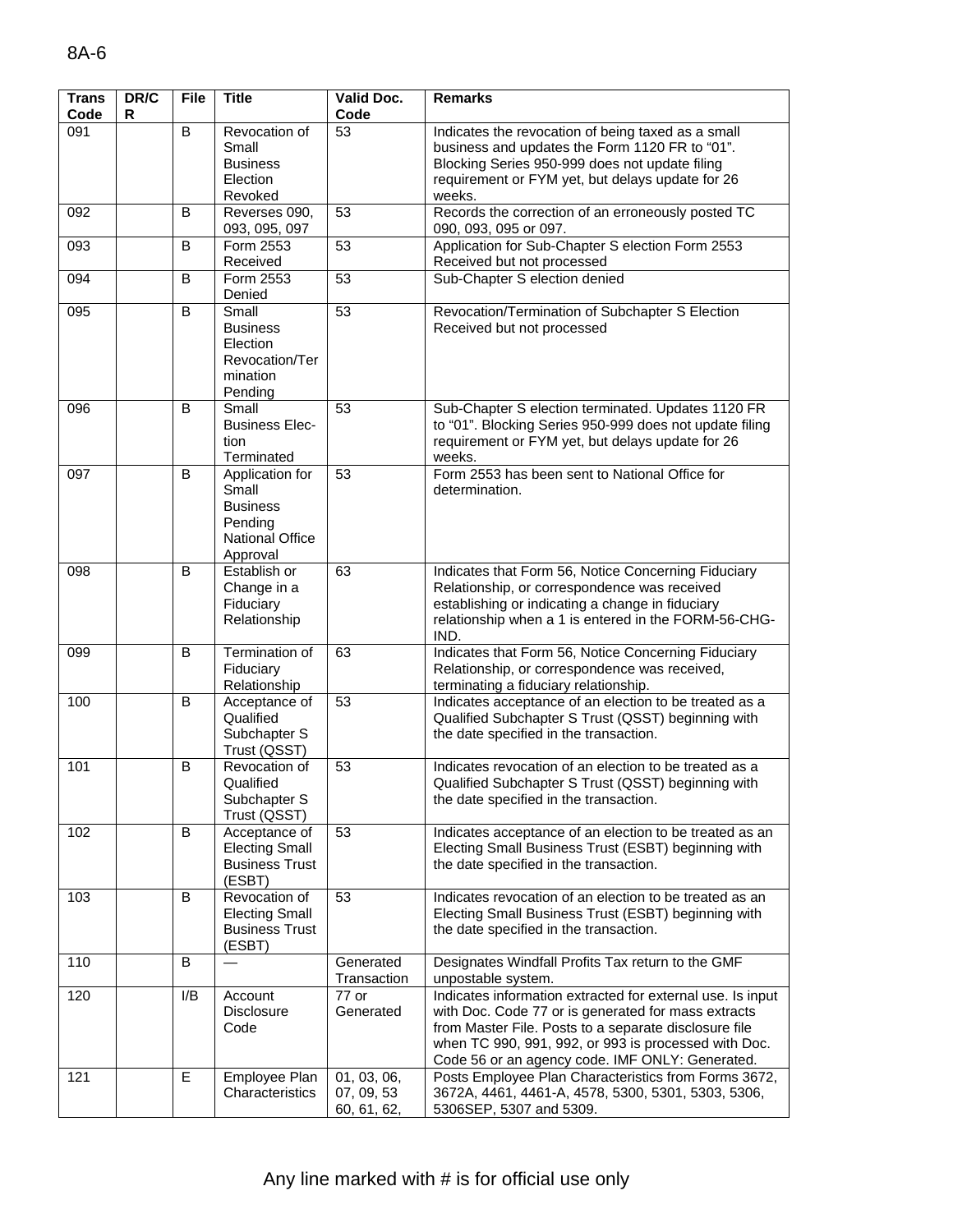| Trans Code | DR/CR | File | Title | Valid Doc. Code | Remarks |
|---|---|---|---|---|---|
| 091 | | B | Revocation of Small Business Election Revoked | 53 | Indicates the revocation of being taxed as a small business and updates the Form 1120 FR to "01". Blocking Series 950-999 does not update filing requirement or FYM yet, but delays update for 26 weeks. |
| 092 | | B | Reverses 090, 093, 095, 097 | 53 | Records the correction of an erroneously posted TC 090, 093, 095 or 097. |
| 093 | | B | Form 2553 Received | 53 | Application for Sub-Chapter S election Form 2553 Received but not processed |
| 094 | | B | Form 2553 Denied | 53 | Sub-Chapter S election denied |
| 095 | | B | Small Business Election Revocation/Termination Pending | 53 | Revocation/Termination of Subchapter S Election Received but not processed |
| 096 | | B | Small Business Election Terminated | 53 | Sub-Chapter S election terminated. Updates 1120 FR to "01". Blocking Series 950-999 does not update filing requirement or FYM yet, but delays update for 26 weeks. |
| 097 | | B | Application for Small Business Pending National Office Approval | 53 | Form 2553 has been sent to National Office for determination. |
| 098 | | B | Establish or Change in a Fiduciary Relationship | 63 | Indicates that Form 56, Notice Concerning Fiduciary Relationship, or correspondence was received establishing or indicating a change in fiduciary relationship when a 1 is entered in the FORM-56-CHG-IND. |
| 099 | | B | Termination of Fiduciary Relationship | 63 | Indicates that Form 56, Notice Concerning Fiduciary Relationship, or correspondence was received, terminating a fiduciary relationship. |
| 100 | | B | Acceptance of Qualified Subchapter S Trust (QSST) | 53 | Indicates acceptance of an election to be treated as a Qualified Subchapter S Trust (QSST) beginning with the date specified in the transaction. |
| 101 | | B | Revocation of Qualified Subchapter S Trust (QSST) | 53 | Indicates revocation of an election to be treated as a Qualified Subchapter S Trust (QSST) beginning with the date specified in the transaction. |
| 102 | | B | Acceptance of Electing Small Business Trust (ESBT) | 53 | Indicates acceptance of an election to be treated as an Electing Small Business Trust (ESBT) beginning with the date specified in the transaction. |
| 103 | | B | Revocation of Electing Small Business Trust (ESBT) | 53 | Indicates revocation of an election to be treated as an Electing Small Business Trust (ESBT) beginning with the date specified in the transaction. |
| 110 | | B | — | Generated Transaction | Designates Windfall Profits Tax return to the GMF unpostable system. |
| 120 | | I/B | Account Disclosure Code | 77 or Generated | Indicates information extracted for external use. Is input with Doc. Code 77 or is generated for mass extracts from Master File. Posts to a separate disclosure file when TC 990, 991, 992, or 993 is processed with Doc. Code 56 or an agency code. IMF ONLY: Generated. |
| 121 | | E | Employee Plan Characteristics | 01, 03, 06, 07, 09, 53 60, 61, 62, | Posts Employee Plan Characteristics from Forms 3672, 3672A, 4461, 4461-A, 4578, 5300, 5301, 5303, 5306, 5306SEP, 5307 and 5309. |

Any line marked with # is for official use only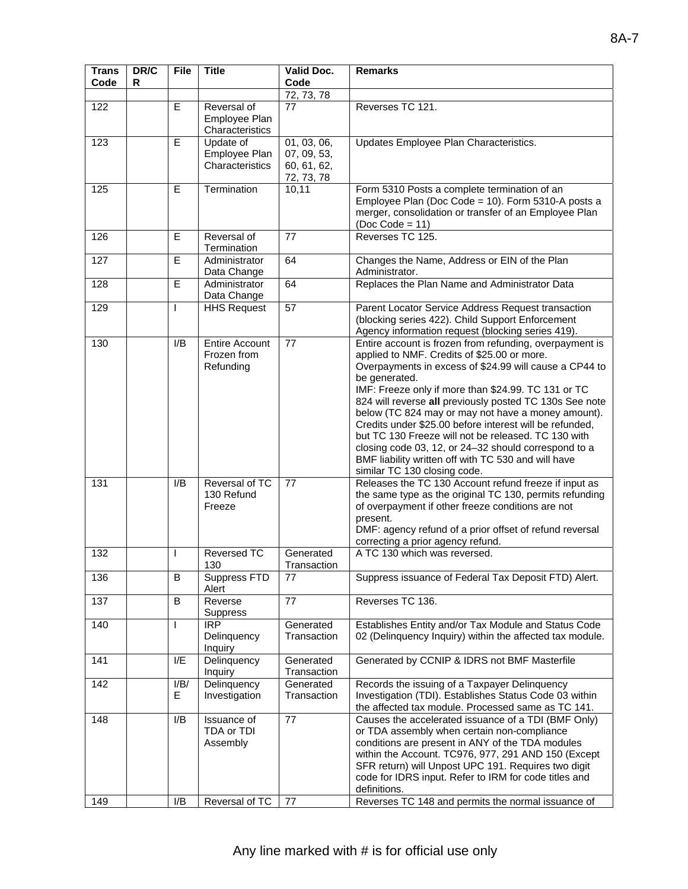| Trans Code | DR/CR | File | Title | Valid Doc. Code | Remarks |
|---|---|---|---|---|---|
| | | | | 72, 73, 78 | |
| 122 | | E | Reversal of Employee Plan Characteristics | 77 | Reverses TC 121. |
| 123 | | E | Update of Employee Plan Characteristics | 01, 03, 06, 07, 09, 53, 60, 61, 62, 72, 73, 78 | Updates Employee Plan Characteristics. |
| 125 | | E | Termination | 10,11 | Form 5310 Posts a complete termination of an Employee Plan (Doc Code = 10). Form 5310-A posts a merger, consolidation or transfer of an Employee Plan (Doc Code = 11) |
| 126 | | E | Reversal of Termination | 77 | Reverses TC 125. |
| 127 | | E | Administrator Data Change | 64 | Changes the Name, Address or EIN of the Plan Administrator. |
| 128 | | E | Administrator Data Change | 64 | Replaces the Plan Name and Administrator Data |
| 129 | | I | HHS Request | 57 | Parent Locator Service Address Request transaction (blocking series 422). Child Support Enforcement Agency information request (blocking series 419). |
| 130 | | I/B | Entire Account Frozen from Refunding | 77 | Entire account is frozen from refunding, overpayment is applied to NMF. Credits of $25.00 or more. Overpayments in excess of $24.99 will cause a CP44 to be generated. IMF: Freeze only if more than $24.99. TC 131 or TC 824 will reverse **all** previously posted TC 130s See note below (TC 824 may or may not have a money amount). Credits under $25.00 before interest will be refunded, but TC 130 Freeze will not be released. TC 130 with closing code 03, 12, or 24–32 should correspond to a BMF liability written off with TC 530 and will have similar TC 130 closing code. |
| 131 | | I/B | Reversal of TC 130 Refund Freeze | 77 | Releases the TC 130 Account refund freeze if input as the same type as the original TC 130, permits refunding of overpayment if other freeze conditions are not present. DMF: agency refund of a prior offset of refund reversal correcting a prior agency refund. |
| 132 | | I | Reversed TC 130 | Generated Transaction | A TC 130 which was reversed. |
| 136 | | B | Suppress FTD Alert | 77 | Suppress issuance of Federal Tax Deposit FTD) Alert. |
| 137 | | B | Reverse Suppress | 77 | Reverses TC 136. |
| 140 | | I | IRP Delinquency Inquiry | Generated Transaction | Establishes Entity and/or Tax Module and Status Code 02 (Delinquency Inquiry) within the affected tax module. |
| 141 | | I/E | Delinquency Inquiry | Generated Transaction | Generated by CCNIP & IDRS not BMF Masterfile |
| 142 | | I/B/E | Delinquency Investigation | Generated Transaction | Records the issuing of a Taxpayer Delinquency Investigation (TDI). Establishes Status Code 03 within the affected tax module. Processed same as TC 141. |
| 148 | | I/B | Issuance of TDA or TDI Assembly | 77 | Causes the accelerated issuance of a TDI (BMF Only) or TDA assembly when certain non-compliance conditions are present in ANY of the TDA modules within the Account. TC976, 977, 291 AND 150 (Except SFR return) will Unpost UPC 191. Requires two digit code for IDRS input. Refer to IRM for code titles and definitions. |
| 149 | | I/B | Reversal of TC | 77 | Reverses TC 148 and permits the normal issuance of |

Any line marked with # is for official use only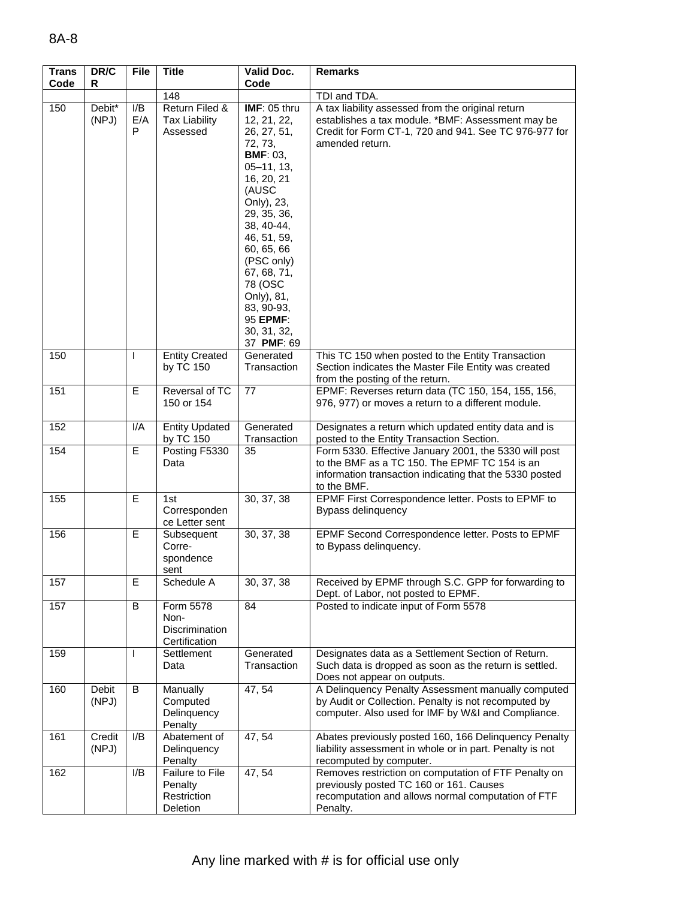| Trans Code | DR/CR | File | Title | Valid Doc. Code | Remarks |
|---|---|---|---|---|---|
| | | | 148 | | TDI and TDA. |
| 150 | Debit* (NPJ) | I/B E/A P | Return Filed & Tax Liability Assessed | **IMF**: 05 thru 12, 21, 22, 26, 27, 51, 72, 73, **BMF**: 03, 05–11, 13, 16, 20, 21 (AUSC Only), 23, 29, 35, 36, 38, 40-44, 46, 51, 59, 60, 65, 66 (PSC only) 67, 68, 71, 78 (OSC Only), 81, 83, 90-93, 95 **EPMF**: 30, 31, 32, 37 **PMF**: 69 | A tax liability assessed from the original return establishes a tax module. *BMF: Assessment may be Credit for Form CT-1, 720 and 941. See TC 976-977 for amended return. |
| 150 | | I | Entity Created by TC 150 | Generated Transaction | This TC 150 when posted to the Entity Transaction Section indicates the Master File Entity was created from the posting of the return. |
| 151 | | E | Reversal of TC 150 or 154 | 77 | EPMF: Reverses return data (TC 150, 154, 155, 156, 976, 977) or moves a return to a different module. |
| 152 | | I/A | Entity Updated by TC 150 | Generated Transaction | Designates a return which updated entity data and is posted to the Entity Transaction Section. |
| 154 | | E | Posting F5330 Data | 35 | Form 5330. Effective January 2001, the 5330 will post to the BMF as a TC 150. The EPMF TC 154 is an information transaction indicating that the 5330 posted to the BMF. |
| 155 | | E | 1st Correspondence Letter sent | 30, 37, 38 | EPMF First Correspondence letter. Posts to EPMF to Bypass delinquency |
| 156 | | E | Subsequent Corre-spondence sent | 30, 37, 38 | EPMF Second Correspondence letter. Posts to EPMF to Bypass delinquency. |
| 157 | | E | Schedule A | 30, 37, 38 | Received by EPMF through S.C. GPP for forwarding to Dept. of Labor, not posted to EPMF. |
| 157 | | B | Form 5578 Non-Discrimination Certification | 84 | Posted to indicate input of Form 5578 |
| 159 | | I | Settlement Data | Generated Transaction | Designates data as a Settlement Section of Return. Such data is dropped as soon as the return is settled. Does not appear on outputs. |
| 160 | Debit (NPJ) | B | Manually Computed Delinquency Penalty | 47, 54 | A Delinquency Penalty Assessment manually computed by Audit or Collection. Penalty is not recomputed by computer. Also used for IMF by W&I and Compliance. |
| 161 | Credit (NPJ) | I/B | Abatement of Delinquency Penalty | 47, 54 | Abates previously posted 160, 166 Delinquency Penalty liability assessment in whole or in part. Penalty is not recomputed by computer. |
| 162 | | I/B | Failure to File Penalty Restriction Deletion | 47, 54 | Removes restriction on computation of FTF Penalty on previously posted TC 160 or 161. Causes recomputation and allows normal computation of FTF Penalty. |

Any line marked with # is for official use only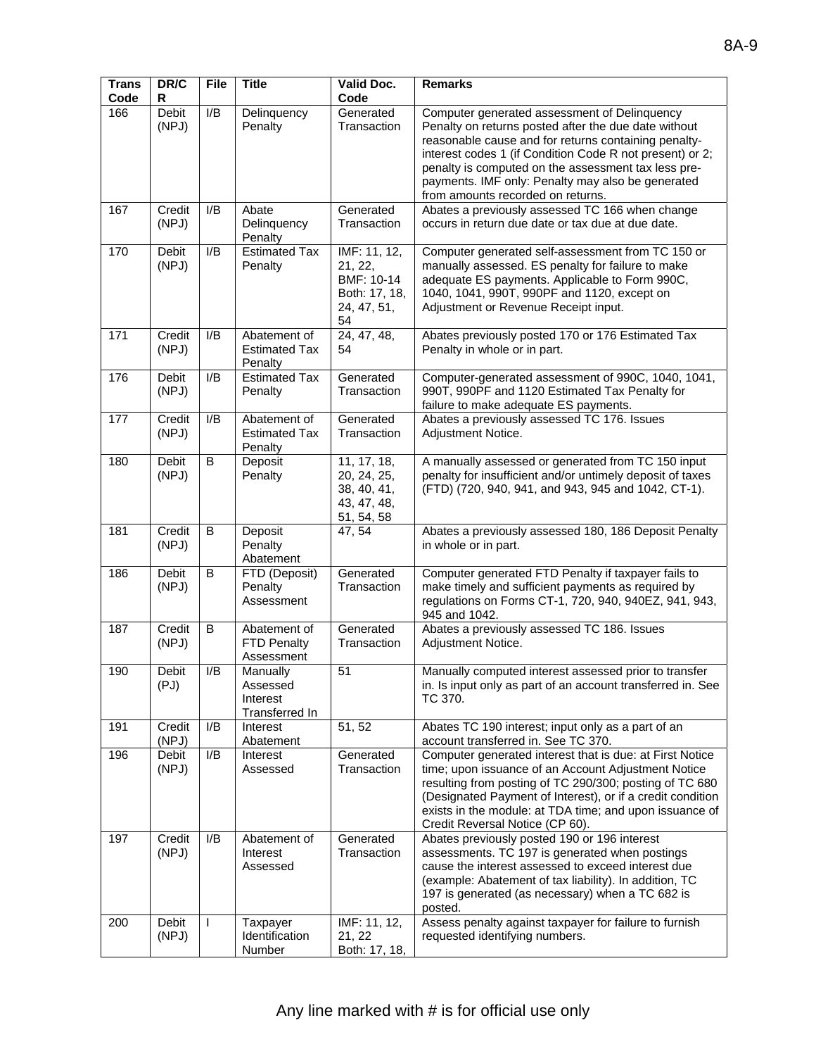| Trans Code | DR/CR | File | Title | Valid Doc. Code | Remarks |
|---|---|---|---|---|---|
| 166 | Debit (NPJ) | I/B | Delinquency Penalty | Generated Transaction | Computer generated assessment of Delinquency Penalty on returns posted after the due date without reasonable cause and for returns containing penalty-interest codes 1 (if Condition Code R not present) or 2; penalty is computed on the assessment tax less pre-payments. IMF only: Penalty may also be generated from amounts recorded on returns. |
| 167 | Credit (NPJ) | I/B | Abate Delinquency Penalty | Generated Transaction | Abates a previously assessed TC 166 when change occurs in return due date or tax due at due date. |
| 170 | Debit (NPJ) | I/B | Estimated Tax Penalty | IMF: 11, 12, 21, 22, BMF: 10-14 Both: 17, 18, 24, 47, 51, 54 | Computer generated self-assessment from TC 150 or manually assessed. ES penalty for failure to make adequate ES payments. Applicable to Form 990C, 1040, 1041, 990T, 990PF and 1120, except on Adjustment or Revenue Receipt input. |
| 171 | Credit (NPJ) | I/B | Abatement of Estimated Tax Penalty | 24, 47, 48, 54 | Abates previously posted 170 or 176 Estimated Tax Penalty in whole or in part. |
| 176 | Debit (NPJ) | I/B | Estimated Tax Penalty | Generated Transaction | Computer-generated assessment of 990C, 1040, 1041, 990T, 990PF and 1120 Estimated Tax Penalty for failure to make adequate ES payments. |
| 177 | Credit (NPJ) | I/B | Abatement of Estimated Tax Penalty | Generated Transaction | Abates a previously assessed TC 176. Issues Adjustment Notice. |
| 180 | Debit (NPJ) | B | Deposit Penalty | 11, 17, 18, 20, 24, 25, 38, 40, 41, 43, 47, 48, 51, 54, 58 | A manually assessed or generated from TC 150 input penalty for insufficient and/or untimely deposit of taxes (FTD) (720, 940, 941, and 943, 945 and 1042, CT-1). |
| 181 | Credit (NPJ) | B | Deposit Penalty Abatement | 47, 54 | Abates a previously assessed 180, 186 Deposit Penalty in whole or in part. |
| 186 | Debit (NPJ) | B | FTD (Deposit) Penalty Assessment | Generated Transaction | Computer generated FTD Penalty if taxpayer fails to make timely and sufficient payments as required by regulations on Forms CT-1, 720, 940, 940EZ, 941, 943, 945 and 1042. |
| 187 | Credit (NPJ) | B | Abatement of FTD Penalty Assessment | Generated Transaction | Abates a previously assessed TC 186. Issues Adjustment Notice. |
| 190 | Debit (PJ) | I/B | Manually Assessed Interest Transferred In | 51 | Manually computed interest assessed prior to transfer in. Is input only as part of an account transferred in. See TC 370. |
| 191 | Credit (NPJ) | I/B | Interest Abatement | 51, 52 | Abates TC 190 interest; input only as a part of an account transferred in. See TC 370. |
| 196 | Debit (NPJ) | I/B | Interest Assessed | Generated Transaction | Computer generated interest that is due: at First Notice time; upon issuance of an Account Adjustment Notice resulting from posting of TC 290/300; posting of TC 680 (Designated Payment of Interest), or if a credit condition exists in the module: at TDA time; and upon issuance of Credit Reversal Notice (CP 60). |
| 197 | Credit (NPJ) | I/B | Abatement of Interest Assessed | Generated Transaction | Abates previously posted 190 or 196 interest assessments. TC 197 is generated when postings cause the interest assessed to exceed interest due (example: Abatement of tax liability). In addition, TC 197 is generated (as necessary) when a TC 682 is posted. |
| 200 | Debit (NPJ) | I | Taxpayer Identification Number | IMF: 11, 12, 21, 22 Both: 17, 18, | Assess penalty against taxpayer for failure to furnish requested identifying numbers. |

Any line marked with # is for official use only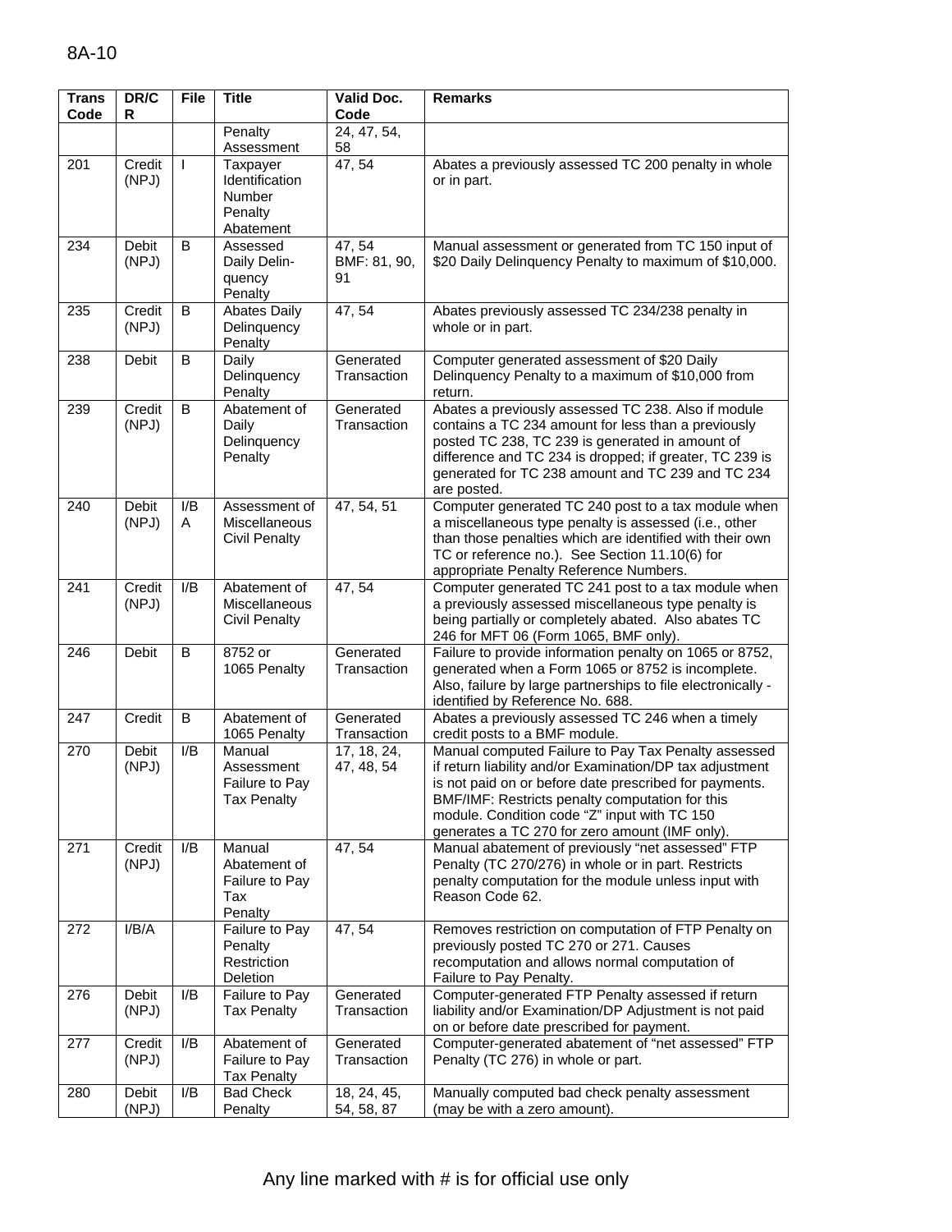| Trans Code | DR/CR | File | Title | Valid Doc. Code | Remarks |
|---|---|---|---|---|---|
| | | | Penalty Assessment | 24, 47, 54, 58 | |
| 201 | Credit (NPJ) | I | Taxpayer Identification Number Penalty Abatement | 47, 54 | Abates a previously assessed TC 200 penalty in whole or in part. |
| 234 | Debit (NPJ) | B | Assessed Daily Delin-quency Penalty | 47, 54 BMF: 81, 90, 91 | Manual assessment or generated from TC 150 input of $20 Daily Delinquency Penalty to maximum of $10,000. |
| 235 | Credit (NPJ) | B | Abates Daily Delinquency Penalty | 47, 54 | Abates previously assessed TC 234/238 penalty in whole or in part. |
| 238 | Debit | B | Daily Delinquency Penalty | Generated Transaction | Computer generated assessment of $20 Daily Delinquency Penalty to a maximum of $10,000 from return. |
| 239 | Credit (NPJ) | B | Abatement of Daily Delinquency Penalty | Generated Transaction | Abates a previously assessed TC 238. Also if module contains a TC 234 amount for less than a previously posted TC 238, TC 239 is generated in amount of difference and TC 234 is dropped; if greater, TC 239 is generated for TC 238 amount and TC 239 and TC 234 are posted. |
| 240 | Debit (NPJ) | I/B A | Assessment of Miscellaneous Civil Penalty | 47, 54, 51 | Computer generated TC 240 post to a tax module when a miscellaneous type penalty is assessed (i.e., other than those penalties which are identified with their own TC or reference no.). See Section 11.10(6) for appropriate Penalty Reference Numbers. |
| 241 | Credit (NPJ) | I/B | Abatement of Miscellaneous Civil Penalty | 47, 54 | Computer generated TC 241 post to a tax module when a previously assessed miscellaneous type penalty is being partially or completely abated. Also abates TC 246 for MFT 06 (Form 1065, BMF only). |
| 246 | Debit | B | 8752 or 1065 Penalty | Generated Transaction | Failure to provide information penalty on 1065 or 8752, generated when a Form 1065 or 8752 is incomplete. Also, failure by large partnerships to file electronically - identified by Reference No. 688. |
| 247 | Credit | B | Abatement of 1065 Penalty | Generated Transaction | Abates a previously assessed TC 246 when a timely credit posts to a BMF module. |
| 270 | Debit (NPJ) | I/B | Manual Assessment Failure to Pay Tax Penalty | 17, 18, 24, 47, 48, 54 | Manual computed Failure to Pay Tax Penalty assessed if return liability and/or Examination/DP tax adjustment is not paid on or before date prescribed for payments. BMF/IMF: Restricts penalty computation for this module. Condition code "Z" input with TC 150 generates a TC 270 for zero amount (IMF only). |
| 271 | Credit (NPJ) | I/B | Manual Abatement of Failure to Pay Tax Penalty | 47, 54 | Manual abatement of previously "net assessed" FTP Penalty (TC 270/276) in whole or in part. Restricts penalty computation for the module unless input with Reason Code 62. |
| 272 | I/B/A | | Failure to Pay Penalty Restriction Deletion | 47, 54 | Removes restriction on computation of FTP Penalty on previously posted TC 270 or 271. Causes recomputation and allows normal computation of Failure to Pay Penalty. |
| 276 | Debit (NPJ) | I/B | Failure to Pay Tax Penalty | Generated Transaction | Computer-generated FTP Penalty assessed if return liability and/or Examination/DP Adjustment is not paid on or before date prescribed for payment. |
| 277 | Credit (NPJ) | I/B | Abatement of Failure to Pay Tax Penalty | Generated Transaction | Computer-generated abatement of "net assessed" FTP Penalty (TC 276) in whole or part. |
| 280 | Debit (NPJ) | I/B | Bad Check Penalty | 18, 24, 45, 54, 58, 87 | Manually computed bad check penalty assessment (may be with a zero amount). |

Any line marked with # is for official use only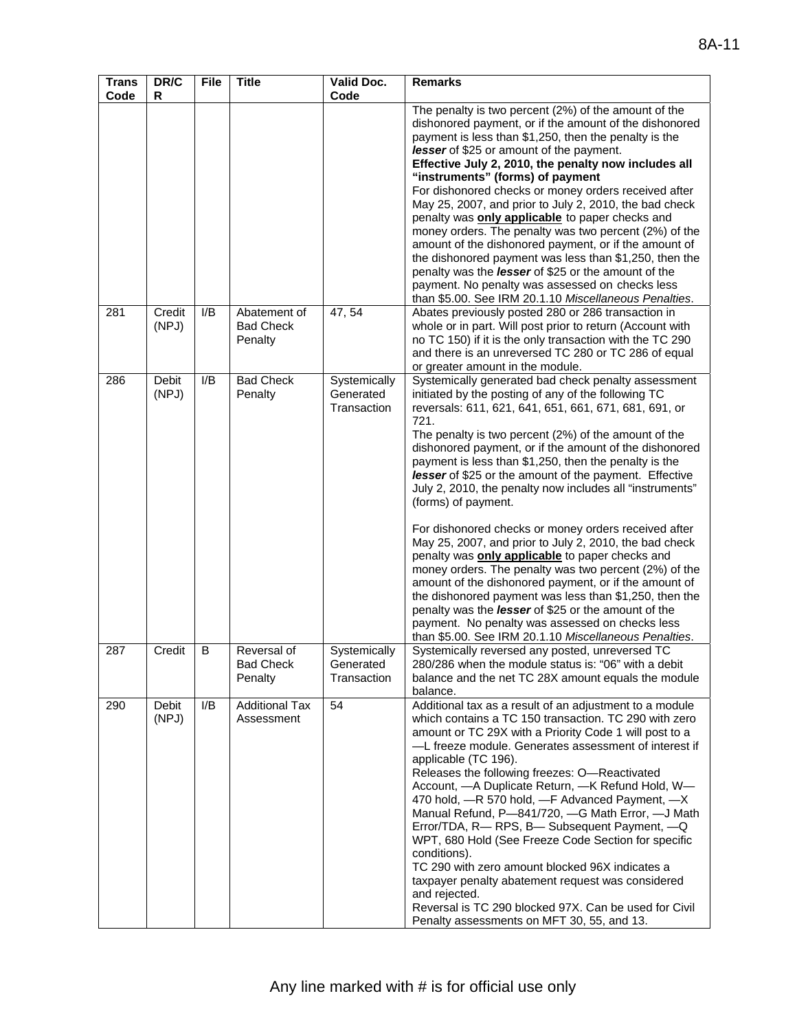| Trans Code | DR/CR | File | Title | Valid Doc. Code | Remarks |
|---|---|---|---|---|---|
| | | | | | The penalty is two percent (2%) of the amount of the dishonored payment, or if the amount of the dishonored payment is less than $1,250, then the penalty is the ***lesser*** of $25 or amount of the payment. **Effective July 2, 2010, the penalty now includes all "instruments" (forms) of payment** For dishonored checks or money orders received after May 25, 2007, and prior to July 2, 2010, the bad check penalty was **only applicable** to paper checks and money orders. The penalty was two percent (2%) of the amount of the dishonored payment, or if the amount of the dishonored payment was less than $1,250, then the penalty was the ***lesser*** of $25 or the amount of the payment. No penalty was assessed on checks less than $5.00. See IRM 20.1.10 *Miscellaneous Penalties*. |
| 281 | Credit (NPJ) | I/B | Abatement of Bad Check Penalty | 47, 54 | Abates previously posted 280 or 286 transaction in whole or in part. Will post prior to return (Account with no TC 150) if it is the only transaction with the TC 290 and there is an unreversed TC 280 or TC 286 of equal or greater amount in the module. |
| 286 | Debit (NPJ) | I/B | Bad Check Penalty | Systemically Generated Transaction | Systemically generated bad check penalty assessment initiated by the posting of any of the following TC reversals: 611, 621, 641, 651, 661, 671, 681, 691, or 721. The penalty is two percent (2%) of the amount of the dishonored payment, or if the amount of the dishonored payment is less than $1,250, then the penalty is the ***lesser*** of $25 or the amount of the payment. Effective July 2, 2010, the penalty now includes all "instruments" (forms) of payment. For dishonored checks or money orders received after May 25, 2007, and prior to July 2, 2010, the bad check penalty was **only applicable** to paper checks and money orders. The penalty was two percent (2%) of the amount of the dishonored payment, or if the amount of the dishonored payment was less than $1,250, then the penalty was the ***lesser*** of $25 or the amount of the payment. No penalty was assessed on checks less than $5.00. See IRM 20.1.10 *Miscellaneous Penalties*. |
| 287 | Credit | B | Reversal of Bad Check Penalty | Systemically Generated Transaction | Systemically reversed any posted, unreversed TC 280/286 when the module status is: "06" with a debit balance and the net TC 28X amount equals the module balance. |
| 290 | Debit (NPJ) | I/B | Additional Tax Assessment | 54 | Additional tax as a result of an adjustment to a module which contains a TC 150 transaction. TC 290 with zero amount or TC 29X with a Priority Code 1 will post to a —L freeze module. Generates assessment of interest if applicable (TC 196). Releases the following freezes: O—Reactivated Account, —A Duplicate Return, —K Refund Hold, W—470 hold, —R 570 hold, —F Advanced Payment, —X Manual Refund, P—841/720, —G Math Error, —J Math Error/TDA, R— RPS, B— Subsequent Payment, —Q WPT, 680 Hold (See Freeze Code Section for specific conditions). TC 290 with zero amount blocked 96X indicates a taxpayer penalty abatement request was considered and rejected. Reversal is TC 290 blocked 97X. Can be used for Civil Penalty assessments on MFT 30, 55, and 13. |

Any line marked with # is for official use only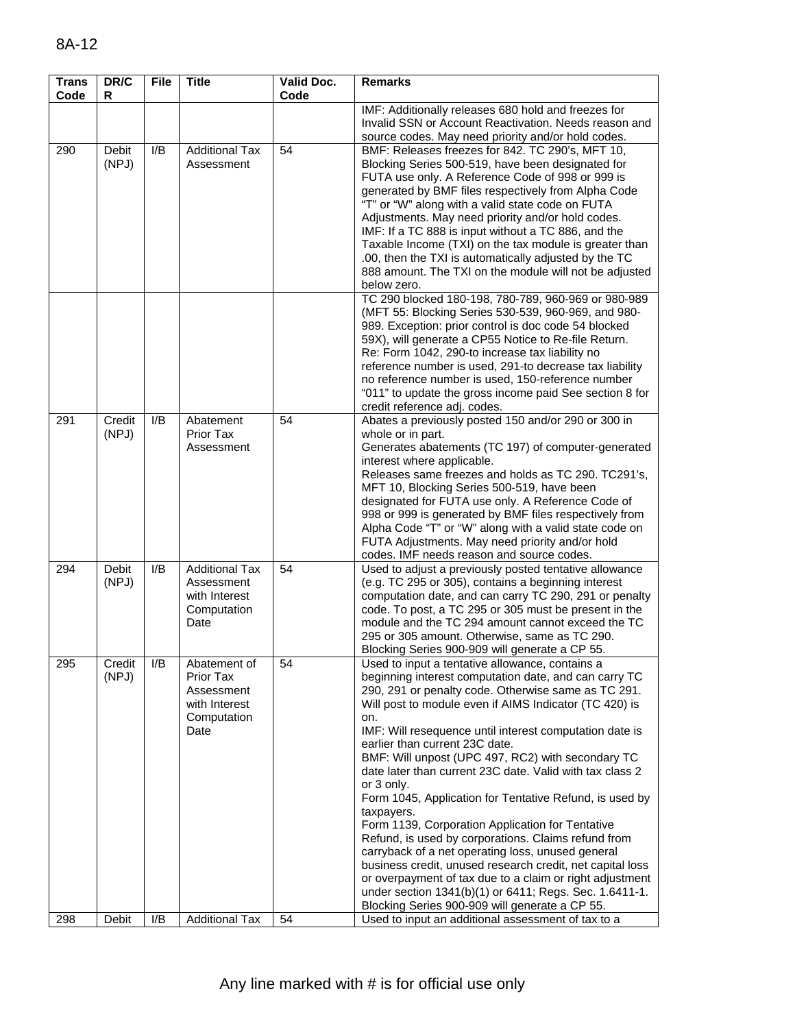| Trans Code | DR/CR | File | Title | Valid Doc. Code | Remarks |
|---|---|---|---|---|---|
| | | | | | IMF: Additionally releases 680 hold and freezes for Invalid SSN or Account Reactivation. Needs reason and source codes. May need priority and/or hold codes. |
| 290 | Debit (NPJ) | I/B | Additional Tax Assessment | 54 | BMF: Releases freezes for 842. TC 290's, MFT 10, Blocking Series 500-519, have been designated for FUTA use only. A Reference Code of 998 or 999 is generated by BMF files respectively from Alpha Code "T" or "W" along with a valid state code on FUTA Adjustments. May need priority and/or hold codes. IMF: If a TC 888 is input without a TC 886, and the Taxable Income (TXI) on the tax module is greater than .00, then the TXI is automatically adjusted by the TC 888 amount. The TXI on the module will not be adjusted below zero. |
| | | | | | TC 290 blocked 180-198, 780-789, 960-969 or 980-989 (MFT 55: Blocking Series 530-539, 960-969, and 980-989. Exception: prior control is doc code 54 blocked 59X), will generate a CP55 Notice to Re-file Return. Re: Form 1042, 290-to increase tax liability no reference number is used, 291-to decrease tax liability no reference number is used, 150-reference number "011" to update the gross income paid See section 8 for credit reference adj. codes. |
| 291 | Credit (NPJ) | I/B | Abatement Prior Tax Assessment | 54 | Abates a previously posted 150 and/or 290 or 300 in whole or in part. Generates abatements (TC 197) of computer-generated interest where applicable. Releases same freezes and holds as TC 290. TC291's, MFT 10, Blocking Series 500-519, have been designated for FUTA use only. A Reference Code of 998 or 999 is generated by BMF files respectively from Alpha Code "T" or "W" along with a valid state code on FUTA Adjustments. May need priority and/or hold codes. IMF needs reason and source codes. |
| 294 | Debit (NPJ) | I/B | Additional Tax Assessment with Interest Computation Date | 54 | Used to adjust a previously posted tentative allowance (e.g. TC 295 or 305), contains a beginning interest computation date, and can carry TC 290, 291 or penalty code. To post, a TC 295 or 305 must be present in the module and the TC 294 amount cannot exceed the TC 295 or 305 amount. Otherwise, same as TC 290. Blocking Series 900-909 will generate a CP 55. |
| 295 | Credit (NPJ) | I/B | Abatement of Prior Tax Assessment with Interest Computation Date | 54 | Used to input a tentative allowance, contains a beginning interest computation date, and can carry TC 290, 291 or penalty code. Otherwise same as TC 291. Will post to module even if AIMS Indicator (TC 420) is on. IMF: Will resequence until interest computation date is earlier than current 23C date. BMF: Will unpost (UPC 497, RC2) with secondary TC date later than current 23C date. Valid with tax class 2 or 3 only. Form 1045, Application for Tentative Refund, is used by taxpayers. Form 1139, Corporation Application for Tentative Refund, is used by corporations. Claims refund from carryback of a net operating loss, unused general business credit, unused research credit, net capital loss or overpayment of tax due to a claim or right adjustment under section 1341(b)(1) or 6411; Regs. Sec. 1.6411-1. Blocking Series 900-909 will generate a CP 55. |
| 298 | Debit | I/B | Additional Tax | 54 | Used to input an additional assessment of tax to a |

Any line marked with # is for official use only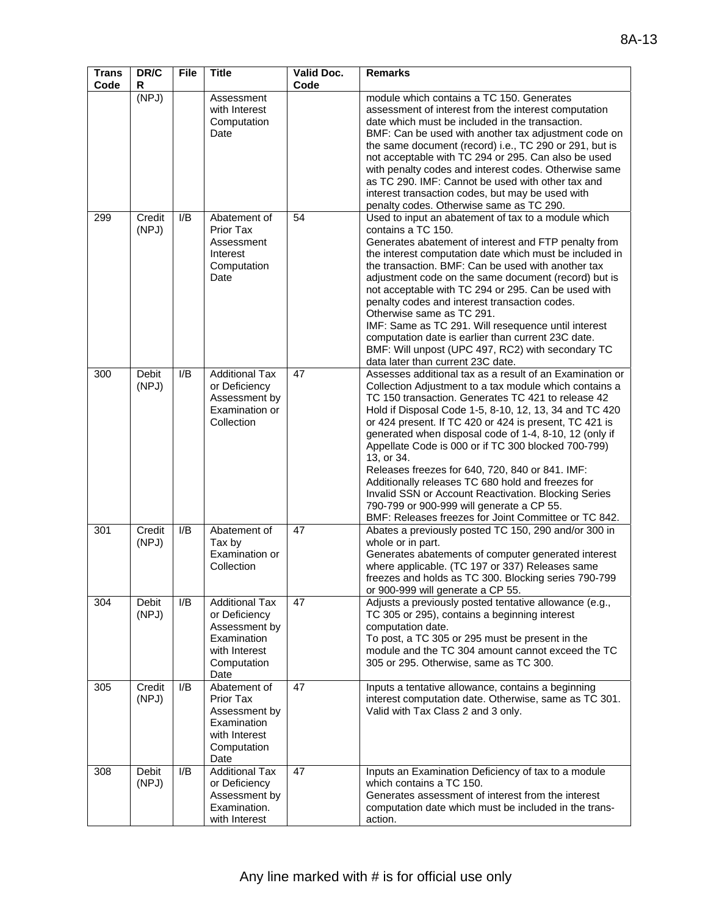| Trans Code | DR/CR | File | Title | Valid Doc. Code | Remarks |
|---|---|---|---|---|---|
| | (NPJ) | | Assessment with Interest Computation Date | | module which contains a TC 150. Generates assessment of interest from the interest computation date which must be included in the transaction. BMF: Can be used with another tax adjustment code on the same document (record) i.e., TC 290 or 291, but is not acceptable with TC 294 or 295. Can also be used with penalty codes and interest codes. Otherwise same as TC 290. IMF: Cannot be used with other tax and interest transaction codes, but may be used with penalty codes. Otherwise same as TC 290. |
| 299 | Credit (NPJ) | I/B | Abatement of Prior Tax Assessment Interest Computation Date | 54 | Used to input an abatement of tax to a module which contains a TC 150. Generates abatement of interest and FTP penalty from the interest computation date which must be included in the transaction. BMF: Can be used with another tax adjustment code on the same document (record) but is not acceptable with TC 294 or 295. Can be used with penalty codes and interest transaction codes. Otherwise same as TC 291. IMF: Same as TC 291. Will resequence until interest computation date is earlier than current 23C date. BMF: Will unpost (UPC 497, RC2) with secondary TC data later than current 23C date. |
| 300 | Debit (NPJ) | I/B | Additional Tax or Deficiency Assessment by Examination or Collection | 47 | Assesses additional tax as a result of an Examination or Collection Adjustment to a tax module which contains a TC 150 transaction. Generates TC 421 to release 42 Hold if Disposal Code 1-5, 8-10, 12, 13, 34 and TC 420 or 424 present. If TC 420 or 424 is present, TC 421 is generated when disposal code of 1-4, 8-10, 12 (only if Appellate Code is 000 or if TC 300 blocked 700-799) 13, or 34. Releases freezes for 640, 720, 840 or 841. IMF: Additionally releases TC 680 hold and freezes for Invalid SSN or Account Reactivation. Blocking Series 790-799 or 900-999 will generate a CP 55. BMF: Releases freezes for Joint Committee or TC 842. |
| 301 | Credit (NPJ) | I/B | Abatement of Tax by Examination or Collection | 47 | Abates a previously posted TC 150, 290 and/or 300 in whole or in part. Generates abatements of computer generated interest where applicable. (TC 197 or 337) Releases same freezes and holds as TC 300. Blocking series 790-799 or 900-999 will generate a CP 55. |
| 304 | Debit (NPJ) | I/B | Additional Tax or Deficiency Assessment by Examination with Interest Computation Date | 47 | Adjusts a previously posted tentative allowance (e.g., TC 305 or 295), contains a beginning interest computation date. To post, a TC 305 or 295 must be present in the module and the TC 304 amount cannot exceed the TC 305 or 295. Otherwise, same as TC 300. |
| 305 | Credit (NPJ) | I/B | Abatement of Prior Tax Assessment by Examination with Interest Computation Date | 47 | Inputs a tentative allowance, contains a beginning interest computation date. Otherwise, same as TC 301. Valid with Tax Class 2 and 3 only. |
| 308 | Debit (NPJ) | I/B | Additional Tax or Deficiency Assessment by Examination. with Interest | 47 | Inputs an Examination Deficiency of tax to a module which contains a TC 150. Generates assessment of interest from the interest computation date which must be included in the trans-action. |

Any line marked with # is for official use only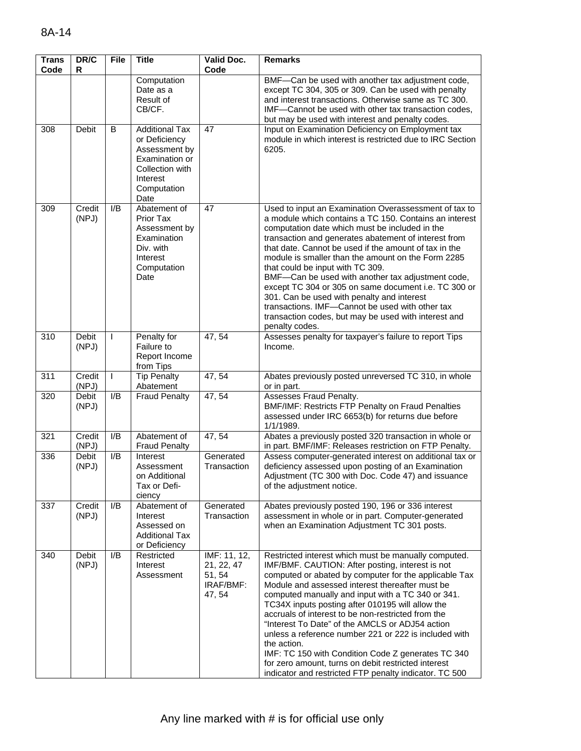| Trans Code | DR/CR | File | Title | Valid Doc. Code | Remarks |
|---|---|---|---|---|---|
| | | | Computation Date as a Result of CB/CF. | | BMF—Can be used with another tax adjustment code, except TC 304, 305 or 309. Can be used with penalty and interest transactions. Otherwise same as TC 300. IMF—Cannot be used with other tax transaction codes, but may be used with interest and penalty codes. |
| 308 | Debit | B | Additional Tax or Deficiency Assessment by Examination or Collection with Interest Computation Date | 47 | Input on Examination Deficiency on Employment tax module in which interest is restricted due to IRC Section 6205. |
| 309 | Credit (NPJ) | I/B | Abatement of Prior Tax Assessment by Examination Div. with Interest Computation Date | 47 | Used to input an Examination Overassessment of tax to a module which contains a TC 150. Contains an interest computation date which must be included in the transaction and generates abatement of interest from that date. Cannot be used if the amount of tax in the module is smaller than the amount on the Form 2285 that could be input with TC 309. BMF—Can be used with another tax adjustment code, except TC 304 or 305 on same document i.e. TC 300 or 301. Can be used with penalty and interest transactions. IMF—Cannot be used with other tax transaction codes, but may be used with interest and penalty codes. |
| 310 | Debit (NPJ) | I | Penalty for Failure to Report Income from Tips | 47, 54 | Assesses penalty for taxpayer's failure to report Tips Income. |
| 311 | Credit (NPJ) | I | Tip Penalty Abatement | 47, 54 | Abates previously posted unreversed TC 310, in whole or in part. |
| 320 | Debit (NPJ) | I/B | Fraud Penalty | 47, 54 | Assesses Fraud Penalty. BMF/IMF: Restricts FTP Penalty on Fraud Penalties assessed under IRC 6653(b) for returns due before 1/1/1989. |
| 321 | Credit (NPJ) | I/B | Abatement of Fraud Penalty | 47, 54 | Abates a previously posted 320 transaction in whole or in part. BMF/IMF: Releases restriction on FTP Penalty. |
| 336 | Debit (NPJ) | I/B | Interest Assessment on Additional Tax or Deficiency | Generated Transaction | Assess computer-generated interest on additional tax or deficiency assessed upon posting of an Examination Adjustment (TC 300 with Doc. Code 47) and issuance of the adjustment notice. |
| 337 | Credit (NPJ) | I/B | Abatement of Interest Assessed on Additional Tax or Deficiency | Generated Transaction | Abates previously posted 190, 196 or 336 interest assessment in whole or in part. Computer-generated when an Examination Adjustment TC 301 posts. |
| 340 | Debit (NPJ) | I/B | Restricted Interest Assessment | IMF: 11, 12, 21, 22, 47 51, 54 IRAF/BMF: 47, 54 | Restricted interest which must be manually computed. IMF/BMF. CAUTION: After posting, interest is not computed or abated by computer for the applicable Tax Module and assessed interest thereafter must be computed manually and input with a TC 340 or 341. TC34X inputs posting after 010195 will allow the accruals of interest to be non-restricted from the "Interest To Date" of the AMCLS or ADJ54 action unless a reference number 221 or 222 is included with the action. IMF: TC 150 with Condition Code Z generates TC 340 for zero amount, turns on debit restricted interest indicator and restricted FTP penalty indicator. TC 500 |

Any line marked with # is for official use only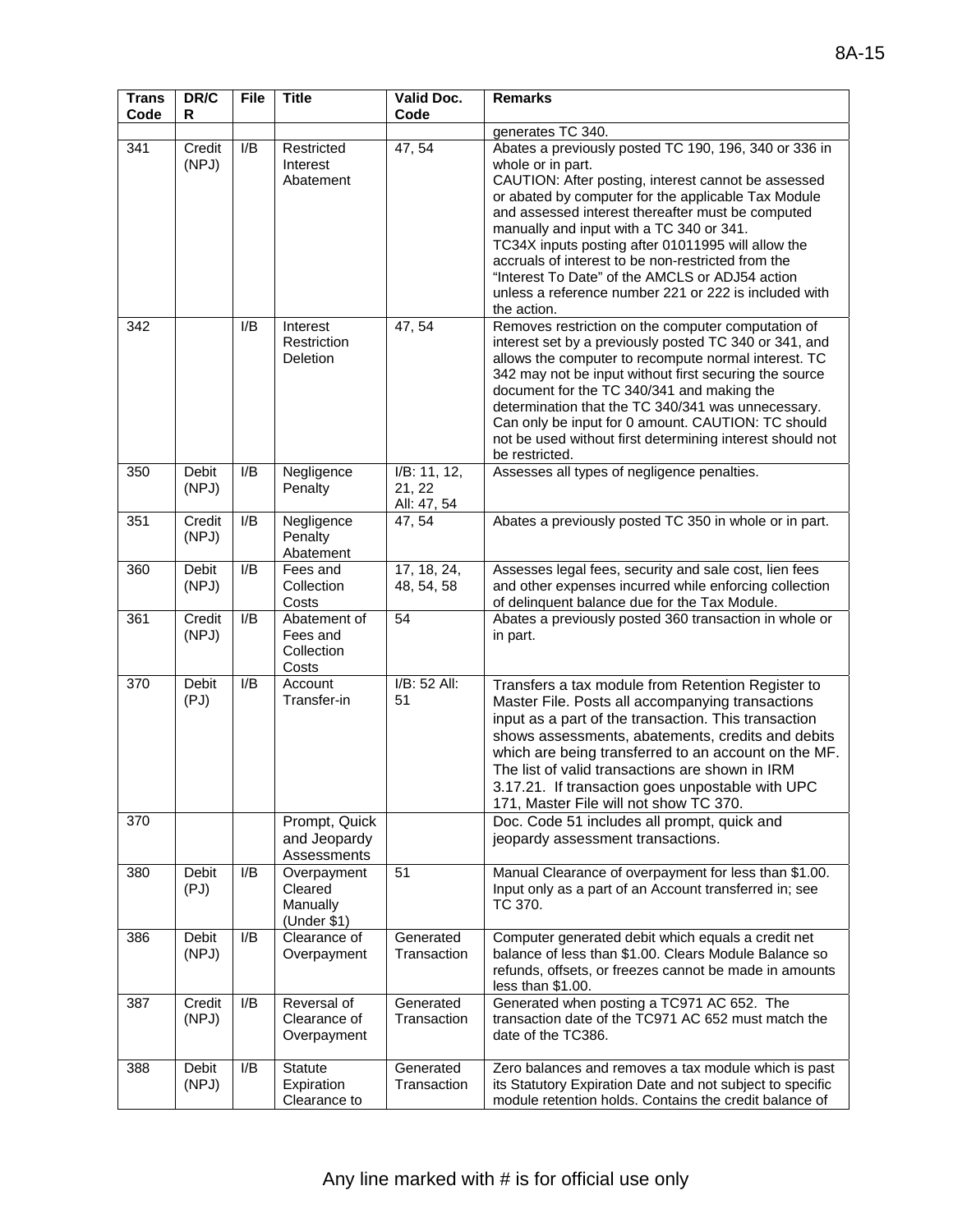| Trans Code | DR/CR | File | Title | Valid Doc. Code | Remarks |
|---|---|---|---|---|---|
| | | | | | generates TC 340. |
| 341 | Credit (NPJ) | I/B | Restricted Interest Abatement | 47, 54 | Abates a previously posted TC 190, 196, 340 or 336 in whole or in part. CAUTION: After posting, interest cannot be assessed or abated by computer for the applicable Tax Module and assessed interest thereafter must be computed manually and input with a TC 340 or 341. TC34X inputs posting after 01011995 will allow the accruals of interest to be non-restricted from the "Interest To Date" of the AMCLS or ADJ54 action unless a reference number 221 or 222 is included with the action. |
| 342 | | I/B | Interest Restriction Deletion | 47, 54 | Removes restriction on the computer computation of interest set by a previously posted TC 340 or 341, and allows the computer to recompute normal interest. TC 342 may not be input without first securing the source document for the TC 340/341 and making the determination that the TC 340/341 was unnecessary. Can only be input for 0 amount. CAUTION: TC should not be used without first determining interest should not be restricted. |
| 350 | Debit (NPJ) | I/B | Negligence Penalty | I/B: 11, 12, 21, 22 All: 47, 54 | Assesses all types of negligence penalties. |
| 351 | Credit (NPJ) | I/B | Negligence Penalty Abatement | 47, 54 | Abates a previously posted TC 350 in whole or in part. |
| 360 | Debit (NPJ) | I/B | Fees and Collection Costs | 17, 18, 24, 48, 54, 58 | Assesses legal fees, security and sale cost, lien fees and other expenses incurred while enforcing collection of delinquent balance due for the Tax Module. |
| 361 | Credit (NPJ) | I/B | Abatement of Fees and Collection Costs | 54 | Abates a previously posted 360 transaction in whole or in part. |
| 370 | Debit (PJ) | I/B | Account Transfer-in | I/B: 52 All: 51 | Transfers a tax module from Retention Register to Master File. Posts all accompanying transactions input as a part of the transaction. This transaction shows assessments, abatements, credits and debits which are being transferred to an account on the MF. The list of valid transactions are shown in IRM 3.17.21. If transaction goes unpostable with UPC 171, Master File will not show TC 370. |
| 370 | | | Prompt, Quick and Jeopardy Assessments | | Doc. Code 51 includes all prompt, quick and jeopardy assessment transactions. |
| 380 | Debit (PJ) | I/B | Overpayment Cleared Manually (Under $1) | 51 | Manual Clearance of overpayment for less than $1.00. Input only as a part of an Account transferred in; see TC 370. |
| 386 | Debit (NPJ) | I/B | Clearance of Overpayment | Generated Transaction | Computer generated debit which equals a credit net balance of less than $1.00. Clears Module Balance so refunds, offsets, or freezes cannot be made in amounts less than $1.00. |
| 387 | Credit (NPJ) | I/B | Reversal of Clearance of Overpayment | Generated Transaction | Generated when posting a TC971 AC 652. The transaction date of the TC971 AC 652 must match the date of the TC386. |
| 388 | Debit (NPJ) | I/B | Statute Expiration Clearance to | Generated Transaction | Zero balances and removes a tax module which is past its Statutory Expiration Date and not subject to specific module retention holds. Contains the credit balance of |

Any line marked with # is for official use only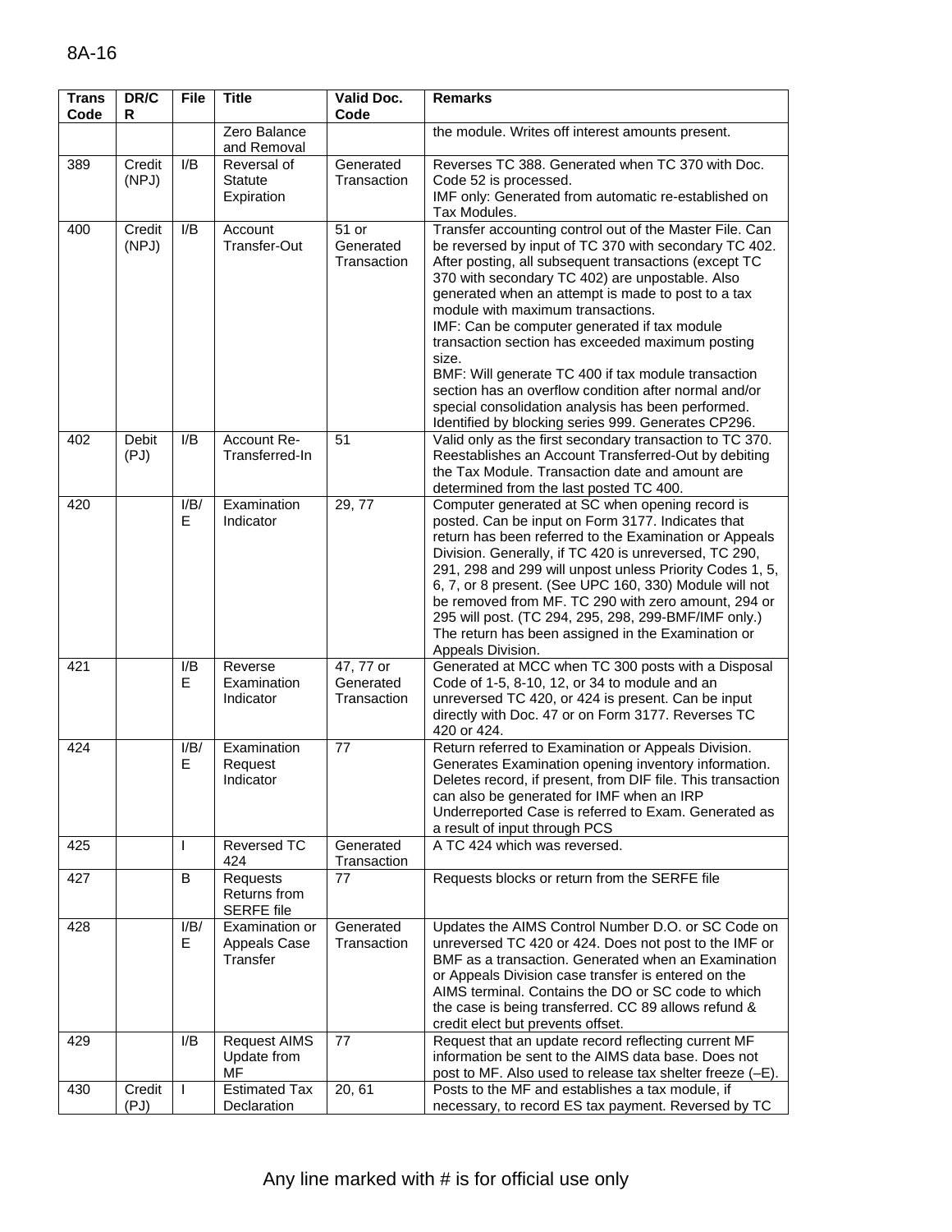| Trans Code | DR/CR | File | Title | Valid Doc. Code | Remarks |
|---|---|---|---|---|---|
| | | | Zero Balance and Removal | | the module. Writes off interest amounts present. |
| 389 | Credit (NPJ) | I/B | Reversal of Statute Expiration | Generated Transaction | Reverses TC 388. Generated when TC 370 with Doc. Code 52 is processed. IMF only: Generated from automatic re-established on Tax Modules. |
| 400 | Credit (NPJ) | I/B | Account Transfer-Out | 51 or Generated Transaction | Transfer accounting control out of the Master File. Can be reversed by input of TC 370 with secondary TC 402. After posting, all subsequent transactions (except TC 370 with secondary TC 402) are unpostable. Also generated when an attempt is made to post to a tax module with maximum transactions. IMF: Can be computer generated if tax module transaction section has exceeded maximum posting size. BMF: Will generate TC 400 if tax module transaction section has an overflow condition after normal and/or special consolidation analysis has been performed. Identified by blocking series 999. Generates CP296. |
| 402 | Debit (PJ) | I/B | Account Re-Transferred-In | 51 | Valid only as the first secondary transaction to TC 370. Reestablishes an Account Transferred-Out by debiting the Tax Module. Transaction date and amount are determined from the last posted TC 400. |
| 420 | | I/B/E | Examination Indicator | 29, 77 | Computer generated at SC when opening record is posted. Can be input on Form 3177. Indicates that return has been referred to the Examination or Appeals Division. Generally, if TC 420 is unreversed, TC 290, 291, 298 and 299 will unpost unless Priority Codes 1, 5, 6, 7, or 8 present. (See UPC 160, 330) Module will not be removed from MF. TC 290 with zero amount, 294 or 295 will post. (TC 294, 295, 298, 299-BMF/IMF only.) The return has been assigned in the Examination or Appeals Division. |
| 421 | | I/B E | Reverse Examination Indicator | 47, 77 or Generated Transaction | Generated at MCC when TC 300 posts with a Disposal Code of 1-5, 8-10, 12, or 34 to module and an unreversed TC 420, or 424 is present. Can be input directly with Doc. 47 or on Form 3177. Reverses TC 420 or 424. |
| 424 | | I/B/E | Examination Request Indicator | 77 | Return referred to Examination or Appeals Division. Generates Examination opening inventory information. Deletes record, if present, from DIF file. This transaction can also be generated for IMF when an IRP Underreported Case is referred to Exam. Generated as a result of input through PCS |
| 425 | | I | Reversed TC 424 | Generated Transaction | A TC 424 which was reversed. |
| 427 | | B | Requests Returns from SERFE file | 77 | Requests blocks or return from the SERFE file |
| 428 | | I/B/E | Examination or Appeals Case Transfer | Generated Transaction | Updates the AIMS Control Number D.O. or SC Code on unreversed TC 420 or 424. Does not post to the IMF or BMF as a transaction. Generated when an Examination or Appeals Division case transfer is entered on the AIMS terminal. Contains the DO or SC code to which the case is being transferred. CC 89 allows refund & credit elect but prevents offset. |
| 429 | | I/B | Request AIMS Update from MF | 77 | Request that an update record reflecting current MF information be sent to the AIMS data base. Does not post to MF. Also used to release tax shelter freeze (–E). |
| 430 | Credit (PJ) | I | Estimated Tax Declaration | 20, 61 | Posts to the MF and establishes a tax module, if necessary, to record ES tax payment. Reversed by TC |

Any line marked with # is for official use only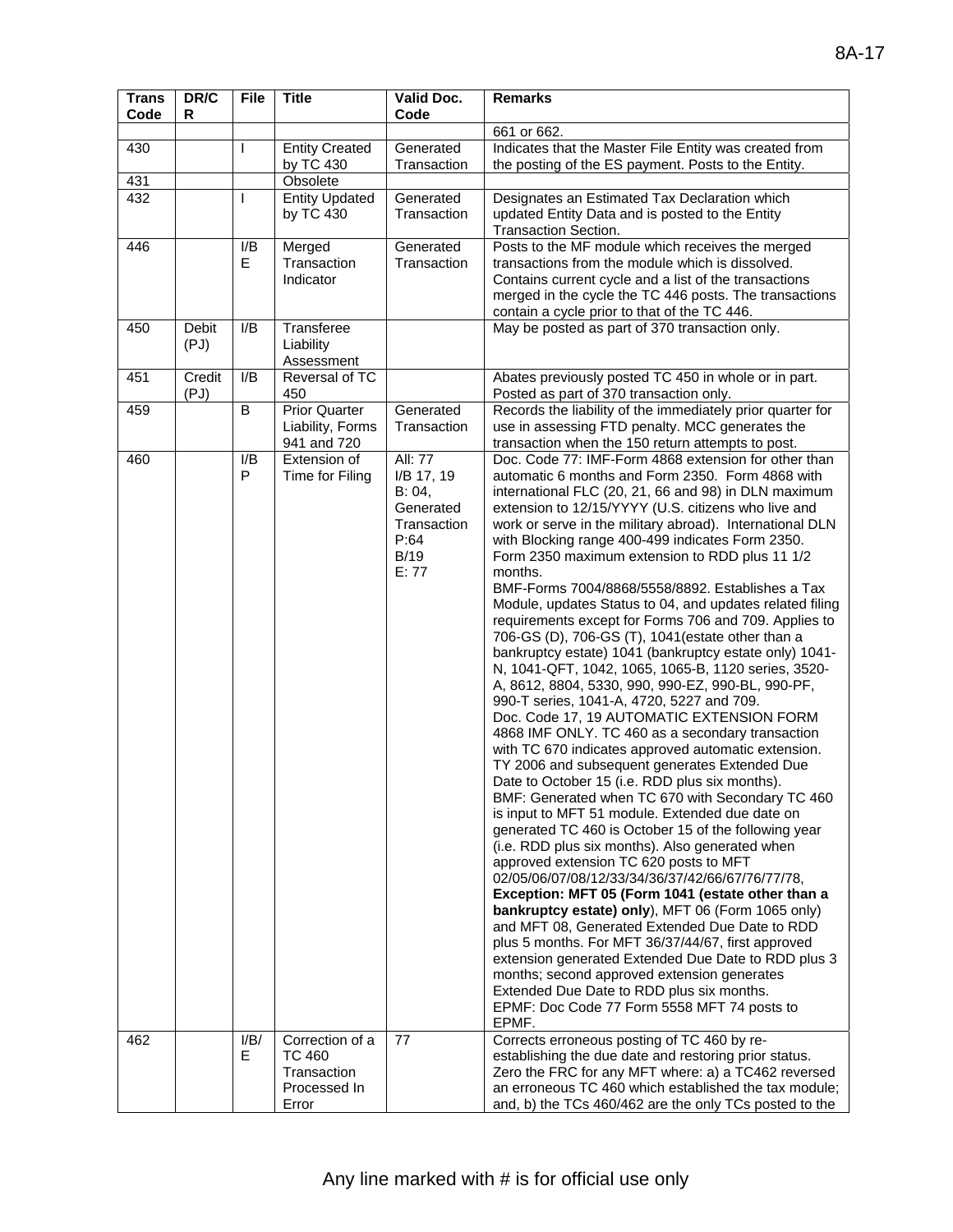| Trans Code | DR/CR | File | Title | Valid Doc. Code | Remarks |
|---|---|---|---|---|---|
| | | | | | 661 or 662. |
| 430 | | I | Entity Created by TC 430 | Generated Transaction | Indicates that the Master File Entity was created from the posting of the ES payment. Posts to the Entity. |
| 431 | | | Obsolete | | |
| 432 | | I | Entity Updated by TC 430 | Generated Transaction | Designates an Estimated Tax Declaration which updated Entity Data and is posted to the Entity Transaction Section. |
| 446 | | I/BE | Merged Transaction Indicator | Generated Transaction | Posts to the MF module which receives the merged transactions from the module which is dissolved. Contains current cycle and a list of the transactions merged in the cycle the TC 446 posts. The transactions contain a cycle prior to that of the TC 446. |
| 450 | Debit (PJ) | I/B | Transferee Liability Assessment | | May be posted as part of 370 transaction only. |
| 451 | Credit (PJ) | I/B | Reversal of TC 450 | | Abates previously posted TC 450 in whole or in part. Posted as part of 370 transaction only. |
| 459 | | B | Prior Quarter Liability, Forms 941 and 720 | Generated Transaction | Records the liability of the immediately prior quarter for use in assessing FTD penalty. MCC generates the transaction when the 150 return attempts to post. |
| 460 | | I/BP | Extension of Time for Filing | All: 77<br>I/B 17, 19<br>B: 04, Generated Transaction<br>P:64<br>B/19<br>E: 77 | Doc. Code 77: IMF-Form 4868 extension for other than automatic 6 months and Form 2350. Form 4868 with international FLC (20, 21, 66 and 98) in DLN maximum extension to 12/15/YYYY (U.S. citizens who live and work or serve in the military abroad). International DLN with Blocking range 400-499 indicates Form 2350. Form 2350 maximum extension to RDD plus 11 1/2 months.<br>BMF-Forms 7004/8868/5558/8892. Establishes a Tax Module, updates Status to 04, and updates related filing requirements except for Forms 706 and 709. Applies to 706-GS (D), 706-GS (T), 1041(estate other than a bankruptcy estate) 1041 (bankruptcy estate only) 1041-N, 1041-QFT, 1042, 1065, 1065-B, 1120 series, 3520-A, 8612, 8804, 5330, 990, 990-EZ, 990-BL, 990-PF, 990-T series, 1041-A, 4720, 5227 and 709.<br>Doc. Code 17, 19 AUTOMATIC EXTENSION FORM 4868 IMF ONLY. TC 460 as a secondary transaction with TC 670 indicates approved automatic extension. TY 2006 and subsequent generates Extended Due Date to October 15 (i.e. RDD plus six months).<br>BMF: Generated when TC 670 with Secondary TC 460 is input to MFT 51 module. Extended due date on generated TC 460 is October 15 of the following year (i.e. RDD plus six months). Also generated when approved extension TC 620 posts to MFT 02/05/06/07/08/12/33/34/36/37/42/66/67/76/77/78, **Exception: MFT 05 (Form 1041 (estate other than a bankruptcy estate) only**), MFT 06 (Form 1065 only) and MFT 08, Generated Extended Due Date to RDD plus 5 months. For MFT 36/37/44/67, first approved extension generated Extended Due Date to RDD plus 3 months; second approved extension generates Extended Due Date to RDD plus six months.<br>EPMF: Doc Code 77 Form 5558 MFT 74 posts to EPMF. |
| 462 | | I/B/E | Correction of a TC 460 Transaction Processed In Error | 77 | Corrects erroneous posting of TC 460 by re-establishing the due date and restoring prior status. Zero the FRC for any MFT where: a) a TC462 reversed an erroneous TC 460 which established the tax module; and, b) the TCs 460/462 are the only TCs posted to the |

Any line marked with # is for official use only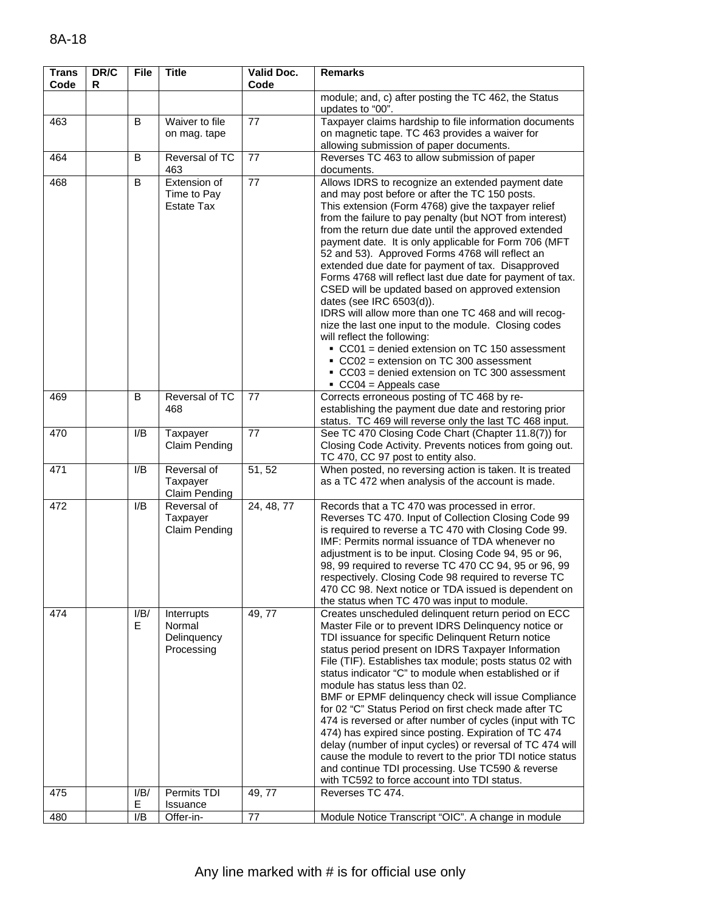| Trans Code | DR/CR | File | Title | Valid Doc. Code | Remarks |
|---|---|---|---|---|---|
| | | | | | module; and, c) after posting the TC 462, the Status updates to "00". |
| 463 | | B | Waiver to file on mag. tape | 77 | Taxpayer claims hardship to file information documents on magnetic tape. TC 463 provides a waiver for allowing submission of paper documents. |
| 464 | | B | Reversal of TC 463 | 77 | Reverses TC 463 to allow submission of paper documents. |
| 468 | | B | Extension of Time to Pay Estate Tax | 77 | Allows IDRS to recognize an extended payment date and may post before or after the TC 150 posts.<br>This extension (Form 4768) give the taxpayer relief from the failure to pay penalty (but NOT from interest) from the return due date until the approved extended payment date. It is only applicable for Form 706 (MFT 52 and 53). Approved Forms 4768 will reflect an extended due date for payment of tax. Disapproved Forms 4768 will reflect last due date for payment of tax. CSED will be updated based on approved extension dates (see IRC 6503(d)).<br>IDRS will allow more than one TC 468 and will recognize the last one input to the module. Closing codes will reflect the following:<br>▪ CC01 = denied extension on TC 150 assessment<br>▪ CC02 = extension on TC 300 assessment<br>▪ CC03 = denied extension on TC 300 assessment<br>▪ CC04 = Appeals case |
| 469 | | B | Reversal of TC 468 | 77 | Corrects erroneous posting of TC 468 by re-establishing the payment due date and restoring prior status. TC 469 will reverse only the last TC 468 input. |
| 470 | | I/B | Taxpayer Claim Pending | 77 | See TC 470 Closing Code Chart (Chapter 11.8(7)) for Closing Code Activity. Prevents notices from going out. TC 470, CC 97 post to entity also. |
| 471 | | I/B | Reversal of Taxpayer Claim Pending | 51, 52 | When posted, no reversing action is taken. It is treated as a TC 472 when analysis of the account is made. |
| 472 | | I/B | Reversal of Taxpayer Claim Pending | 24, 48, 77 | Records that a TC 470 was processed in error. Reverses TC 470. Input of Collection Closing Code 99 is required to reverse a TC 470 with Closing Code 99.<br>IMF: Permits normal issuance of TDA whenever no adjustment is to be input. Closing Code 94, 95 or 96, 98, 99 required to reverse TC 470 CC 94, 95 or 96, 99 respectively. Closing Code 98 required to reverse TC 470 CC 98. Next notice or TDA issued is dependent on the status when TC 470 was input to module. |
| 474 | | I/B/E | Interrupts Normal Delinquency Processing | 49, 77 | Creates unscheduled delinquent return period on ECC Master File or to prevent IDRS Delinquency notice or TDI issuance for specific Delinquent Return notice status period present on IDRS Taxpayer Information File (TIF). Establishes tax module; posts status 02 with status indicator "C" to module when established or if module has status less than 02.<br>BMF or EPMF delinquency check will issue Compliance for 02 "C" Status Period on first check made after TC 474 is reversed or after number of cycles (input with TC 474) has expired since posting. Expiration of TC 474 delay (number of input cycles) or reversal of TC 474 will cause the module to revert to the prior TDI notice status and continue TDI processing. Use TC590 & reverse with TC592 to force account into TDI status. |
| 475 | | I/B/E | Permits TDI Issuance | 49, 77 | Reverses TC 474. |
| 480 | | I/B | Offer-in- | 77 | Module Notice Transcript "OIC". A change in module |

Any line marked with # is for official use only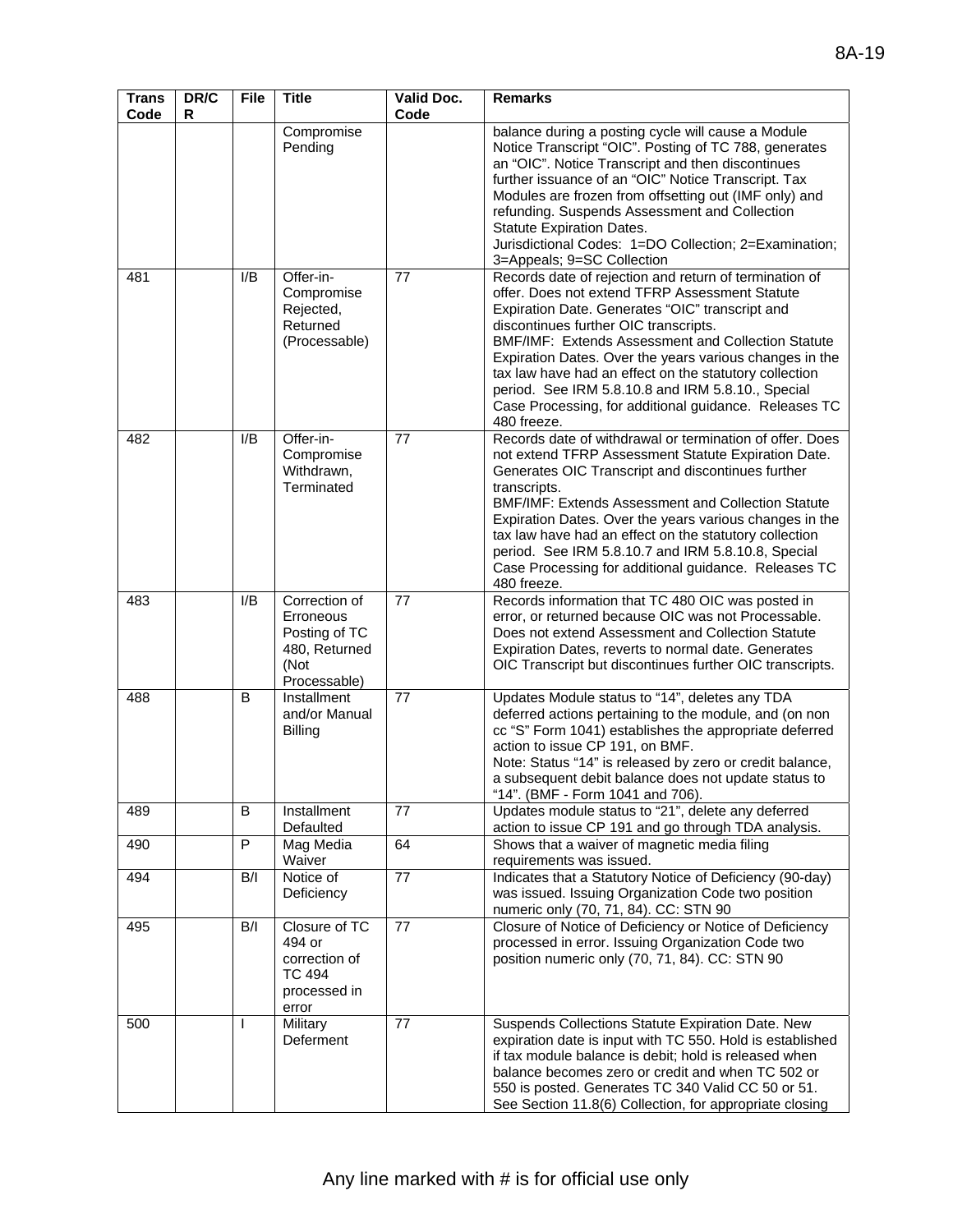| Trans Code | DR/CR | File | Title | Valid Doc. Code | Remarks |
|---|---|---|---|---|---|
| | | | Compromise Pending | | balance during a posting cycle will cause a Module Notice Transcript "OIC". Posting of TC 788, generates an "OIC". Notice Transcript and then discontinues further issuance of an "OIC" Notice Transcript. Tax Modules are frozen from offsetting out (IMF only) and refunding. Suspends Assessment and Collection Statute Expiration Dates. Jurisdictional Codes: 1=DO Collection; 2=Examination; 3=Appeals; 9=SC Collection |
| 481 | | I/B | Offer-in-Compromise Rejected, Returned (Processable) | 77 | Records date of rejection and return of termination of offer. Does not extend TFRP Assessment Statute Expiration Date. Generates "OIC" transcript and discontinues further OIC transcripts. BMF/IMF: Extends Assessment and Collection Statute Expiration Dates. Over the years various changes in the tax law have had an effect on the statutory collection period. See IRM 5.8.10.8 and IRM 5.8.10., Special Case Processing, for additional guidance. Releases TC 480 freeze. |
| 482 | | I/B | Offer-in-Compromise Withdrawn, Terminated | 77 | Records date of withdrawal or termination of offer. Does not extend TFRP Assessment Statute Expiration Date. Generates OIC Transcript and discontinues further transcripts. BMF/IMF: Extends Assessment and Collection Statute Expiration Dates. Over the years various changes in the tax law have had an effect on the statutory collection period. See IRM 5.8.10.7 and IRM 5.8.10.8, Special Case Processing for additional guidance. Releases TC 480 freeze. |
| 483 | | I/B | Correction of Erroneous Posting of TC 480, Returned (Not Processable) | 77 | Records information that TC 480 OIC was posted in error, or returned because OIC was not Processable. Does not extend Assessment and Collection Statute Expiration Dates, reverts to normal date. Generates OIC Transcript but discontinues further OIC transcripts. |
| 488 | | B | Installment and/or Manual Billing | 77 | Updates Module status to "14", deletes any TDA deferred actions pertaining to the module, and (on non cc "S" Form 1041) establishes the appropriate deferred action to issue CP 191, on BMF. Note: Status "14" is released by zero or credit balance, a subsequent debit balance does not update status to "14". (BMF - Form 1041 and 706). |
| 489 | | B | Installment Defaulted | 77 | Updates module status to "21", delete any deferred action to issue CP 191 and go through TDA analysis. |
| 490 | | P | Mag Media Waiver | 64 | Shows that a waiver of magnetic media filing requirements was issued. |
| 494 | | B/I | Notice of Deficiency | 77 | Indicates that a Statutory Notice of Deficiency (90-day) was issued. Issuing Organization Code two position numeric only (70, 71, 84). CC: STN 90 |
| 495 | | B/I | Closure of TC 494 or correction of TC 494 processed in error | 77 | Closure of Notice of Deficiency or Notice of Deficiency processed in error. Issuing Organization Code two position numeric only (70, 71, 84). CC: STN 90 |
| 500 | | I | Military Deferment | 77 | Suspends Collections Statute Expiration Date. New expiration date is input with TC 550. Hold is established if tax module balance is debit; hold is released when balance becomes zero or credit and when TC 502 or 550 is posted. Generates TC 340 Valid CC 50 or 51. See Section 11.8(6) Collection, for appropriate closing |

Any line marked with # is for official use only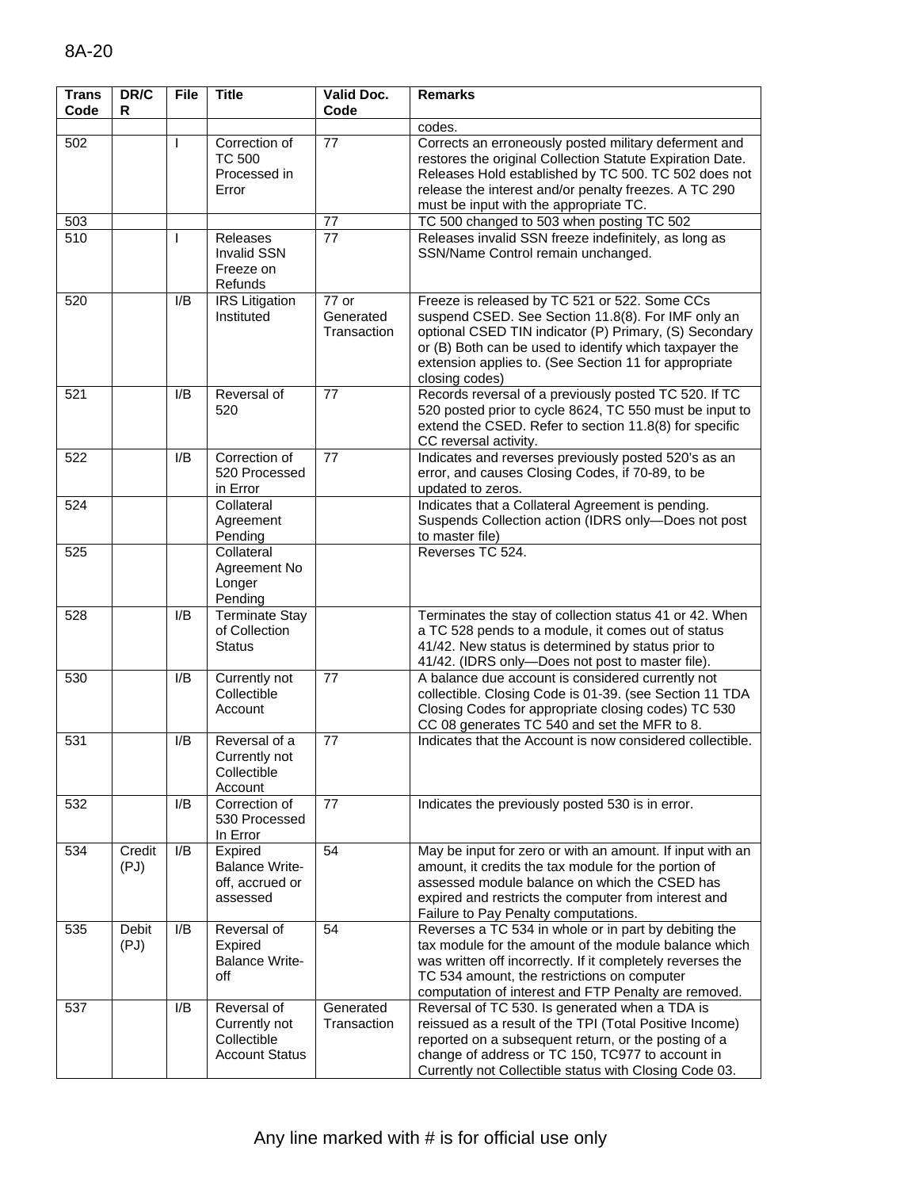| Trans Code | DR/CR | File | Title | Valid Doc. Code | Remarks |
|---|---|---|---|---|---|
| | | | | | codes. |
| 502 | | I | Correction of TC 500 Processed in Error | 77 | Corrects an erroneously posted military deferment and restores the original Collection Statute Expiration Date. Releases Hold established by TC 500. TC 502 does not release the interest and/or penalty freezes. A TC 290 must be input with the appropriate TC. |
| 503 | | | | 77 | TC 500 changed to 503 when posting TC 502 |
| 510 | | I | Releases Invalid SSN Freeze on Refunds | 77 | Releases invalid SSN freeze indefinitely, as long as SSN/Name Control remain unchanged. |
| 520 | | I/B | IRS Litigation Instituted | 77 or Generated Transaction | Freeze is released by TC 521 or 522. Some CCs suspend CSED. See Section 11.8(8). For IMF only an optional CSED TIN indicator (P) Primary, (S) Secondary or (B) Both can be used to identify which taxpayer the extension applies to. (See Section 11 for appropriate closing codes) |
| 521 | | I/B | Reversal of 520 | 77 | Records reversal of a previously posted TC 520. If TC 520 posted prior to cycle 8624, TC 550 must be input to extend the CSED. Refer to section 11.8(8) for specific CC reversal activity. |
| 522 | | I/B | Correction of 520 Processed in Error | 77 | Indicates and reverses previously posted 520's as an error, and causes Closing Codes, if 70-89, to be updated to zeros. |
| 524 | | | Collateral Agreement Pending | | Indicates that a Collateral Agreement is pending. Suspends Collection action (IDRS only—Does not post to master file) |
| 525 | | | Collateral Agreement No Longer Pending | | Reverses TC 524. |
| 528 | | I/B | Terminate Stay of Collection Status | | Terminates the stay of collection status 41 or 42. When a TC 528 pends to a module, it comes out of status 41/42. New status is determined by status prior to 41/42. (IDRS only—Does not post to master file). |
| 530 | | I/B | Currently not Collectible Account | 77 | A balance due account is considered currently not collectible. Closing Code is 01-39. (see Section 11 TDA Closing Codes for appropriate closing codes) TC 530 CC 08 generates TC 540 and set the MFR to 8. |
| 531 | | I/B | Reversal of a Currently not Collectible Account | 77 | Indicates that the Account is now considered collectible. |
| 532 | | I/B | Correction of 530 Processed In Error | 77 | Indicates the previously posted 530 is in error. |
| 534 | Credit (PJ) | I/B | Expired Balance Write-off, accrued or assessed | 54 | May be input for zero or with an amount. If input with an amount, it credits the tax module for the portion of assessed module balance on which the CSED has expired and restricts the computer from interest and Failure to Pay Penalty computations. |
| 535 | Debit (PJ) | I/B | Reversal of Expired Balance Write-off | 54 | Reverses a TC 534 in whole or in part by debiting the tax module for the amount of the module balance which was written off incorrectly. If it completely reverses the TC 534 amount, the restrictions on computer computation of interest and FTP Penalty are removed. |
| 537 | | I/B | Reversal of Currently not Collectible Account Status | Generated Transaction | Reversal of TC 530. Is generated when a TDA is reissued as a result of the TPI (Total Positive Income) reported on a subsequent return, or the posting of a change of address or TC 150, TC977 to account in Currently not Collectible status with Closing Code 03. |

Any line marked with # is for official use only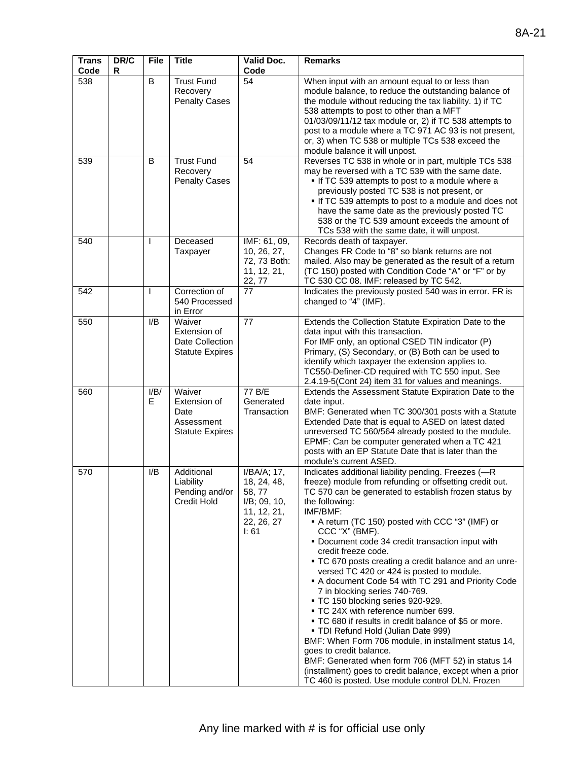| Trans Code | DR/CR | File | Title | Valid Doc. Code | Remarks |
|---|---|---|---|---|---|
| 538 | | B | Trust Fund Recovery Penalty Cases | 54 | When input with an amount equal to or less than module balance, to reduce the outstanding balance of the module without reducing the tax liability. 1) if TC 538 attempts to post to other than a MFT 01/03/09/11/12 tax module or, 2) if TC 538 attempts to post to a module where a TC 971 AC 93 is not present, or, 3) when TC 538 or multiple TCs 538 exceed the module balance it will unpost. |
| 539 | | B | Trust Fund Recovery Penalty Cases | 54 | Reverses TC 538 in whole or in part, multiple TCs 538 may be reversed with a TC 539 with the same date.<br>▪ If TC 539 attempts to post to a module where a previously posted TC 538 is not present, or<br>▪ If TC 539 attempts to post to a module and does not have the same date as the previously posted TC 538 or the TC 539 amount exceeds the amount of TCs 538 with the same date, it will unpost. |
| 540 | | I | Deceased Taxpayer | IMF: 61, 09, 10, 26, 27, 72, 73 Both: 11, 12, 21, 22, 77 | Records death of taxpayer.<br>Changes FR Code to "8" so blank returns are not mailed. Also may be generated as the result of a return (TC 150) posted with Condition Code "A" or "F" or by TC 530 CC 08. IMF: released by TC 542. |
| 542 | | I | Correction of 540 Processed in Error | 77 | Indicates the previously posted 540 was in error. FR is changed to "4" (IMF). |
| 550 | | I/B | Waiver Extension of Date Collection Statute Expires | 77 | Extends the Collection Statute Expiration Date to the data input with this transaction.<br>For IMF only, an optional CSED TIN indicator (P) Primary, (S) Secondary, or (B) Both can be used to identify which taxpayer the extension applies to. TC550-Definer-CD required with TC 550 input. See 2.4.19-5(Cont 24) item 31 for values and meanings. |
| 560 | | I/B/E | Waiver Extension of Date Assessment Statute Expires | 77 B/E Generated Transaction | Extends the Assessment Statute Expiration Date to the date input.<br>BMF: Generated when TC 300/301 posts with a Statute Extended Date that is equal to ASED on latest dated unreversed TC 560/564 already posted to the module.<br>EPMF: Can be computer generated when a TC 421 posts with an EP Statute Date that is later than the module's current ASED. |
| 570 | | I/B | Additional Liability Pending and/or Credit Hold | I/BA/A; 17, 18, 24, 48, 58, 77 I/B; 09, 10, 11, 12, 21, 22, 26, 27 I: 61 | Indicates additional liability pending. Freezes (—R freeze) module from refunding or offsetting credit out. TC 570 can be generated to establish frozen status by the following:<br>IMF/BMF:<br>▪ A return (TC 150) posted with CCC "3" (IMF) or CCC "X" (BMF).<br>▪ Document code 34 credit transaction input with credit freeze code.<br>▪ TC 670 posts creating a credit balance and an unreversed TC 420 or 424 is posted to module.<br>▪ A document Code 54 with TC 291 and Priority Code 7 in blocking series 740-769.<br>▪ TC 150 blocking series 920-929.<br>▪ TC 24X with reference number 699.<br>▪ TC 680 if results in credit balance of $5 or more.<br>▪ TDI Refund Hold (Julian Date 999)<br>BMF: When Form 706 module, in installment status 14, goes to credit balance.<br>BMF: Generated when form 706 (MFT 52) in status 14 (installment) goes to credit balance, except when a prior TC 460 is posted. Use module control DLN. Frozen |

Any line marked with # is for official use only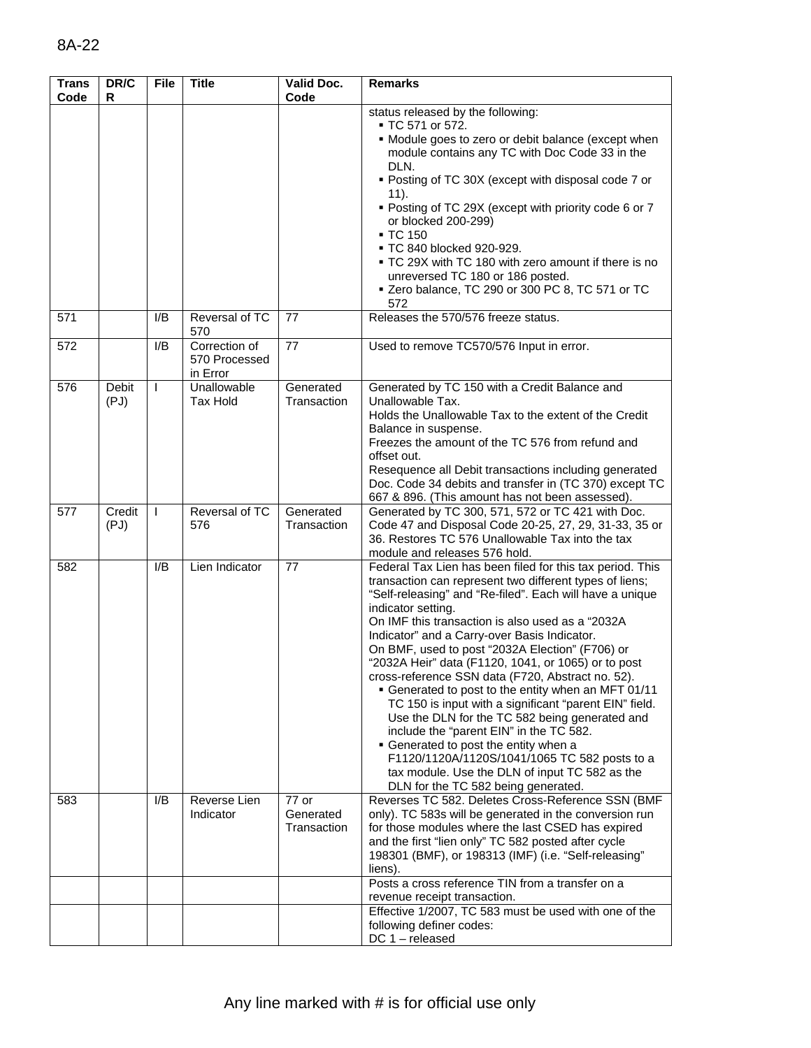| Trans Code | DR/CR | File | Title | Valid Doc. Code | Remarks |
|---|---|---|---|---|---|
| | | | | | status released by the following: <br>▪ TC 571 or 572. <br>▪ Module goes to zero or debit balance (except when module contains any TC with Doc Code 33 in the DLN. <br>▪ Posting of TC 30X (except with disposal code 7 or 11). <br>▪ Posting of TC 29X (except with priority code 6 or 7 or blocked 200-299) <br>▪ TC 150 <br>▪ TC 840 blocked 920-929. <br>▪ TC 29X with TC 180 with zero amount if there is no unreversed TC 180 or 186 posted. <br>▪ Zero balance, TC 290 or 300 PC 8, TC 571 or TC 572 |
| 571 | | I/B | Reversal of TC 570 | 77 | Releases the 570/576 freeze status. |
| 572 | | I/B | Correction of 570 Processed in Error | 77 | Used to remove TC570/576 Input in error. |
| 576 | Debit (PJ) | I | Unallowable Tax Hold | Generated Transaction | Generated by TC 150 with a Credit Balance and Unallowable Tax. <br>Holds the Unallowable Tax to the extent of the Credit Balance in suspense. <br>Freezes the amount of the TC 576 from refund and offset out. <br>Resequence all Debit transactions including generated Doc. Code 34 debits and transfer in (TC 370) except TC 667 & 896. (This amount has not been assessed). |
| 577 | Credit (PJ) | I | Reversal of TC 576 | Generated Transaction | Generated by TC 300, 571, 572 or TC 421 with Doc. Code 47 and Disposal Code 20-25, 27, 29, 31-33, 35 or 36. Restores TC 576 Unallowable Tax into the tax module and releases 576 hold. |
| 582 | | I/B | Lien Indicator | 77 | Federal Tax Lien has been filed for this tax period. This transaction can represent two different types of liens; “Self-releasing” and “Re-filed”. Each will have a unique indicator setting. <br>On IMF this transaction is also used as a “2032A Indicator” and a Carry-over Basis Indicator. <br>On BMF, used to post “2032A Election” (F706) or “2032A Heir” data (F1120, 1041, or 1065) or to post cross-reference SSN data (F720, Abstract no. 52). <br>▪ Generated to post to the entity when an MFT 01/11 TC 150 is input with a significant “parent EIN” field. Use the DLN for the TC 582 being generated and include the “parent EIN” in the TC 582. <br>▪ Generated to post the entity when a F1120/1120A/1120S/1041/1065 TC 582 posts to a tax module. Use the DLN of input TC 582 as the DLN for the TC 582 being generated. |
| 583 | | I/B | Reverse Lien Indicator | 77 or Generated Transaction | Reverses TC 582. Deletes Cross-Reference SSN (BMF only). TC 583s will be generated in the conversion run for those modules where the last CSED has expired and the first “lien only” TC 582 posted after cycle 198301 (BMF), or 198313 (IMF) (i.e. “Self-releasing” liens). |
| | | | | | Posts a cross reference TIN from a transfer on a revenue receipt transaction. |
| | | | | | Effective 1/2007, TC 583 must be used with one of the following definer codes: <br>DC 1 – released |

Any line marked with # is for official use only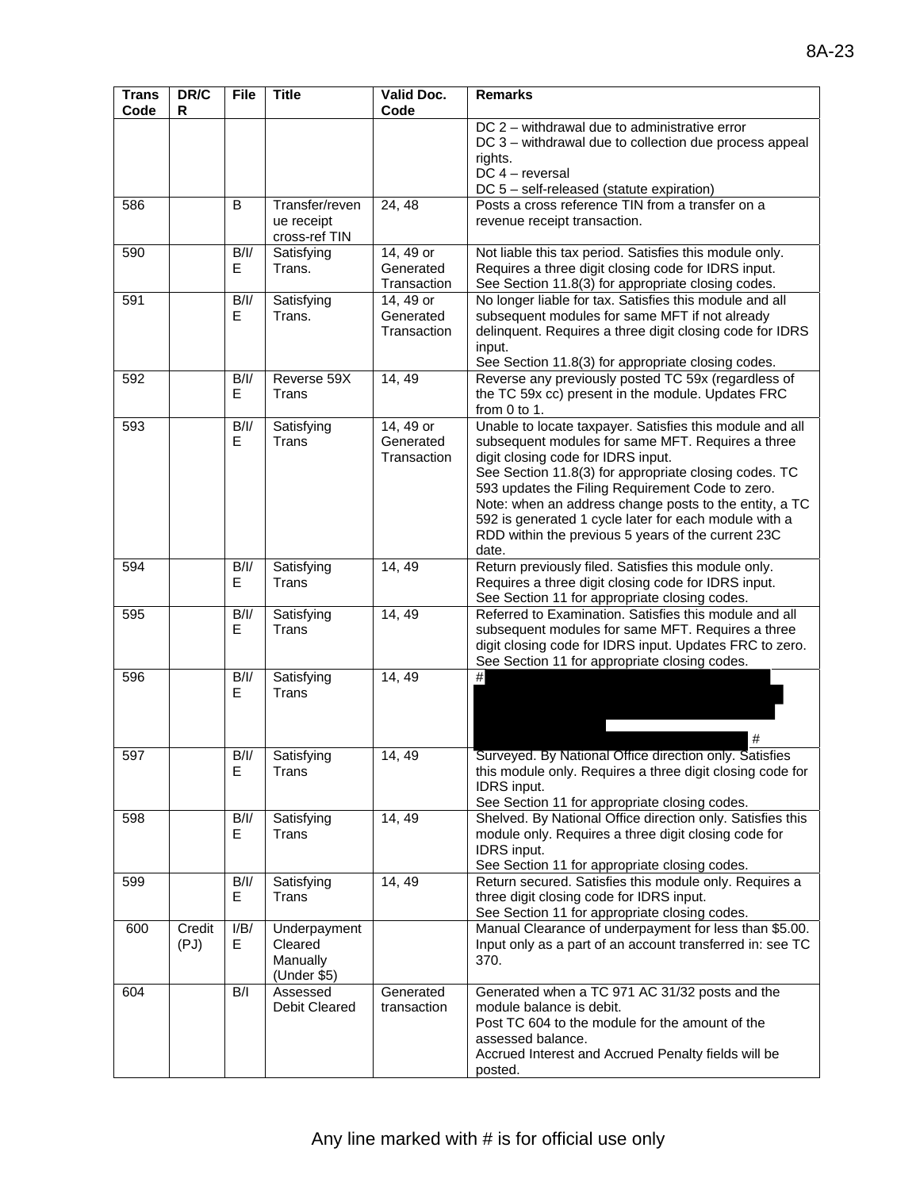| Trans Code | DR/CR | File | Title | Valid Doc. Code | Remarks |
|---|---|---|---|---|---|
| | | | | | DC 2 – withdrawal due to administrative error<br>DC 3 – withdrawal due to collection due process appeal rights.<br>DC 4 – reversal<br>DC 5 – self-released (statute expiration) |
| 586 | | B | Transfer/revenue receipt cross-ref TIN | 24, 48 | Posts a cross reference TIN from a transfer on a revenue receipt transaction. |
| 590 | | B/I/E | Satisfying Trans. | 14, 49 or Generated Transaction | Not liable this tax period. Satisfies this module only. Requires a three digit closing code for IDRS input.<br>See Section 11.8(3) for appropriate closing codes. |
| 591 | | B/I/E | Satisfying Trans. | 14, 49 or Generated Transaction | No longer liable for tax. Satisfies this module and all subsequent modules for same MFT if not already delinquent. Requires a three digit closing code for IDRS input.<br>See Section 11.8(3) for appropriate closing codes. |
| 592 | | B/I/E | Reverse 59X Trans | 14, 49 | Reverse any previously posted TC 59x (regardless of the TC 59x cc) present in the module. Updates FRC from 0 to 1. |
| 593 | | B/I/E | Satisfying Trans | 14, 49 or Generated Transaction | Unable to locate taxpayer. Satisfies this module and all subsequent modules for same MFT. Requires a three digit closing code for IDRS input.<br>See Section 11.8(3) for appropriate closing codes. TC 593 updates the Filing Requirement Code to zero.<br>Note: when an address change posts to the entity, a TC 592 is generated 1 cycle later for each module with a RDD within the previous 5 years of the current 23C date. |
| 594 | | B/I/E | Satisfying Trans | 14, 49 | Return previously filed. Satisfies this module only. Requires a three digit closing code for IDRS input.<br>See Section 11 for appropriate closing codes. |
| 595 | | B/I/E | Satisfying Trans | 14, 49 | Referred to Examination. Satisfies this module and all subsequent modules for same MFT. Requires a three digit closing code for IDRS input. Updates FRC to zero.<br>See Section 11 for appropriate closing codes. |
| 596 | | B/I/E | Satisfying Trans | 14, 49 | # [redacted] # |
| 597 | | B/I/E | Satisfying Trans | 14, 49 | Surveyed. By National Office direction only. Satisfies this module only. Requires a three digit closing code for IDRS input.<br>See Section 11 for appropriate closing codes. |
| 598 | | B/I/E | Satisfying Trans | 14, 49 | Shelved. By National Office direction only. Satisfies this module only. Requires a three digit closing code for IDRS input.<br>See Section 11 for appropriate closing codes. |
| 599 | | B/I/E | Satisfying Trans | 14, 49 | Return secured. Satisfies this module only. Requires a three digit closing code for IDRS input.<br>See Section 11 for appropriate closing codes. |
| 600 | Credit (PJ) | I/B/E | Underpayment Cleared Manually (Under $5) | | Manual Clearance of underpayment for less than $5.00. Input only as a part of an account transferred in: see TC 370. |
| 604 | | B/I | Assessed Debit Cleared | Generated transaction | Generated when a TC 971 AC 31/32 posts and the module balance is debit.<br>Post TC 604 to the module for the amount of the assessed balance.<br>Accrued Interest and Accrued Penalty fields will be posted. |

Any line marked with # is for official use only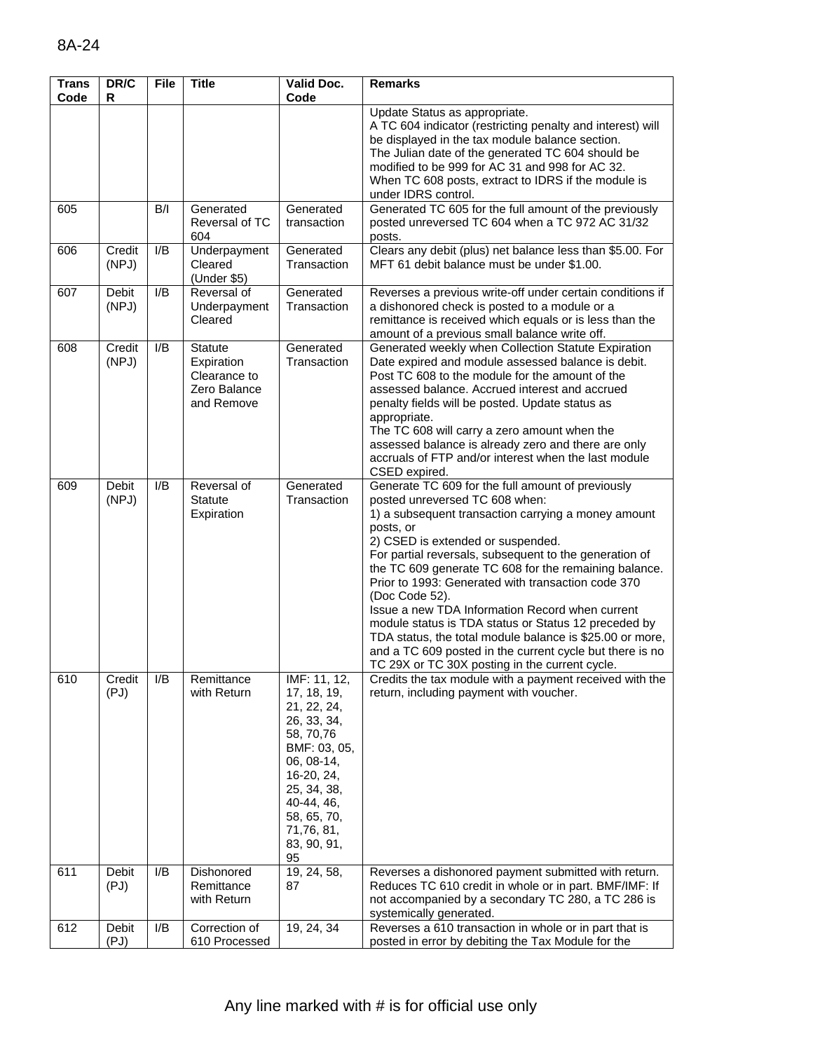| Trans Code | DR/CR | File | Title | Valid Doc. Code | Remarks |
|---|---|---|---|---|---|
| | | | | | Update Status as appropriate. A TC 604 indicator (restricting penalty and interest) will be displayed in the tax module balance section. The Julian date of the generated TC 604 should be modified to be 999 for AC 31 and 998 for AC 32. When TC 608 posts, extract to IDRS if the module is under IDRS control. |
| 605 | | B/I | Generated Reversal of TC 604 | Generated transaction | Generated TC 605 for the full amount of the previously posted unreversed TC 604 when a TC 972 AC 31/32 posts. |
| 606 | Credit (NPJ) | I/B | Underpayment Cleared (Under $5) | Generated Transaction | Clears any debit (plus) net balance less than $5.00. For MFT 61 debit balance must be under $1.00. |
| 607 | Debit (NPJ) | I/B | Reversal of Underpayment Cleared | Generated Transaction | Reverses a previous write-off under certain conditions if a dishonored check is posted to a module or a remittance is received which equals or is less than the amount of a previous small balance write off. |
| 608 | Credit (NPJ) | I/B | Statute Expiration Clearance to Zero Balance and Remove | Generated Transaction | Generated weekly when Collection Statute Expiration Date expired and module assessed balance is debit. Post TC 608 to the module for the amount of the assessed balance. Accrued interest and accrued penalty fields will be posted. Update status as appropriate. The TC 608 will carry a zero amount when the assessed balance is already zero and there are only accruals of FTP and/or interest when the last module CSED expired. |
| 609 | Debit (NPJ) | I/B | Reversal of Statute Expiration | Generated Transaction | Generate TC 609 for the full amount of previously posted unreversed TC 608 when: 1) a subsequent transaction carrying a money amount posts, or 2) CSED is extended or suspended. For partial reversals, subsequent to the generation of the TC 609 generate TC 608 for the remaining balance. Prior to 1993: Generated with transaction code 370 (Doc Code 52). Issue a new TDA Information Record when current module status is TDA status or Status 12 preceded by TDA status, the total module balance is $25.00 or more, and a TC 609 posted in the current cycle but there is no TC 29X or TC 30X posting in the current cycle. |
| 610 | Credit (PJ) | I/B | Remittance with Return | IMF: 11, 12, 17, 18, 19, 21, 22, 24, 26, 33, 34, 58, 70,76 BMF: 03, 05, 06, 08-14, 16-20, 24, 25, 34, 38, 40-44, 46, 58, 65, 70, 71,76, 81, 83, 90, 91, 95 | Credits the tax module with a payment received with the return, including payment with voucher. |
| 611 | Debit (PJ) | I/B | Dishonored Remittance with Return | 19, 24, 58, 87 | Reverses a dishonored payment submitted with return. Reduces TC 610 credit in whole or in part. BMF/IMF: If not accompanied by a secondary TC 280, a TC 286 is systemically generated. |
| 612 | Debit (PJ) | I/B | Correction of 610 Processed | 19, 24, 34 | Reverses a 610 transaction in whole or in part that is posted in error by debiting the Tax Module for the |

Any line marked with # is for official use only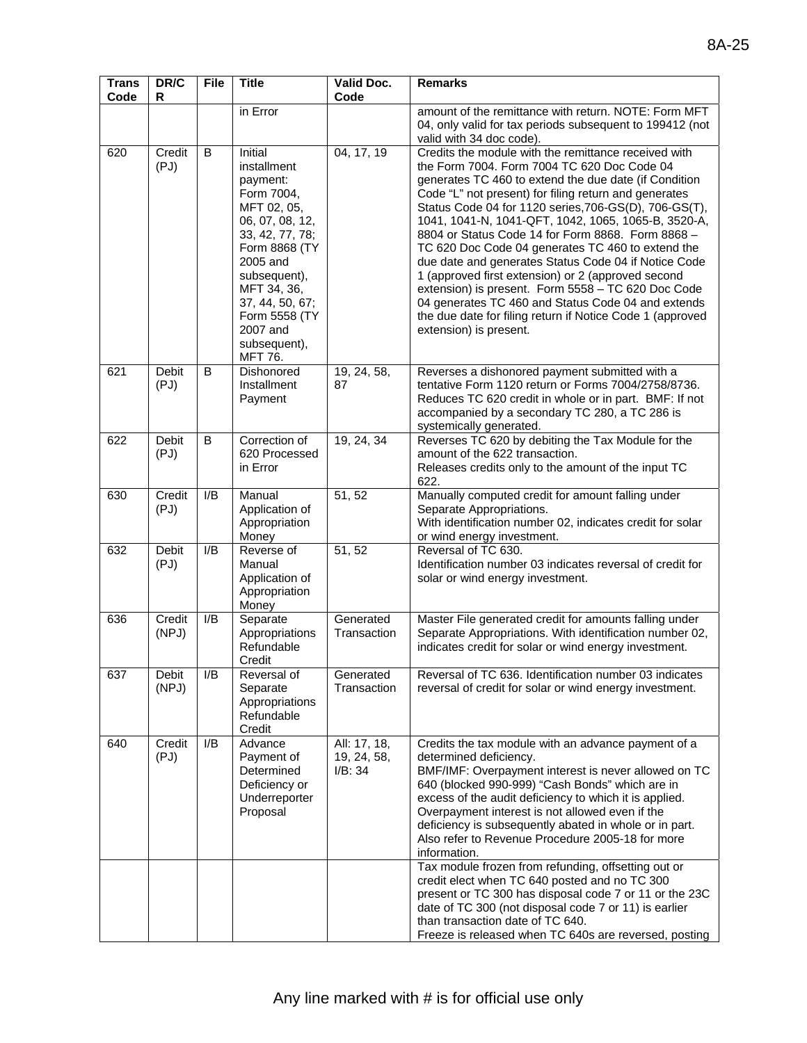| Trans Code | DR/CR | File | Title | Valid Doc. Code | Remarks |
|---|---|---|---|---|---|
| | | | in Error | | amount of the remittance with return. NOTE: Form MFT 04, only valid for tax periods subsequent to 199412 (not valid with 34 doc code). |
| 620 | Credit (PJ) | B | Initial installment payment: Form 7004, MFT 02, 05, 06, 07, 08, 12, 33, 42, 77, 78; Form 8868 (TY 2005 and subsequent), MFT 34, 36, 37, 44, 50, 67; Form 5558 (TY 2007 and subsequent), MFT 76. | 04, 17, 19 | Credits the module with the remittance received with the Form 7004. Form 7004 TC 620 Doc Code 04 generates TC 460 to extend the due date (if Condition Code "L" not present) for filing return and generates Status Code 04 for 1120 series,706-GS(D), 706-GS(T), 1041, 1041-N, 1041-QFT, 1042, 1065, 1065-B, 3520-A, 8804 or Status Code 14 for Form 8868. Form 8868 – TC 620 Doc Code 04 generates TC 460 to extend the due date and generates Status Code 04 if Notice Code 1 (approved first extension) or 2 (approved second extension) is present. Form 5558 – TC 620 Doc Code 04 generates TC 460 and Status Code 04 and extends the due date for filing return if Notice Code 1 (approved extension) is present. |
| 621 | Debit (PJ) | B | Dishonored Installment Payment | 19, 24, 58, 87 | Reverses a dishonored payment submitted with a tentative Form 1120 return or Forms 7004/2758/8736. Reduces TC 620 credit in whole or in part. BMF: If not accompanied by a secondary TC 280, a TC 286 is systemically generated. |
| 622 | Debit (PJ) | B | Correction of 620 Processed in Error | 19, 24, 34 | Reverses TC 620 by debiting the Tax Module for the amount of the 622 transaction.<br>Releases credits only to the amount of the input TC 622. |
| 630 | Credit (PJ) | I/B | Manual Application of Appropriation Money | 51, 52 | Manually computed credit for amount falling under Separate Appropriations.<br>With identification number 02, indicates credit for solar or wind energy investment. |
| 632 | Debit (PJ) | I/B | Reverse of Manual Application of Appropriation Money | 51, 52 | Reversal of TC 630.<br>Identification number 03 indicates reversal of credit for solar or wind energy investment. |
| 636 | Credit (NPJ) | I/B | Separate Appropriations Refundable Credit | Generated Transaction | Master File generated credit for amounts falling under Separate Appropriations. With identification number 02, indicates credit for solar or wind energy investment. |
| 637 | Debit (NPJ) | I/B | Reversal of Separate Appropriations Refundable Credit | Generated Transaction | Reversal of TC 636. Identification number 03 indicates reversal of credit for solar or wind energy investment. |
| 640 | Credit (PJ) | I/B | Advance Payment of Determined Deficiency or Underreporter Proposal | All: 17, 18, 19, 24, 58, I/B: 34 | Credits the tax module with an advance payment of a determined deficiency.<br>BMF/IMF: Overpayment interest is never allowed on TC 640 (blocked 990-999) "Cash Bonds" which are in excess of the audit deficiency to which it is applied. Overpayment interest is not allowed even if the deficiency is subsequently abated in whole or in part. Also refer to Revenue Procedure 2005-18 for more information. |
| | | | | | Tax module frozen from refunding, offsetting out or credit elect when TC 640 posted and no TC 300 present or TC 300 has disposal code 7 or 11 or the 23C date of TC 300 (not disposal code 7 or 11) is earlier than transaction date of TC 640.<br>Freeze is released when TC 640s are reversed, posting |

Any line marked with # is for official use only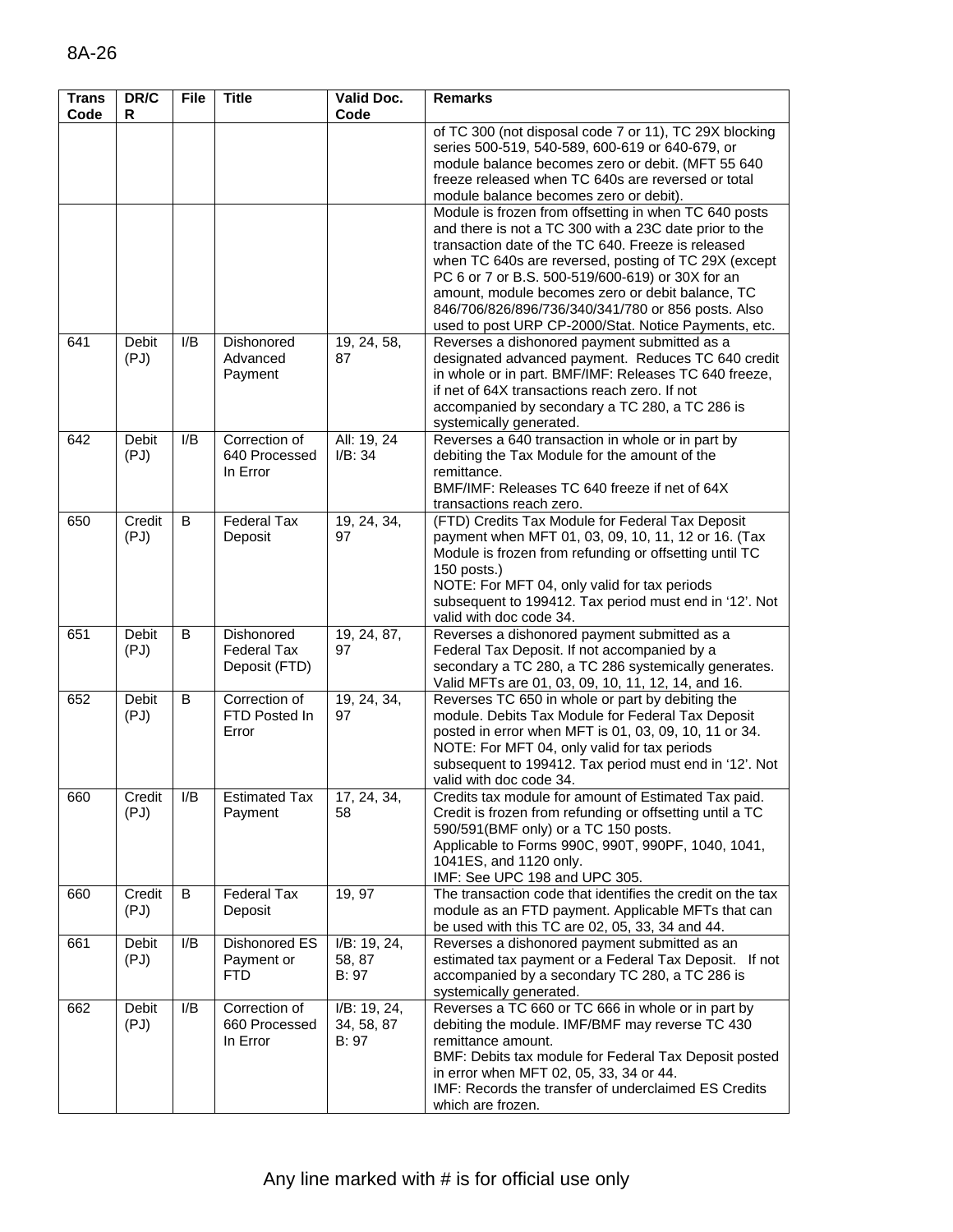| Trans Code | DR/CR | File | Title | Valid Doc. Code | Remarks |
|---|---|---|---|---|---|
| | | | | | of TC 300 (not disposal code 7 or 11), TC 29X blocking series 500-519, 540-589, 600-619 or 640-679, or module balance becomes zero or debit. (MFT 55 640 freeze released when TC 640s are reversed or total module balance becomes zero or debit). |
| | | | | | Module is frozen from offsetting in when TC 640 posts and there is not a TC 300 with a 23C date prior to the transaction date of the TC 640. Freeze is released when TC 640s are reversed, posting of TC 29X (except PC 6 or 7 or B.S. 500-519/600-619) or 30X for an amount, module becomes zero or debit balance, TC 846/706/826/896/736/340/341/780 or 856 posts. Also used to post URP CP-2000/Stat. Notice Payments, etc. |
| 641 | Debit (PJ) | I/B | Dishonored Advanced Payment | 19, 24, 58, 87 | Reverses a dishonored payment submitted as a designated advanced payment. Reduces TC 640 credit in whole or in part. BMF/IMF: Releases TC 640 freeze, if net of 64X transactions reach zero. If not accompanied by secondary a TC 280, a TC 286 is systemically generated. |
| 642 | Debit (PJ) | I/B | Correction of 640 Processed In Error | All: 19, 24 I/B: 34 | Reverses a 640 transaction in whole or in part by debiting the Tax Module for the amount of the remittance. BMF/IMF: Releases TC 640 freeze if net of 64X transactions reach zero. |
| 650 | Credit (PJ) | B | Federal Tax Deposit | 19, 24, 34, 97 | (FTD) Credits Tax Module for Federal Tax Deposit payment when MFT 01, 03, 09, 10, 11, 12 or 16. (Tax Module is frozen from refunding or offsetting until TC 150 posts.) NOTE: For MFT 04, only valid for tax periods subsequent to 199412. Tax period must end in '12'. Not valid with doc code 34. |
| 651 | Debit (PJ) | B | Dishonored Federal Tax Deposit (FTD) | 19, 24, 87, 97 | Reverses a dishonored payment submitted as a Federal Tax Deposit. If not accompanied by a secondary a TC 280, a TC 286 systemically generates. Valid MFTs are 01, 03, 09, 10, 11, 12, 14, and 16. |
| 652 | Debit (PJ) | B | Correction of FTD Posted In Error | 19, 24, 34, 97 | Reverses TC 650 in whole or part by debiting the module. Debits Tax Module for Federal Tax Deposit posted in error when MFT is 01, 03, 09, 10, 11 or 34. NOTE: For MFT 04, only valid for tax periods subsequent to 199412. Tax period must end in '12'. Not valid with doc code 34. |
| 660 | Credit (PJ) | I/B | Estimated Tax Payment | 17, 24, 34, 58 | Credits tax module for amount of Estimated Tax paid. Credit is frozen from refunding or offsetting until a TC 590/591(BMF only) or a TC 150 posts. Applicable to Forms 990C, 990T, 990PF, 1040, 1041, 1041ES, and 1120 only. IMF: See UPC 198 and UPC 305. |
| 660 | Credit (PJ) | B | Federal Tax Deposit | 19, 97 | The transaction code that identifies the credit on the tax module as an FTD payment. Applicable MFTs that can be used with this TC are 02, 05, 33, 34 and 44. |
| 661 | Debit (PJ) | I/B | Dishonored ES Payment or FTD | I/B: 19, 24, 58, 87 B: 97 | Reverses a dishonored payment submitted as an estimated tax payment or a Federal Tax Deposit. If not accompanied by a secondary TC 280, a TC 286 is systemically generated. |
| 662 | Debit (PJ) | I/B | Correction of 660 Processed In Error | I/B: 19, 24, 34, 58, 87 B: 97 | Reverses a TC 660 or TC 666 in whole or in part by debiting the module. IMF/BMF may reverse TC 430 remittance amount. BMF: Debits tax module for Federal Tax Deposit posted in error when MFT 02, 05, 33, 34 or 44. IMF: Records the transfer of underclaimed ES Credits which are frozen. |

Any line marked with # is for official use only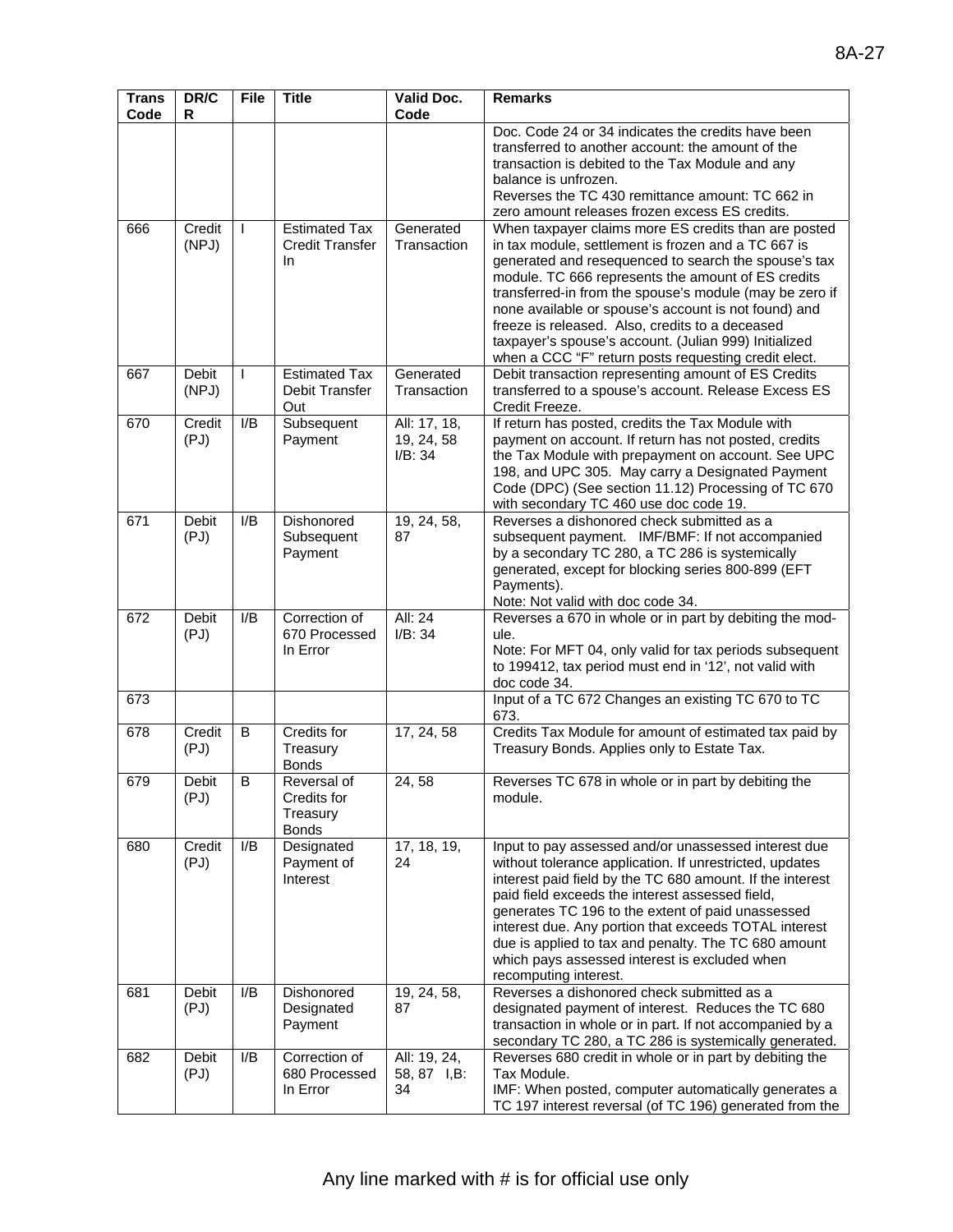| Trans Code | DR/CR | File | Title | Valid Doc. Code | Remarks |
|---|---|---|---|---|---|
| | | | | | Doc. Code 24 or 34 indicates the credits have been transferred to another account: the amount of the transaction is debited to the Tax Module and any balance is unfrozen. Reverses the TC 430 remittance amount: TC 662 in zero amount releases frozen excess ES credits. |
| 666 | Credit (NPJ) | I | Estimated Tax Credit Transfer In | Generated Transaction | When taxpayer claims more ES credits than are posted in tax module, settlement is frozen and a TC 667 is generated and resequenced to search the spouse's tax module. TC 666 represents the amount of ES credits transferred-in from the spouse's module (may be zero if none available or spouse's account is not found) and freeze is released. Also, credits to a deceased taxpayer's spouse's account. (Julian 999) Initialized when a CCC "F" return posts requesting credit elect. |
| 667 | Debit (NPJ) | I | Estimated Tax Debit Transfer Out | Generated Transaction | Debit transaction representing amount of ES Credits transferred to a spouse's account. Release Excess ES Credit Freeze. |
| 670 | Credit (PJ) | I/B | Subsequent Payment | All: 17, 18, 19, 24, 58 I/B: 34 | If return has posted, credits the Tax Module with payment on account. If return has not posted, credits the Tax Module with prepayment on account. See UPC 198, and UPC 305. May carry a Designated Payment Code (DPC) (See section 11.12) Processing of TC 670 with secondary TC 460 use doc code 19. |
| 671 | Debit (PJ) | I/B | Dishonored Subsequent Payment | 19, 24, 58, 87 | Reverses a dishonored check submitted as a subsequent payment. IMF/BMF: If not accompanied by a secondary TC 280, a TC 286 is systemically generated, except for blocking series 800-899 (EFT Payments). Note: Not valid with doc code 34. |
| 672 | Debit (PJ) | I/B | Correction of 670 Processed In Error | All: 24 I/B: 34 | Reverses a 670 in whole or in part by debiting the module. Note: For MFT 04, only valid for tax periods subsequent to 199412, tax period must end in '12', not valid with doc code 34. |
| 673 | | | | | Input of a TC 672 Changes an existing TC 670 to TC 673. |
| 678 | Credit (PJ) | B | Credits for Treasury Bonds | 17, 24, 58 | Credits Tax Module for amount of estimated tax paid by Treasury Bonds. Applies only to Estate Tax. |
| 679 | Debit (PJ) | B | Reversal of Credits for Treasury Bonds | 24, 58 | Reverses TC 678 in whole or in part by debiting the module. |
| 680 | Credit (PJ) | I/B | Designated Payment of Interest | 17, 18, 19, 24 | Input to pay assessed and/or unassessed interest due without tolerance application. If unrestricted, updates interest paid field by the TC 680 amount. If the interest paid field exceeds the interest assessed field, generates TC 196 to the extent of paid unassessed interest due. Any portion that exceeds TOTAL interest due is applied to tax and penalty. The TC 680 amount which pays assessed interest is excluded when recomputing interest. |
| 681 | Debit (PJ) | I/B | Dishonored Designated Payment | 19, 24, 58, 87 | Reverses a dishonored check submitted as a designated payment of interest. Reduces the TC 680 transaction in whole or in part. If not accompanied by a secondary TC 280, a TC 286 is systemically generated. |
| 682 | Debit (PJ) | I/B | Correction of 680 Processed In Error | All: 19, 24, 58, 87 I,B: 34 | Reverses 680 credit in whole or in part by debiting the Tax Module. IMF: When posted, computer automatically generates a TC 197 interest reversal (of TC 196) generated from the |

Any line marked with # is for official use only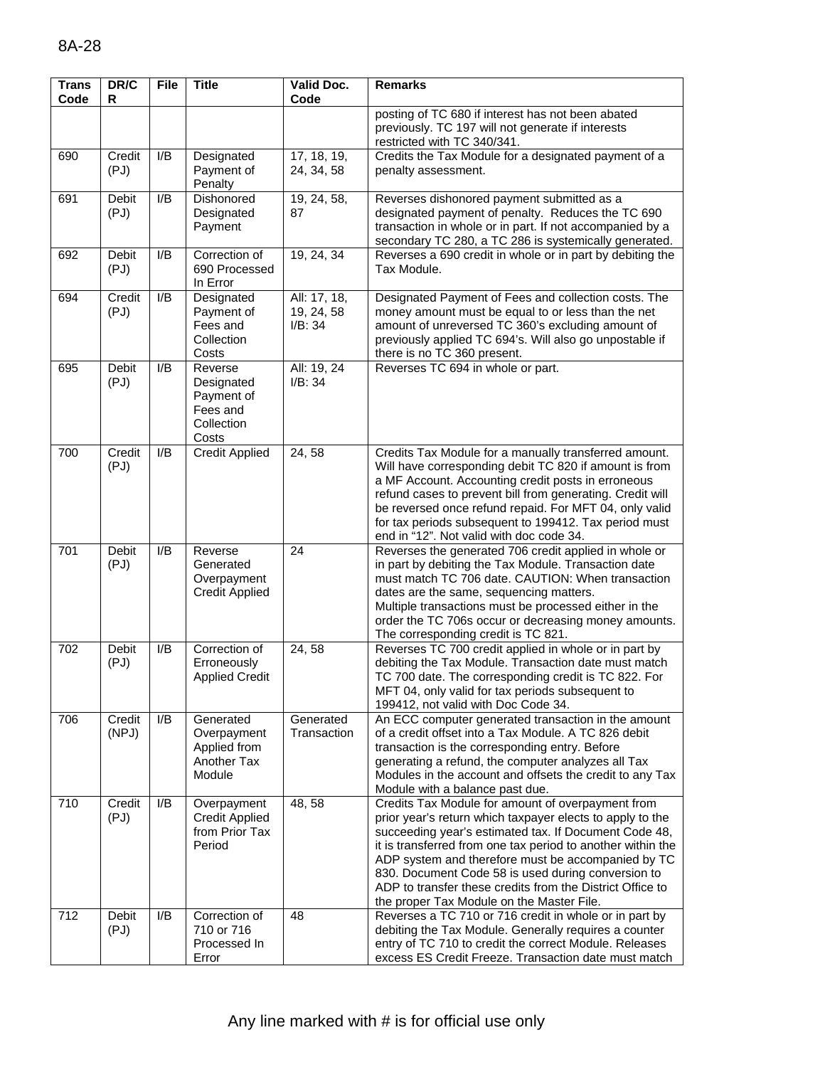| Trans Code | DR/CR | File | Title | Valid Doc. Code | Remarks |
|---|---|---|---|---|---|
| | | | | | posting of TC 680 if interest has not been abated previously. TC 197 will not generate if interests restricted with TC 340/341. |
| 690 | Credit (PJ) | I/B | Designated Payment of Penalty | 17, 18, 19, 24, 34, 58 | Credits the Tax Module for a designated payment of a penalty assessment. |
| 691 | Debit (PJ) | I/B | Dishonored Designated Payment | 19, 24, 58, 87 | Reverses dishonored payment submitted as a designated payment of penalty. Reduces the TC 690 transaction in whole or in part. If not accompanied by a secondary TC 280, a TC 286 is systemically generated. |
| 692 | Debit (PJ) | I/B | Correction of 690 Processed In Error | 19, 24, 34 | Reverses a 690 credit in whole or in part by debiting the Tax Module. |
| 694 | Credit (PJ) | I/B | Designated Payment of Fees and Collection Costs | All: 17, 18, 19, 24, 58 I/B: 34 | Designated Payment of Fees and collection costs. The money amount must be equal to or less than the net amount of unreversed TC 360's excluding amount of previously applied TC 694's. Will also go unpostable if there is no TC 360 present. |
| 695 | Debit (PJ) | I/B | Reverse Designated Payment of Fees and Collection Costs | All: 19, 24 I/B: 34 | Reverses TC 694 in whole or part. |
| 700 | Credit (PJ) | I/B | Credit Applied | 24, 58 | Credits Tax Module for a manually transferred amount. Will have corresponding debit TC 820 if amount is from a MF Account. Accounting credit posts in erroneous refund cases to prevent bill from generating. Credit will be reversed once refund repaid. For MFT 04, only valid for tax periods subsequent to 199412. Tax period must end in "12". Not valid with doc code 34. |
| 701 | Debit (PJ) | I/B | Reverse Generated Overpayment Credit Applied | 24 | Reverses the generated 706 credit applied in whole or in part by debiting the Tax Module. Transaction date must match TC 706 date. CAUTION: When transaction dates are the same, sequencing matters. Multiple transactions must be processed either in the order the TC 706s occur or decreasing money amounts. The corresponding credit is TC 821. |
| 702 | Debit (PJ) | I/B | Correction of Erroneously Applied Credit | 24, 58 | Reverses TC 700 credit applied in whole or in part by debiting the Tax Module. Transaction date must match TC 700 date. The corresponding credit is TC 822. For MFT 04, only valid for tax periods subsequent to 199412, not valid with Doc Code 34. |
| 706 | Credit (NPJ) | I/B | Generated Overpayment Applied from Another Tax Module | Generated Transaction | An ECC computer generated transaction in the amount of a credit offset into a Tax Module. A TC 826 debit transaction is the corresponding entry. Before generating a refund, the computer analyzes all Tax Modules in the account and offsets the credit to any Tax Module with a balance past due. |
| 710 | Credit (PJ) | I/B | Overpayment Credit Applied from Prior Tax Period | 48, 58 | Credits Tax Module for amount of overpayment from prior year's return which taxpayer elects to apply to the succeeding year's estimated tax. If Document Code 48, it is transferred from one tax period to another within the ADP system and therefore must be accompanied by TC 830. Document Code 58 is used during conversion to ADP to transfer these credits from the District Office to the proper Tax Module on the Master File. |
| 712 | Debit (PJ) | I/B | Correction of 710 or 716 Processed In Error | 48 | Reverses a TC 710 or 716 credit in whole or in part by debiting the Tax Module. Generally requires a counter entry of TC 710 to credit the correct Module. Releases excess ES Credit Freeze. Transaction date must match |

Any line marked with # is for official use only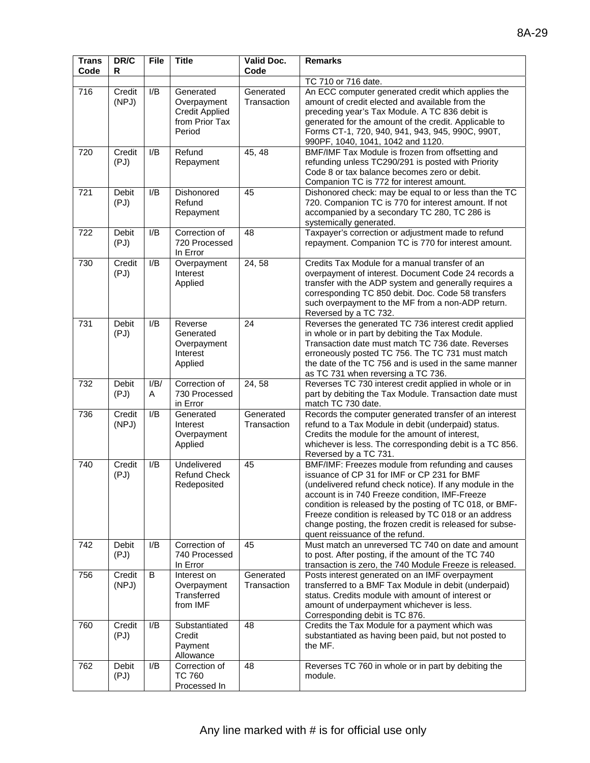| Trans Code | DR/CR | File | Title | Valid Doc. Code | Remarks |
|---|---|---|---|---|---|
| | | | | | TC 710 or 716 date. |
| 716 | Credit (NPJ) | I/B | Generated Overpayment Credit Applied from Prior Tax Period | Generated Transaction | An ECC computer generated credit which applies the amount of credit elected and available from the preceding year's Tax Module. A TC 836 debit is generated for the amount of the credit. Applicable to Forms CT-1, 720, 940, 941, 943, 945, 990C, 990T, 990PF, 1040, 1041, 1042 and 1120. |
| 720 | Credit (PJ) | I/B | Refund Repayment | 45, 48 | BMF/IMF Tax Module is frozen from offsetting and refunding unless TC290/291 is posted with Priority Code 8 or tax balance becomes zero or debit. Companion TC is 772 for interest amount. |
| 721 | Debit (PJ) | I/B | Dishonored Refund Repayment | 45 | Dishonored check: may be equal to or less than the TC 720. Companion TC is 770 for interest amount. If not accompanied by a secondary TC 280, TC 286 is systemically generated. |
| 722 | Debit (PJ) | I/B | Correction of 720 Processed In Error | 48 | Taxpayer's correction or adjustment made to refund repayment. Companion TC is 770 for interest amount. |
| 730 | Credit (PJ) | I/B | Overpayment Interest Applied | 24, 58 | Credits Tax Module for a manual transfer of an overpayment of interest. Document Code 24 records a transfer with the ADP system and generally requires a corresponding TC 850 debit. Doc. Code 58 transfers such overpayment to the MF from a non-ADP return. Reversed by a TC 732. |
| 731 | Debit (PJ) | I/B | Reverse Generated Overpayment Interest Applied | 24 | Reverses the generated TC 736 interest credit applied in whole or in part by debiting the Tax Module. Transaction date must match TC 736 date. Reverses erroneously posted TC 756. The TC 731 must match the date of the TC 756 and is used in the same manner as TC 731 when reversing a TC 736. |
| 732 | Debit (PJ) | I/B/A | Correction of 730 Processed in Error | 24, 58 | Reverses TC 730 interest credit applied in whole or in part by debiting the Tax Module. Transaction date must match TC 730 date. |
| 736 | Credit (NPJ) | I/B | Generated Interest Overpayment Applied | Generated Transaction | Records the computer generated transfer of an interest refund to a Tax Module in debit (underpaid) status. Credits the module for the amount of interest, whichever is less. The corresponding debit is a TC 856. Reversed by a TC 731. |
| 740 | Credit (PJ) | I/B | Undelivered Refund Check Redeposited | 45 | BMF/IMF: Freezes module from refunding and causes issuance of CP 31 for IMF or CP 231 for BMF (undelivered refund check notice). If any module in the account is in 740 Freeze condition, IMF-Freeze condition is released by the posting of TC 018, or BMF-Freeze condition is released by TC 018 or an address change posting, the frozen credit is released for subsequent reissuance of the refund. |
| 742 | Debit (PJ) | I/B | Correction of 740 Processed In Error | 45 | Must match an unreversed TC 740 on date and amount to post. After posting, if the amount of the TC 740 transaction is zero, the 740 Module Freeze is released. |
| 756 | Credit (NPJ) | B | Interest on Overpayment Transferred from IMF | Generated Transaction | Posts interest generated on an IMF overpayment transferred to a BMF Tax Module in debit (underpaid) status. Credits module with amount of interest or amount of underpayment whichever is less. Corresponding debit is TC 876. |
| 760 | Credit (PJ) | I/B | Substantiated Credit Payment Allowance | 48 | Credits the Tax Module for a payment which was substantiated as having been paid, but not posted to the MF. |
| 762 | Debit (PJ) | I/B | Correction of TC 760 Processed In | 48 | Reverses TC 760 in whole or in part by debiting the module. |

Any line marked with # is for official use only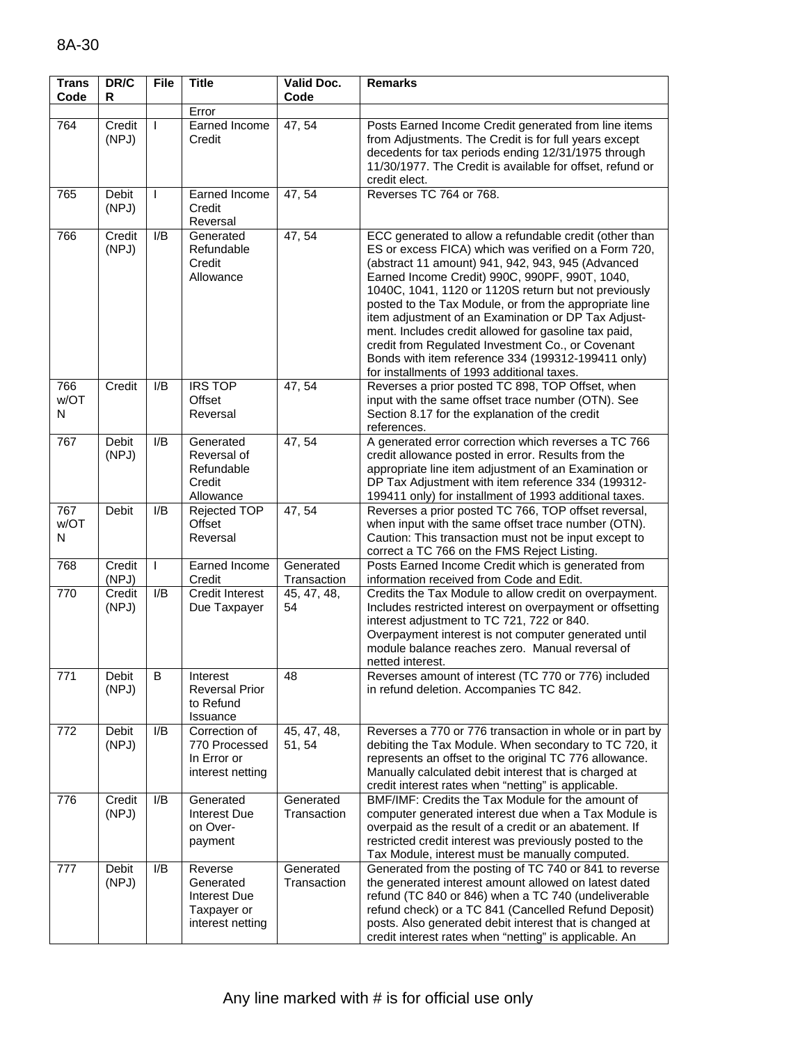| Trans Code | DR/CR | File | Title | Valid Doc. Code | Remarks |
|---|---|---|---|---|---|
| | | | Error | | |
| 764 | Credit (NPJ) | I | Earned Income Credit | 47, 54 | Posts Earned Income Credit generated from line items from Adjustments. The Credit is for full years except decedents for tax periods ending 12/31/1975 through 11/30/1977. The Credit is available for offset, refund or credit elect. |
| 765 | Debit (NPJ) | I | Earned Income Credit Reversal | 47, 54 | Reverses TC 764 or 768. |
| 766 | Credit (NPJ) | I/B | Generated Refundable Credit Allowance | 47, 54 | ECC generated to allow a refundable credit (other than ES or excess FICA) which was verified on a Form 720, (abstract 11 amount) 941, 942, 943, 945 (Advanced Earned Income Credit) 990C, 990PF, 990T, 1040, 1040C, 1041, 1120 or 1120S return but not previously posted to the Tax Module, or from the appropriate line item adjustment of an Examination or DP Tax Adjustment. Includes credit allowed for gasoline tax paid, credit from Regulated Investment Co., or Covenant Bonds with item reference 334 (199312-199411 only) for installments of 1993 additional taxes. |
| 766 w/OTN | Credit | I/B | IRS TOP Offset Reversal | 47, 54 | Reverses a prior posted TC 898, TOP Offset, when input with the same offset trace number (OTN). See Section 8.17 for the explanation of the credit references. |
| 767 | Debit (NPJ) | I/B | Generated Reversal of Refundable Credit Allowance | 47, 54 | A generated error correction which reverses a TC 766 credit allowance posted in error. Results from the appropriate line item adjustment of an Examination or DP Tax Adjustment with item reference 334 (199312-199411 only) for installment of 1993 additional taxes. |
| 767 w/OTN | Debit | I/B | Rejected TOP Offset Reversal | 47, 54 | Reverses a prior posted TC 766, TOP offset reversal, when input with the same offset trace number (OTN). Caution: This transaction must not be input except to correct a TC 766 on the FMS Reject Listing. |
| 768 | Credit (NPJ) | I | Earned Income Credit | Generated Transaction | Posts Earned Income Credit which is generated from information received from Code and Edit. |
| 770 | Credit (NPJ) | I/B | Credit Interest Due Taxpayer | 45, 47, 48, 54 | Credits the Tax Module to allow credit on overpayment. Includes restricted interest on overpayment or offsetting interest adjustment to TC 721, 722 or 840. Overpayment interest is not computer generated until module balance reaches zero. Manual reversal of netted interest. |
| 771 | Debit (NPJ) | B | Interest Reversal Prior to Refund Issuance | 48 | Reverses amount of interest (TC 770 or 776) included in refund deletion. Accompanies TC 842. |
| 772 | Debit (NPJ) | I/B | Correction of 770 Processed In Error or interest netting | 45, 47, 48, 51, 54 | Reverses a 770 or 776 transaction in whole or in part by debiting the Tax Module. When secondary to TC 720, it represents an offset to the original TC 776 allowance. Manually calculated debit interest that is charged at credit interest rates when "netting" is applicable. |
| 776 | Credit (NPJ) | I/B | Generated Interest Due on Over-payment | Generated Transaction | BMF/IMF: Credits the Tax Module for the amount of computer generated interest due when a Tax Module is overpaid as the result of a credit or an abatement. If restricted credit interest was previously posted to the Tax Module, interest must be manually computed. |
| 777 | Debit (NPJ) | I/B | Reverse Generated Interest Due Taxpayer or interest netting | Generated Transaction | Generated from the posting of TC 740 or 841 to reverse the generated interest amount allowed on latest dated refund (TC 840 or 846) when a TC 740 (undeliverable refund check) or a TC 841 (Cancelled Refund Deposit) posts. Also generated debit interest that is changed at credit interest rates when "netting" is applicable. An |

Any line marked with # is for official use only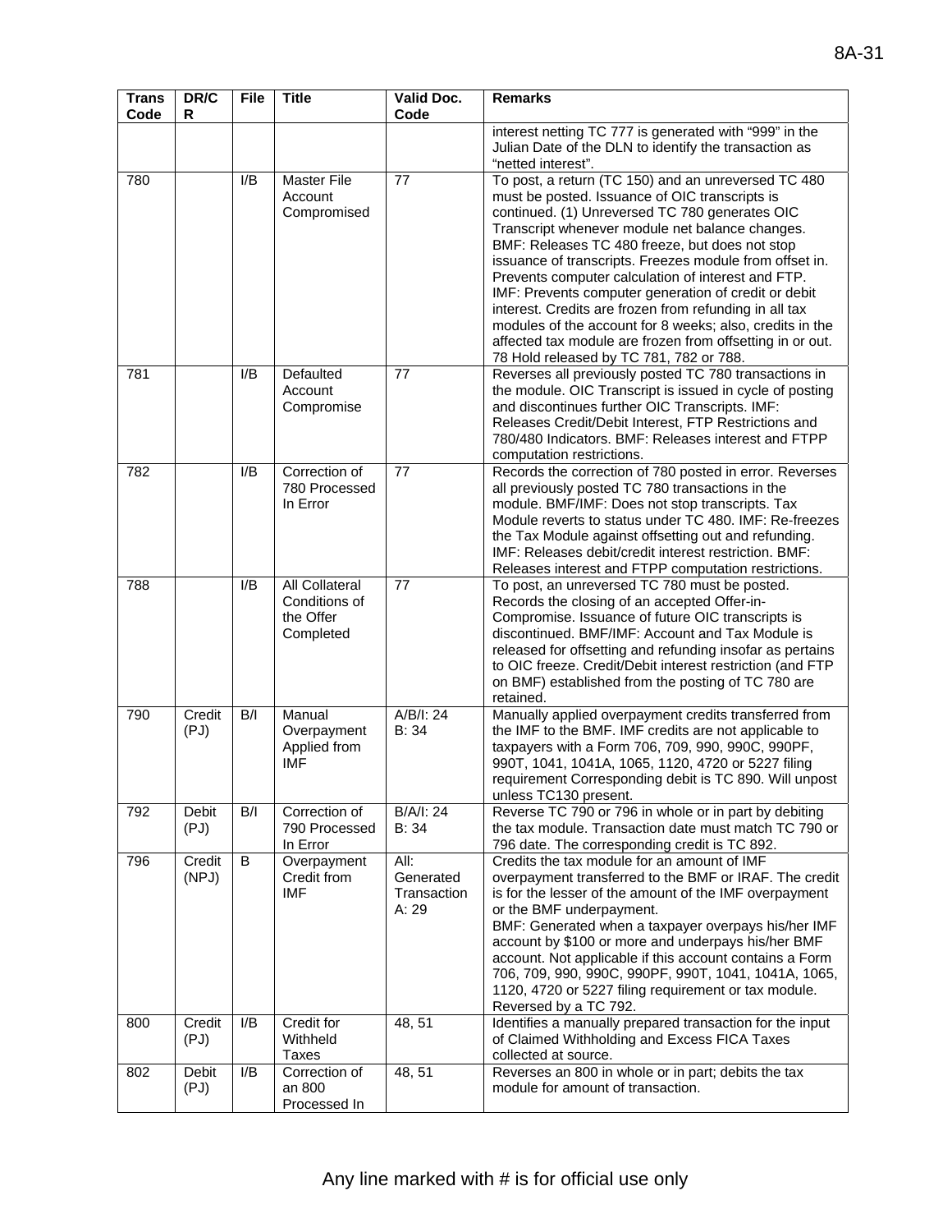| Trans Code | DR/CR | File | Title | Valid Doc. Code | Remarks |
|---|---|---|---|---|---|
| | | | | | interest netting TC 777 is generated with "999" in the Julian Date of the DLN to identify the transaction as "netted interest". |
| 780 | | I/B | Master File Account Compromised | 77 | To post, a return (TC 150) and an unreversed TC 480 must be posted. Issuance of OIC transcripts is continued. (1) Unreversed TC 780 generates OIC Transcript whenever module net balance changes. BMF: Releases TC 480 freeze, but does not stop issuance of transcripts. Freezes module from offset in. Prevents computer calculation of interest and FTP. IMF: Prevents computer generation of credit or debit interest. Credits are frozen from refunding in all tax modules of the account for 8 weeks; also, credits in the affected tax module are frozen from offsetting in or out. 78 Hold released by TC 781, 782 or 788. |
| 781 | | I/B | Defaulted Account Compromise | 77 | Reverses all previously posted TC 780 transactions in the module. OIC Transcript is issued in cycle of posting and discontinues further OIC Transcripts. IMF: Releases Credit/Debit Interest, FTP Restrictions and 780/480 Indicators. BMF: Releases interest and FTPP computation restrictions. |
| 782 | | I/B | Correction of 780 Processed In Error | 77 | Records the correction of 780 posted in error. Reverses all previously posted TC 780 transactions in the module. BMF/IMF: Does not stop transcripts. Tax Module reverts to status under TC 480. IMF: Re-freezes the Tax Module against offsetting out and refunding. IMF: Releases debit/credit interest restriction. BMF: Releases interest and FTPP computation restrictions. |
| 788 | | I/B | All Collateral Conditions of the Offer Completed | 77 | To post, an unreversed TC 780 must be posted. Records the closing of an accepted Offer-in-Compromise. Issuance of future OIC transcripts is discontinued. BMF/IMF: Account and Tax Module is released for offsetting and refunding insofar as pertains to OIC freeze. Credit/Debit interest restriction (and FTP on BMF) established from the posting of TC 780 are retained. |
| 790 | Credit (PJ) | B/I | Manual Overpayment Applied from IMF | A/B/I: 24<br>B: 34 | Manually applied overpayment credits transferred from the IMF to the BMF. IMF credits are not applicable to taxpayers with a Form 706, 709, 990, 990C, 990PF, 990T, 1041, 1041A, 1065, 1120, 4720 or 5227 filing requirement Corresponding debit is TC 890. Will unpost unless TC130 present. |
| 792 | Debit (PJ) | B/I | Correction of 790 Processed In Error | B/A/I: 24<br>B: 34 | Reverse TC 790 or 796 in whole or in part by debiting the tax module. Transaction date must match TC 790 or 796 date. The corresponding credit is TC 892. |
| 796 | Credit (NPJ) | B | Overpayment Credit from IMF | All: Generated Transaction<br>A: 29 | Credits the tax module for an amount of IMF overpayment transferred to the BMF or IRAF. The credit is for the lesser of the amount of the IMF overpayment or the BMF underpayment.<br>BMF: Generated when a taxpayer overpays his/her IMF account by $100 or more and underpays his/her BMF account. Not applicable if this account contains a Form 706, 709, 990, 990C, 990PF, 990T, 1041, 1041A, 1065, 1120, 4720 or 5227 filing requirement or tax module. Reversed by a TC 792. |
| 800 | Credit (PJ) | I/B | Credit for Withheld Taxes | 48, 51 | Identifies a manually prepared transaction for the input of Claimed Withholding and Excess FICA Taxes collected at source. |
| 802 | Debit (PJ) | I/B | Correction of an 800 Processed In | 48, 51 | Reverses an 800 in whole or in part; debits the tax module for amount of transaction. |

Any line marked with # is for official use only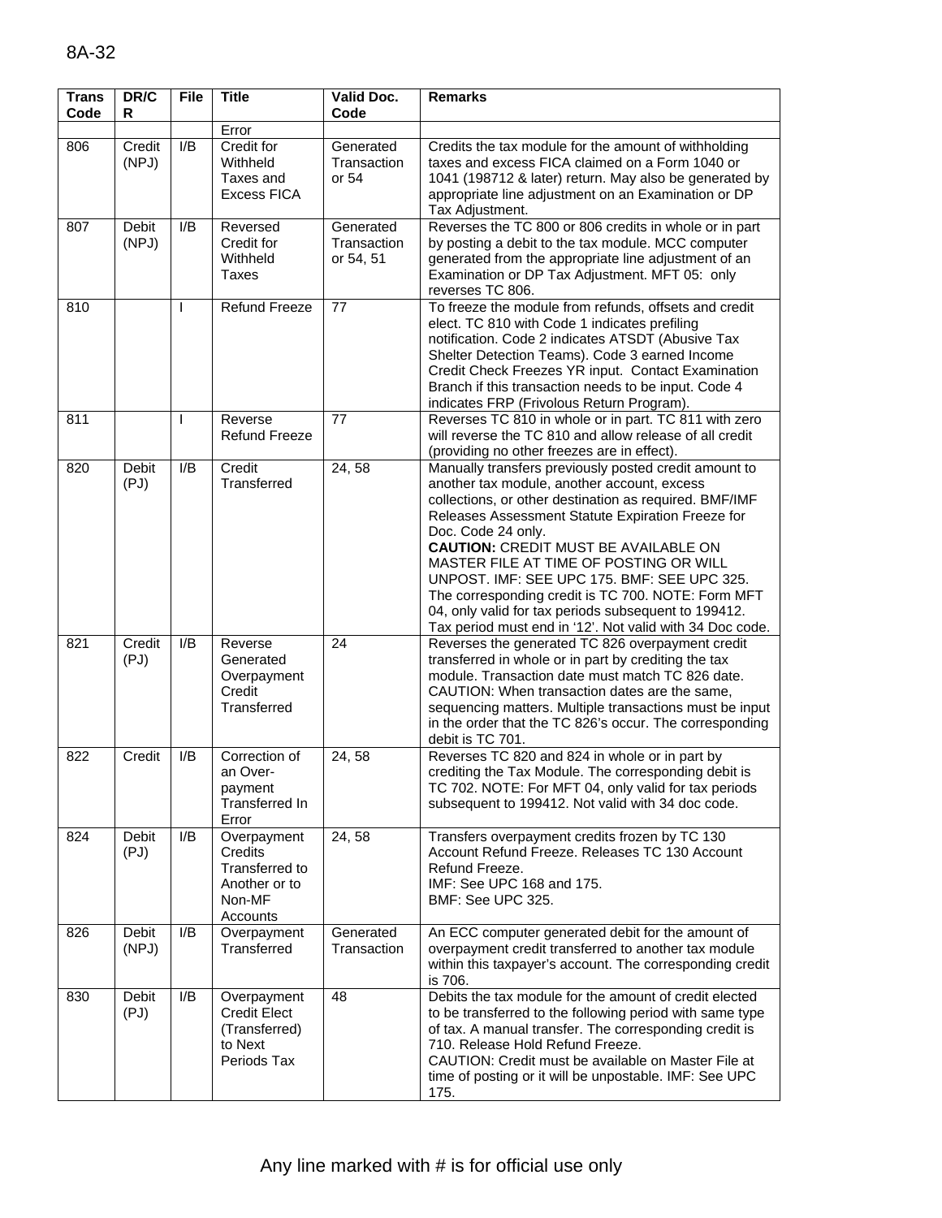| Trans Code | DR/CR | File | Title | Valid Doc. Code | Remarks |
|---|---|---|---|---|---|
| | | | Error | | |
| 806 | Credit (NPJ) | I/B | Credit for Withheld Taxes and Excess FICA | Generated Transaction or 54 | Credits the tax module for the amount of withholding taxes and excess FICA claimed on a Form 1040 or 1041 (198712 & later) return. May also be generated by appropriate line adjustment on an Examination or DP Tax Adjustment. |
| 807 | Debit (NPJ) | I/B | Reversed Credit for Withheld Taxes | Generated Transaction or 54, 51 | Reverses the TC 800 or 806 credits in whole or in part by posting a debit to the tax module. MCC computer generated from the appropriate line adjustment of an Examination or DP Tax Adjustment. MFT 05: only reverses TC 806. |
| 810 | | I | Refund Freeze | 77 | To freeze the module from refunds, offsets and credit elect. TC 810 with Code 1 indicates prefiling notification. Code 2 indicates ATSDT (Abusive Tax Shelter Detection Teams). Code 3 earned Income Credit Check Freezes YR input. Contact Examination Branch if this transaction needs to be input. Code 4 indicates FRP (Frivolous Return Program). |
| 811 | | I | Reverse Refund Freeze | 77 | Reverses TC 810 in whole or in part. TC 811 with zero will reverse the TC 810 and allow release of all credit (providing no other freezes are in effect). |
| 820 | Debit (PJ) | I/B | Credit Transferred | 24, 58 | Manually transfers previously posted credit amount to another tax module, another account, excess collections, or other destination as required. BMF/IMF Releases Assessment Statute Expiration Freeze for Doc. Code 24 only. **CAUTION:** CREDIT MUST BE AVAILABLE ON MASTER FILE AT TIME OF POSTING OR WILL UNPOST. IMF: SEE UPC 175. BMF: SEE UPC 325. The corresponding credit is TC 700. NOTE: Form MFT 04, only valid for tax periods subsequent to 199412. Tax period must end in '12'. Not valid with 34 Doc code. |
| 821 | Credit (PJ) | I/B | Reverse Generated Overpayment Credit Transferred | 24 | Reverses the generated TC 826 overpayment credit transferred in whole or in part by crediting the tax module. Transaction date must match TC 826 date. CAUTION: When transaction dates are the same, sequencing matters. Multiple transactions must be input in the order that the TC 826's occur. The corresponding debit is TC 701. |
| 822 | Credit | I/B | Correction of an Over-payment Transferred In Error | 24, 58 | Reverses TC 820 and 824 in whole or in part by crediting the Tax Module. The corresponding debit is TC 702. NOTE: For MFT 04, only valid for tax periods subsequent to 199412. Not valid with 34 doc code. |
| 824 | Debit (PJ) | I/B | Overpayment Credits Transferred to Another or to Non-MF Accounts | 24, 58 | Transfers overpayment credits frozen by TC 130 Account Refund Freeze. Releases TC 130 Account Refund Freeze.<br>IMF: See UPC 168 and 175.<br>BMF: See UPC 325. |
| 826 | Debit (NPJ) | I/B | Overpayment Transferred | Generated Transaction | An ECC computer generated debit for the amount of overpayment credit transferred to another tax module within this taxpayer's account. The corresponding credit is 706. |
| 830 | Debit (PJ) | I/B | Overpayment Credit Elect (Transferred) to Next Periods Tax | 48 | Debits the tax module for the amount of credit elected to be transferred to the following period with same type of tax. A manual transfer. The corresponding credit is 710. Release Hold Refund Freeze.<br>CAUTION: Credit must be available on Master File at time of posting or it will be unpostable. IMF: See UPC 175. |

Any line marked with # is for official use only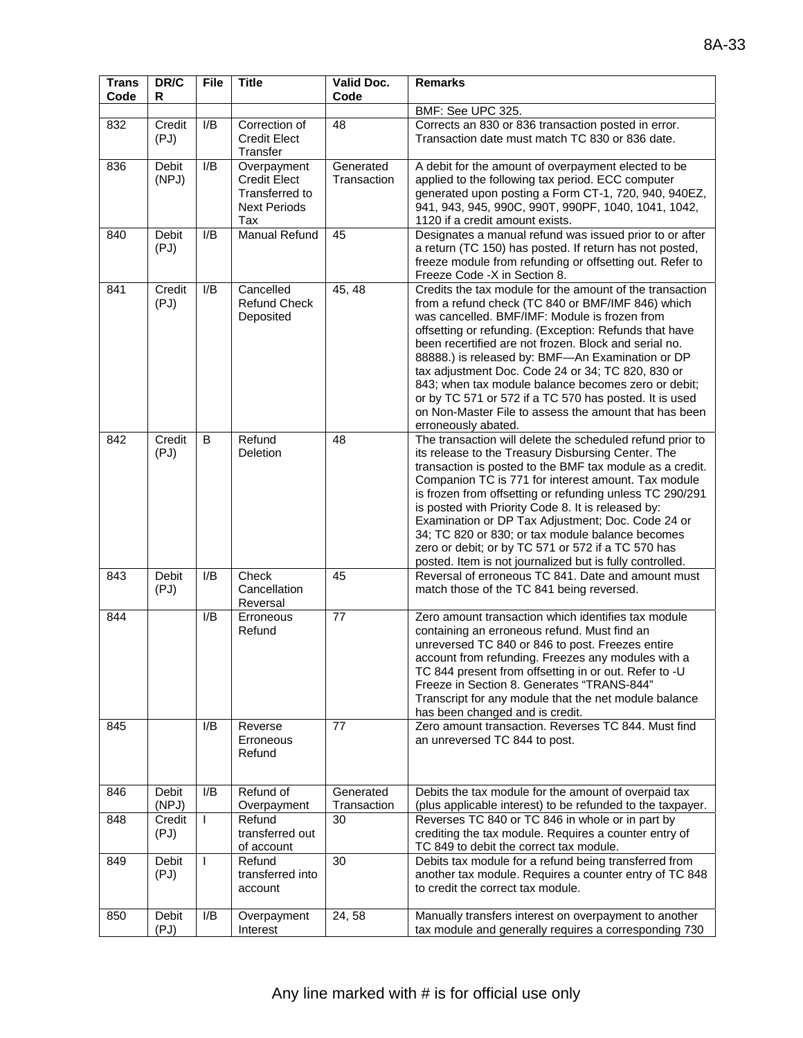| Trans Code | DR/CR | File | Title | Valid Doc. Code | Remarks |
|---|---|---|---|---|---|
| | | | | | BMF: See UPC 325. |
| 832 | Credit (PJ) | I/B | Correction of Credit Elect Transfer | 48 | Corrects an 830 or 836 transaction posted in error. Transaction date must match TC 830 or 836 date. |
| 836 | Debit (NPJ) | I/B | Overpayment Credit Elect Transferred to Next Periods Tax | Generated Transaction | A debit for the amount of overpayment elected to be applied to the following tax period. ECC computer generated upon posting a Form CT-1, 720, 940, 940EZ, 941, 943, 945, 990C, 990T, 990PF, 1040, 1041, 1042, 1120 if a credit amount exists. |
| 840 | Debit (PJ) | I/B | Manual Refund | 45 | Designates a manual refund was issued prior to or after a return (TC 150) has posted. If return has not posted, freeze module from refunding or offsetting out. Refer to Freeze Code -X in Section 8. |
| 841 | Credit (PJ) | I/B | Cancelled Refund Check Deposited | 45, 48 | Credits the tax module for the amount of the transaction from a refund check (TC 840 or BMF/IMF 846) which was cancelled. BMF/IMF: Module is frozen from offsetting or refunding. (Exception: Refunds that have been recertified are not frozen. Block and serial no. 88888.) is released by: BMF—An Examination or DP tax adjustment Doc. Code 24 or 34; TC 820, 830 or 843; when tax module balance becomes zero or debit; or by TC 571 or 572 if a TC 570 has posted. It is used on Non-Master File to assess the amount that has been erroneously abated. |
| 842 | Credit (PJ) | B | Refund Deletion | 48 | The transaction will delete the scheduled refund prior to its release to the Treasury Disbursing Center. The transaction is posted to the BMF tax module as a credit. Companion TC is 771 for interest amount. Tax module is frozen from offsetting or refunding unless TC 290/291 is posted with Priority Code 8. It is released by: Examination or DP Tax Adjustment; Doc. Code 24 or 34; TC 820 or 830; or tax module balance becomes zero or debit; or by TC 571 or 572 if a TC 570 has posted. Item is not journalized but is fully controlled. |
| 843 | Debit (PJ) | I/B | Check Cancellation Reversal | 45 | Reversal of erroneous TC 841. Date and amount must match those of the TC 841 being reversed. |
| 844 | | I/B | Erroneous Refund | 77 | Zero amount transaction which identifies tax module containing an erroneous refund. Must find an unreversed TC 840 or 846 to post. Freezes entire account from refunding. Freezes any modules with a TC 844 present from offsetting in or out. Refer to -U Freeze in Section 8. Generates "TRANS-844" Transcript for any module that the net module balance has been changed and is credit. |
| 845 | | I/B | Reverse Erroneous Refund | 77 | Zero amount transaction. Reverses TC 844. Must find an unreversed TC 844 to post. |
| 846 | Debit (NPJ) | I/B | Refund of Overpayment | Generated Transaction | Debits the tax module for the amount of overpaid tax (plus applicable interest) to be refunded to the taxpayer. |
| 848 | Credit (PJ) | I | Refund transferred out of account | 30 | Reverses TC 840 or TC 846 in whole or in part by crediting the tax module. Requires a counter entry of TC 849 to debit the correct tax module. |
| 849 | Debit (PJ) | I | Refund transferred into account | 30 | Debits tax module for a refund being transferred from another tax module. Requires a counter entry of TC 848 to credit the correct tax module. |
| 850 | Debit (PJ) | I/B | Overpayment Interest | 24, 58 | Manually transfers interest on overpayment to another tax module and generally requires a corresponding 730 |

Any line marked with # is for official use only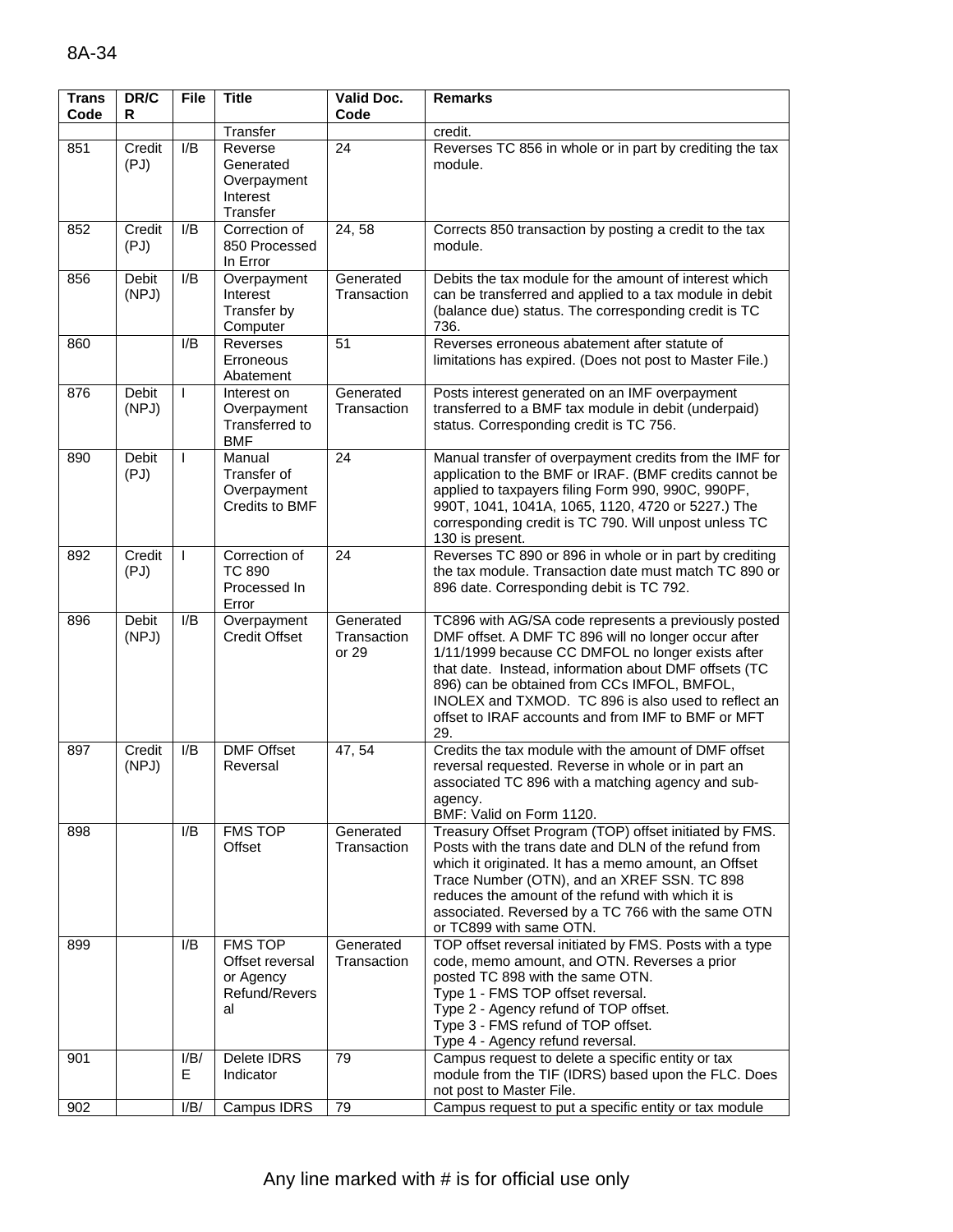| Trans Code | DR/CR | File | Title | Valid Doc. Code | Remarks |
|---|---|---|---|---|---|
| | | | Transfer | | credit. |
| 851 | Credit (PJ) | I/B | Reverse Generated Overpayment Interest Transfer | 24 | Reverses TC 856 in whole or in part by crediting the tax module. |
| 852 | Credit (PJ) | I/B | Correction of 850 Processed In Error | 24, 58 | Corrects 850 transaction by posting a credit to the tax module. |
| 856 | Debit (NPJ) | I/B | Overpayment Interest Transfer by Computer | Generated Transaction | Debits the tax module for the amount of interest which can be transferred and applied to a tax module in debit (balance due) status. The corresponding credit is TC 736. |
| 860 | | I/B | Reverses Erroneous Abatement | 51 | Reverses erroneous abatement after statute of limitations has expired. (Does not post to Master File.) |
| 876 | Debit (NPJ) | I | Interest on Overpayment Transferred to BMF | Generated Transaction | Posts interest generated on an IMF overpayment transferred to a BMF tax module in debit (underpaid) status. Corresponding credit is TC 756. |
| 890 | Debit (PJ) | I | Manual Transfer of Overpayment Credits to BMF | 24 | Manual transfer of overpayment credits from the IMF for application to the BMF or IRAF. (BMF credits cannot be applied to taxpayers filing Form 990, 990C, 990PF, 990T, 1041, 1041A, 1065, 1120, 4720 or 5227.) The corresponding credit is TC 790. Will unpost unless TC 130 is present. |
| 892 | Credit (PJ) | I | Correction of TC 890 Processed In Error | 24 | Reverses TC 890 or 896 in whole or in part by crediting the tax module. Transaction date must match TC 890 or 896 date. Corresponding debit is TC 792. |
| 896 | Debit (NPJ) | I/B | Overpayment Credit Offset | Generated Transaction or 29 | TC896 with AG/SA code represents a previously posted DMF offset. A DMF TC 896 will no longer occur after 1/11/1999 because CC DMFOL no longer exists after that date. Instead, information about DMF offsets (TC 896) can be obtained from CCs IMFOL, BMFOL, INOLEX and TXMOD. TC 896 is also used to reflect an offset to IRAF accounts and from IMF to BMF or MFT 29. |
| 897 | Credit (NPJ) | I/B | DMF Offset Reversal | 47, 54 | Credits the tax module with the amount of DMF offset reversal requested. Reverse in whole or in part an associated TC 896 with a matching agency and sub-agency.<br>BMF: Valid on Form 1120. |
| 898 | | I/B | FMS TOP Offset | Generated Transaction | Treasury Offset Program (TOP) offset initiated by FMS. Posts with the trans date and DLN of the refund from which it originated. It has a memo amount, an Offset Trace Number (OTN), and an XREF SSN. TC 898 reduces the amount of the refund with which it is associated. Reversed by a TC 766 with the same OTN or TC899 with same OTN. |
| 899 | | I/B | FMS TOP Offset reversal or Agency Refund/Reversal | Generated Transaction | TOP offset reversal initiated by FMS. Posts with a type code, memo amount, and OTN. Reverses a prior posted TC 898 with the same OTN.<br>Type 1 - FMS TOP offset reversal.<br>Type 2 - Agency refund of TOP offset.<br>Type 3 - FMS refund of TOP offset.<br>Type 4 - Agency refund reversal. |
| 901 | | I/B/E | Delete IDRS Indicator | 79 | Campus request to delete a specific entity or tax module from the TIF (IDRS) based upon the FLC. Does not post to Master File. |
| 902 | | I/B/ | Campus IDRS | 79 | Campus request to put a specific entity or tax module |

Any line marked with # is for official use only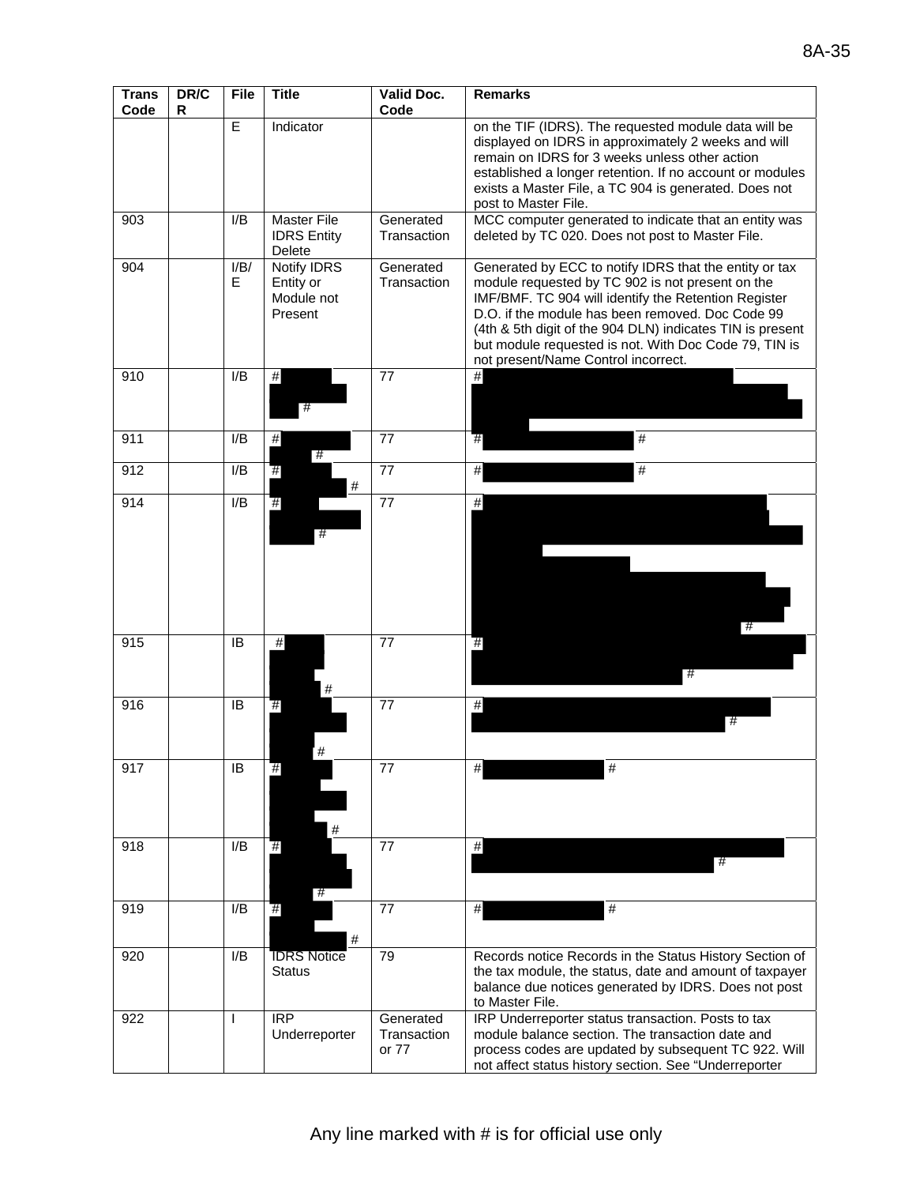| Trans Code | DR/CR | File | Title | Valid Doc. Code | Remarks |
|---|---|---|---|---|---|
| | | E | Indicator | | on the TIF (IDRS). The requested module data will be displayed on IDRS in approximately 2 weeks and will remain on IDRS for 3 weeks unless other action established a longer retention. If no account or modules exists a Master File, a TC 904 is generated. Does not post to Master File. |
| 903 | | I/B | Master File IDRS Entity Delete | Generated Transaction | MCC computer generated to indicate that an entity was deleted by TC 020. Does not post to Master File. |
| 904 | | I/B/E | Notify IDRS Entity or Module not Present | Generated Transaction | Generated by ECC to notify IDRS that the entity or tax module requested by TC 902 is not present on the IMF/BMF. TC 904 will identify the Retention Register D.O. if the module has been removed. Doc Code 99 (4th & 5th digit of the 904 DLN) indicates TIN is present but module requested is not. With Doc Code 79, TIN is not present/Name Control incorrect. |
| 910 | | I/B | # # | 77 | # |
| 911 | | I/B | # # | 77 | # # |
| 912 | | I/B | # # | 77 | # # |
| 914 | | I/B | # # | 77 | # # |
| 915 | | IB | # # | 77 | # # |
| 916 | | IB | # # | 77 | # # |
| 917 | | IB | # # | 77 | # # |
| 918 | | I/B | # # | 77 | # # |
| 919 | | I/B | # # | 77 | # # |
| 920 | | I/B | IDRS Notice Status | 79 | Records notice Records in the Status History Section of the tax module, the status, date and amount of taxpayer balance due notices generated by IDRS. Does not post to Master File. |
| 922 | | I | IRP Underreporter | Generated Transaction or 77 | IRP Underreporter status transaction. Posts to tax module balance section. The transaction date and process codes are updated by subsequent TC 922. Will not affect status history section. See "Underreporter |

Any line marked with # is for official use only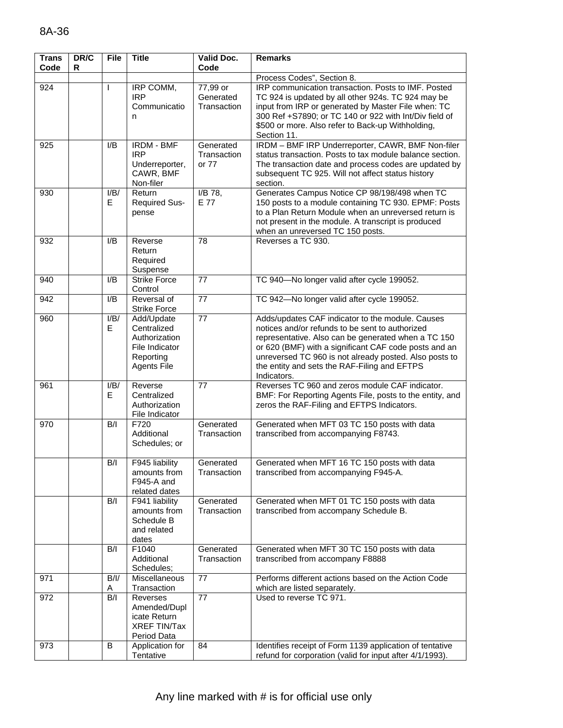| Trans Code | DR/CR | File | Title | Valid Doc. Code | Remarks |
|---|---|---|---|---|---|
| | | | | | Process Codes", Section 8. |
| 924 | | I | IRP COMM, IRP Communication | 77,99 or Generated Transaction | IRP communication transaction. Posts to IMF. Posted TC 924 is updated by all other 924s. TC 924 may be input from IRP or generated by Master File when: TC 300 Ref +S7890; or TC 140 or 922 with Int/Div field of $500 or more. Also refer to Back-up Withholding, Section 11. |
| 925 | | I/B | IRDM - BMF IRP Underreporter, CAWR, BMF Non-filer | Generated Transaction or 77 | IRDM – BMF IRP Underreporter, CAWR, BMF Non-filer status transaction. Posts to tax module balance section. The transaction date and process codes are updated by subsequent TC 925. Will not affect status history section. |
| 930 | | I/B/E | Return Required Suspense | I/B 78, E 77 | Generates Campus Notice CP 98/198/498 when TC 150 posts to a module containing TC 930. EPMF: Posts to a Plan Return Module when an unreversed return is not present in the module. A transcript is produced when an unreversed TC 150 posts. |
| 932 | | I/B | Reverse Return Required Suspense | 78 | Reverses a TC 930. |
| 940 | | I/B | Strike Force Control | 77 | TC 940—No longer valid after cycle 199052. |
| 942 | | I/B | Reversal of Strike Force | 77 | TC 942—No longer valid after cycle 199052. |
| 960 | | I/B/E | Add/Update Centralized Authorization File Indicator Reporting Agents File | 77 | Adds/updates CAF indicator to the module. Causes notices and/or refunds to be sent to authorized representative. Also can be generated when a TC 150 or 620 (BMF) with a significant CAF code posts and an unreversed TC 960 is not already posted. Also posts to the entity and sets the RAF-Filing and EFTPS Indicators. |
| 961 | | I/B/E | Reverse Centralized Authorization File Indicator | 77 | Reverses TC 960 and zeros module CAF indicator. BMF: For Reporting Agents File, posts to the entity, and zeros the RAF-Filing and EFTPS Indicators. |
| 970 | | B/I | F720 Additional Schedules; or | Generated Transaction | Generated when MFT 03 TC 150 posts with data transcribed from accompanying F8743. |
| | | B/I | F945 liability amounts from F945-A and related dates | Generated Transaction | Generated when MFT 16 TC 150 posts with data transcribed from accompanying F945-A. |
| | | B/I | F941 liability amounts from Schedule B and related dates | Generated Transaction | Generated when MFT 01 TC 150 posts with data transcribed from accompany Schedule B. |
| | | B/I | F1040 Additional Schedules; | Generated Transaction | Generated when MFT 30 TC 150 posts with data transcribed from accompany F8888 |
| 971 | | B/I/A | Miscellaneous Transaction | 77 | Performs different actions based on the Action Code which are listed separately. |
| 972 | | B/I | Reverses Amended/Duplicate Return XREF TIN/Tax Period Data | 77 | Used to reverse TC 971. |
| 973 | | B | Application for Tentative | 84 | Identifies receipt of Form 1139 application of tentative refund for corporation (valid for input after 4/1/1993). |

Any line marked with # is for official use only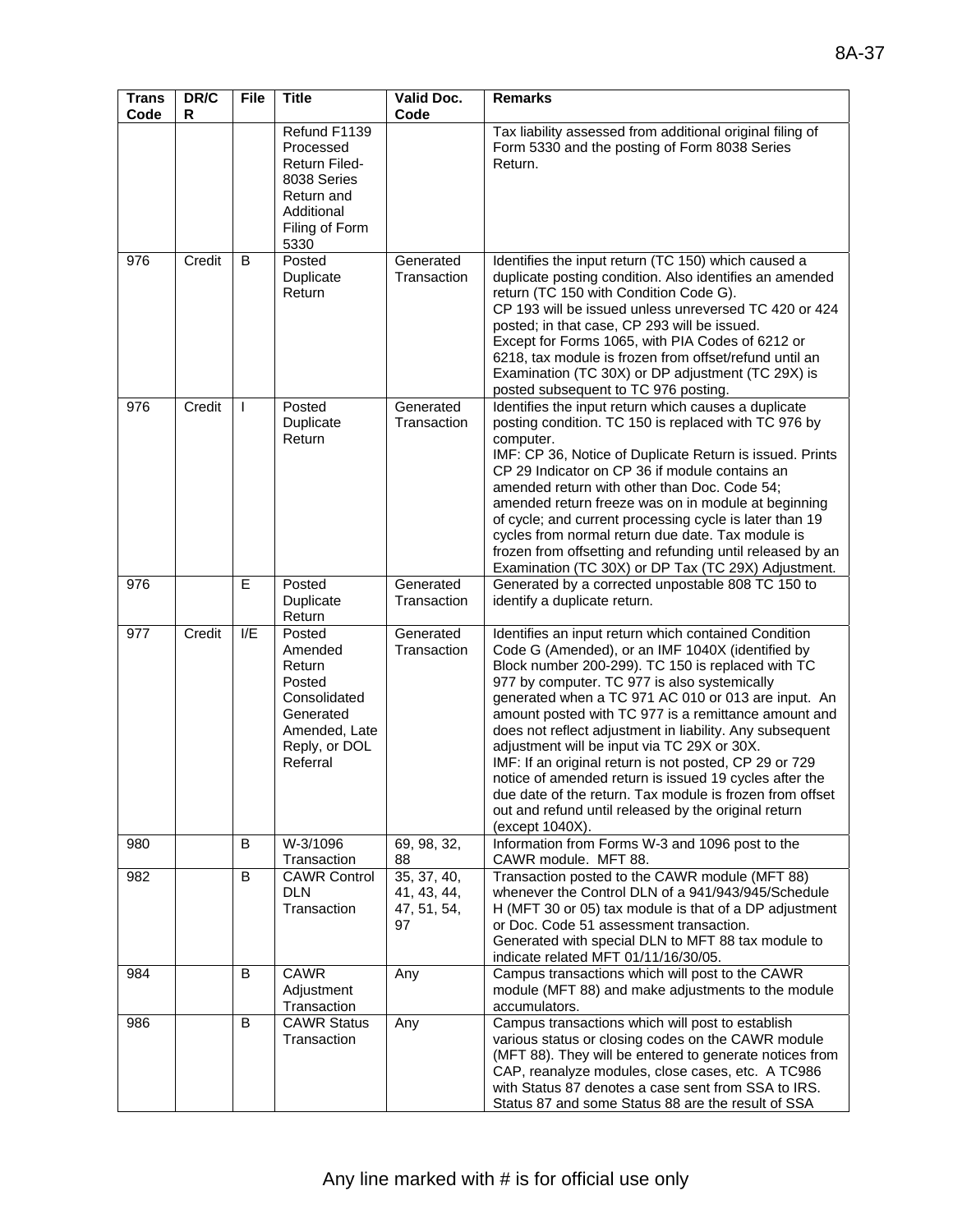| Trans Code | DR/CR | File | Title | Valid Doc. Code | Remarks |
|---|---|---|---|---|---|
| | | | Refund F1139 Processed Return Filed-8038 Series Return and Additional Filing of Form 5330 | | Tax liability assessed from additional original filing of Form 5330 and the posting of Form 8038 Series Return. |
| 976 | Credit | B | Posted Duplicate Return | Generated Transaction | Identifies the input return (TC 150) which caused a duplicate posting condition. Also identifies an amended return (TC 150 with Condition Code G). CP 193 will be issued unless unreversed TC 420 or 424 posted; in that case, CP 293 will be issued. Except for Forms 1065, with PIA Codes of 6212 or 6218, tax module is frozen from offset/refund until an Examination (TC 30X) or DP adjustment (TC 29X) is posted subsequent to TC 976 posting. |
| 976 | Credit | I | Posted Duplicate Return | Generated Transaction | Identifies the input return which causes a duplicate posting condition. TC 150 is replaced with TC 976 by computer. IMF: CP 36, Notice of Duplicate Return is issued. Prints CP 29 Indicator on CP 36 if module contains an amended return with other than Doc. Code 54; amended return freeze was on in module at beginning of cycle; and current processing cycle is later than 19 cycles from normal return due date. Tax module is frozen from offsetting and refunding until released by an Examination (TC 30X) or DP Tax (TC 29X) Adjustment. |
| 976 | | E | Posted Duplicate Return | Generated Transaction | Generated by a corrected unpostable 808 TC 150 to identify a duplicate return. |
| 977 | Credit | I/E | Posted Amended Return Posted Consolidated Generated Amended, Late Reply, or DOL Referral | Generated Transaction | Identifies an input return which contained Condition Code G (Amended), or an IMF 1040X (identified by Block number 200-299). TC 150 is replaced with TC 977 by computer. TC 977 is also systemically generated when a TC 971 AC 010 or 013 are input. An amount posted with TC 977 is a remittance amount and does not reflect adjustment in liability. Any subsequent adjustment will be input via TC 29X or 30X. IMF: If an original return is not posted, CP 29 or 729 notice of amended return is issued 19 cycles after the due date of the return. Tax module is frozen from offset out and refund until released by the original return (except 1040X). |
| 980 | | B | W-3/1096 Transaction | 69, 98, 32, 88 | Information from Forms W-3 and 1096 post to the CAWR module. MFT 88. |
| 982 | | B | CAWR Control DLN Transaction | 35, 37, 40, 41, 43, 44, 47, 51, 54, 97 | Transaction posted to the CAWR module (MFT 88) whenever the Control DLN of a 941/943/945/Schedule H (MFT 30 or 05) tax module is that of a DP adjustment or Doc. Code 51 assessment transaction. Generated with special DLN to MFT 88 tax module to indicate related MFT 01/11/16/30/05. |
| 984 | | B | CAWR Adjustment Transaction | Any | Campus transactions which will post to the CAWR module (MFT 88) and make adjustments to the module accumulators. |
| 986 | | B | CAWR Status Transaction | Any | Campus transactions which will post to establish various status or closing codes on the CAWR module (MFT 88). They will be entered to generate notices from CAP, reanalyze modules, close cases, etc. A TC986 with Status 87 denotes a case sent from SSA to IRS. Status 87 and some Status 88 are the result of SSA |

Any line marked with # is for official use only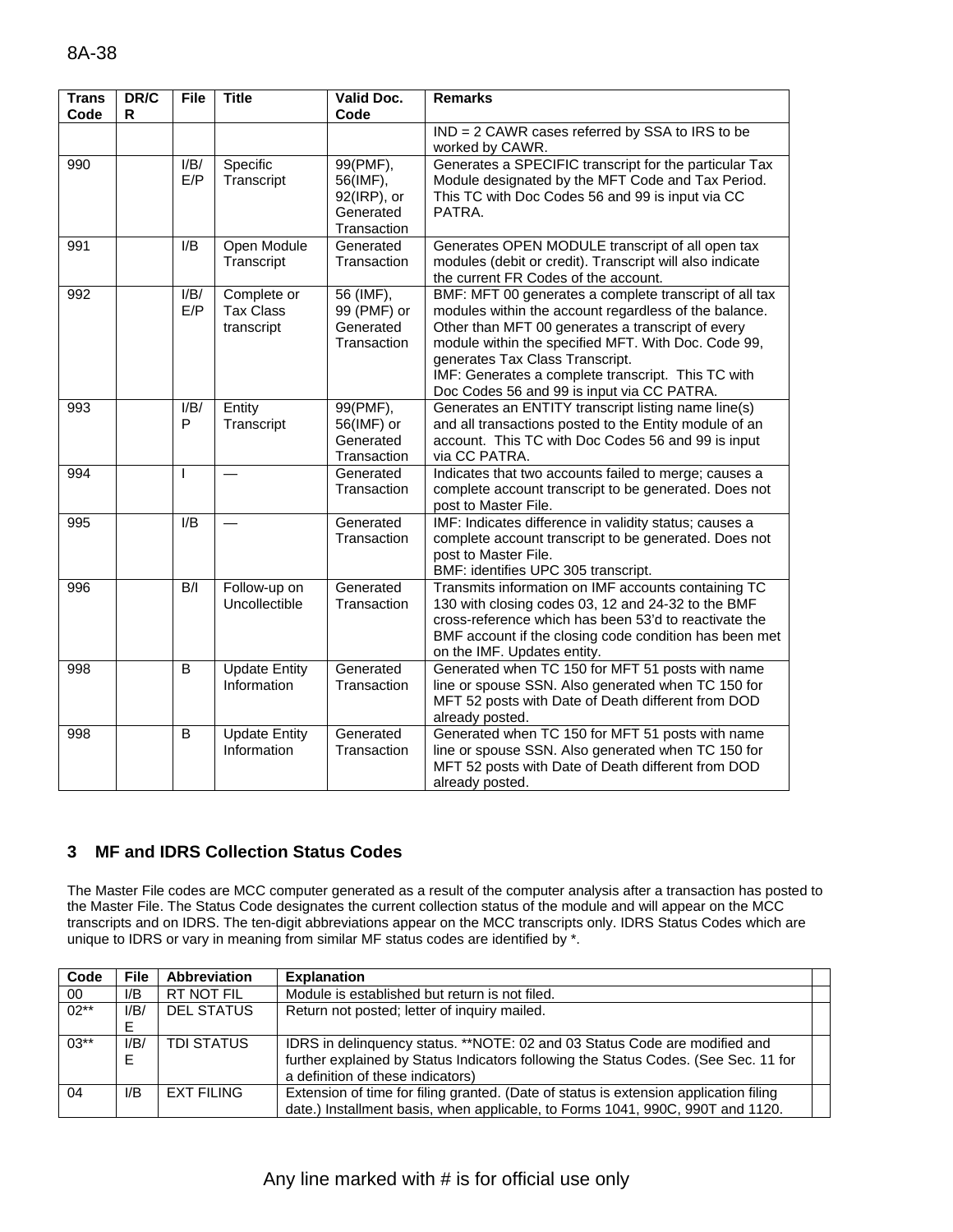| Trans Code | DR/CR | File | Title | Valid Doc. Code | Remarks |
|---|---|---|---|---|---|
| | | | | | IND = 2 CAWR cases referred by SSA to IRS to be worked by CAWR. |
| 990 | | I/B/E/P | Specific Transcript | 99(PMF), 56(IMF), 92(IRP), or Generated Transaction | Generates a SPECIFIC transcript for the particular Tax Module designated by the MFT Code and Tax Period. This TC with Doc Codes 56 and 99 is input via CC PATRA. |
| 991 | | I/B | Open Module Transcript | Generated Transaction | Generates OPEN MODULE transcript of all open tax modules (debit or credit). Transcript will also indicate the current FR Codes of the account. |
| 992 | | I/B/E/P | Complete or Tax Class transcript | 56 (IMF), 99 (PMF) or Generated Transaction | BMF: MFT 00 generates a complete transcript of all tax modules within the account regardless of the balance. Other than MFT 00 generates a transcript of every module within the specified MFT. With Doc. Code 99, generates Tax Class Transcript. IMF: Generates a complete transcript. This TC with Doc Codes 56 and 99 is input via CC PATRA. |
| 993 | | I/B/P | Entity Transcript | 99(PMF), 56(IMF) or Generated Transaction | Generates an ENTITY transcript listing name line(s) and all transactions posted to the Entity module of an account. This TC with Doc Codes 56 and 99 is input via CC PATRA. |
| 994 | | I | — | Generated Transaction | Indicates that two accounts failed to merge; causes a complete account transcript to be generated. Does not post to Master File. |
| 995 | | I/B | — | Generated Transaction | IMF: Indicates difference in validity status; causes a complete account transcript to be generated. Does not post to Master File. BMF: identifies UPC 305 transcript. |
| 996 | | B/I | Follow-up on Uncollectible | Generated Transaction | Transmits information on IMF accounts containing TC 130 with closing codes 03, 12 and 24-32 to the BMF cross-reference which has been 53'd to reactivate the BMF account if the closing code condition has been met on the IMF. Updates entity. |
| 998 | | B | Update Entity Information | Generated Transaction | Generated when TC 150 for MFT 51 posts with name line or spouse SSN. Also generated when TC 150 for MFT 52 posts with Date of Death different from DOD already posted. |
| 998 | | B | Update Entity Information | Generated Transaction | Generated when TC 150 for MFT 51 posts with name line or spouse SSN. Also generated when TC 150 for MFT 52 posts with Date of Death different from DOD already posted. |

## 3 MF and IDRS Collection Status Codes

The Master File codes are MCC computer generated as a result of the computer analysis after a transaction has posted to the Master File. The Status Code designates the current collection status of the module and will appear on the MCC transcripts and on IDRS. The ten-digit abbreviations appear on the MCC transcripts only. IDRS Status Codes which are unique to IDRS or vary in meaning from similar MF status codes are identified by *.

| Code | File | Abbreviation | Explanation | |
|---|---|---|---|---|
| 00 | I/B | RT NOT FIL | Module is established but return is not filed. | |
| 02** | I/B/E | DEL STATUS | Return not posted; letter of inquiry mailed. | |
| 03** | I/B/E | TDI STATUS | IDRS in delinquency status. **NOTE: 02 and 03 Status Code are modified and further explained by Status Indicators following the Status Codes. (See Sec. 11 for a definition of these indicators) | |
| 04 | I/B | EXT FILING | Extension of time for filing granted. (Date of status is extension application filing date.) Installment basis, when applicable, to Forms 1041, 990C, 990T and 1120. | |

Any line marked with # is for official use only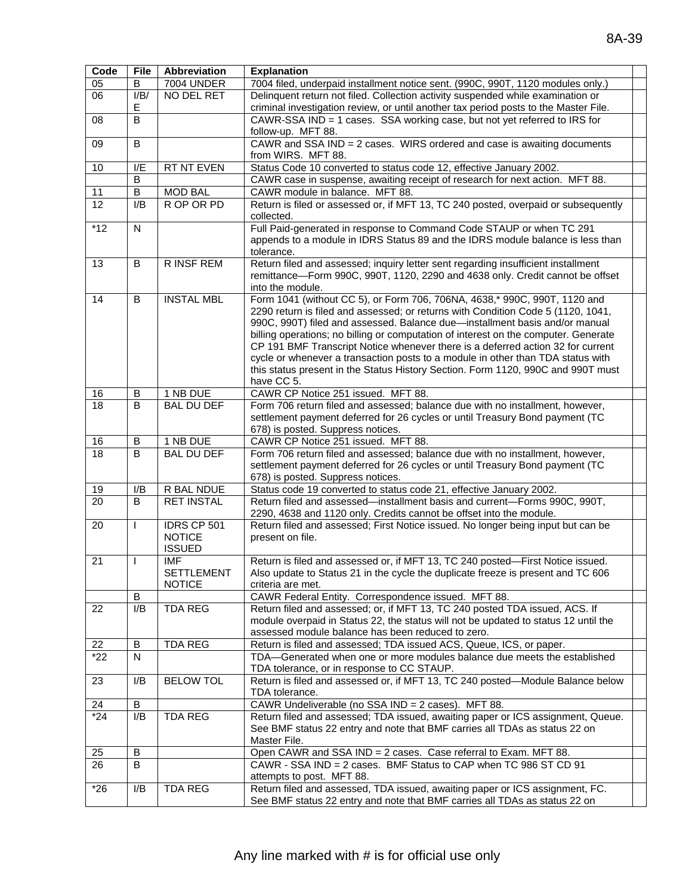| Code | File | Abbreviation | Explanation | |
|---|---|---|---|---|
| 05 | B | 7004 UNDER | 7004 filed, underpaid installment notice sent. (990C, 990T, 1120 modules only.) | |
| 06 | I/B/E | NO DEL RET | Delinquent return not filed. Collection activity suspended while examination or criminal investigation review, or until another tax period posts to the Master File. | |
| 08 | B | | CAWR-SSA IND = 1 cases. SSA working case, but not yet referred to IRS for follow-up. MFT 88. | |
| 09 | B | | CAWR and SSA IND = 2 cases. WIRS ordered and case is awaiting documents from WIRS. MFT 88. | |
| 10 | I/E | RT NT EVEN | Status Code 10 converted to status code 12, effective January 2002. | |
| | B | | CAWR case in suspense, awaiting receipt of research for next action. MFT 88. | |
| 11 | B | MOD BAL | CAWR module in balance. MFT 88. | |
| 12 | I/B | R OP OR PD | Return is filed or assessed or, if MFT 13, TC 240 posted, overpaid or subsequently collected. | |
| *12 | N | | Full Paid-generated in response to Command Code STAUP or when TC 291 appends to a module in IDRS Status 89 and the IDRS module balance is less than tolerance. | |
| 13 | B | R INSF REM | Return filed and assessed; inquiry letter sent regarding insufficient installment remittance—Form 990C, 990T, 1120, 2290 and 4638 only. Credit cannot be offset into the module. | |
| 14 | B | INSTAL MBL | Form 1041 (without CC 5), or Form 706, 706NA, 4638,* 990C, 990T, 1120 and 2290 return is filed and assessed; or returns with Condition Code 5 (1120, 1041, 990C, 990T) filed and assessed. Balance due—installment basis and/or manual billing operations; no billing or computation of interest on the computer. Generate CP 191 BMF Transcript Notice whenever there is a deferred action 32 for current cycle or whenever a transaction posts to a module in other than TDA status with this status present in the Status History Section. Form 1120, 990C and 990T must have CC 5. | |
| 16 | B | 1 NB DUE | CAWR CP Notice 251 issued. MFT 88. | |
| 18 | B | BAL DU DEF | Form 706 return filed and assessed; balance due with no installment, however, settlement payment deferred for 26 cycles or until Treasury Bond payment (TC 678) is posted. Suppress notices. | |
| 16 | B | 1 NB DUE | CAWR CP Notice 251 issued. MFT 88. | |
| 18 | B | BAL DU DEF | Form 706 return filed and assessed; balance due with no installment, however, settlement payment deferred for 26 cycles or until Treasury Bond payment (TC 678) is posted. Suppress notices. | |
| 19 | I/B | R BAL NDUE | Status code 19 converted to status code 21, effective January 2002. | |
| 20 | B | RET INSTAL | Return filed and assessed—installment basis and current—Forms 990C, 990T, 2290, 4638 and 1120 only. Credits cannot be offset into the module. | |
| 20 | I | IDRS CP 501 NOTICE ISSUED | Return filed and assessed; First Notice issued. No longer being input but can be present on file. | |
| 21 | I | IMF SETTLEMENT NOTICE | Return is filed and assessed or, if MFT 13, TC 240 posted—First Notice issued. Also update to Status 21 in the cycle the duplicate freeze is present and TC 606 criteria are met. | |
| | B | | CAWR Federal Entity. Correspondence issued. MFT 88. | |
| 22 | I/B | TDA REG | Return filed and assessed; or, if MFT 13, TC 240 posted TDA issued, ACS. If module overpaid in Status 22, the status will not be updated to status 12 until the assessed module balance has been reduced to zero. | |
| 22 | B | TDA REG | Return is filed and assessed; TDA issued ACS, Queue, ICS, or paper. | |
| *22 | N | | TDA—Generated when one or more modules balance due meets the established TDA tolerance, or in response to CC STAUP. | |
| 23 | I/B | BELOW TOL | Return is filed and assessed or, if MFT 13, TC 240 posted—Module Balance below TDA tolerance. | |
| 24 | B | | CAWR Undeliverable (no SSA IND = 2 cases). MFT 88. | |
| *24 | I/B | TDA REG | Return filed and assessed; TDA issued, awaiting paper or ICS assignment, Queue. See BMF status 22 entry and note that BMF carries all TDAs as status 22 on Master File. | |
| 25 | B | | Open CAWR and SSA IND = 2 cases. Case referral to Exam. MFT 88. | |
| 26 | B | | CAWR - SSA IND = 2 cases. BMF Status to CAP when TC 986 ST CD 91 attempts to post. MFT 88. | |
| *26 | I/B | TDA REG | Return filed and assessed, TDA issued, awaiting paper or ICS assignment, FC. See BMF status 22 entry and note that BMF carries all TDAs as status 22 on | |

Any line marked with # is for official use only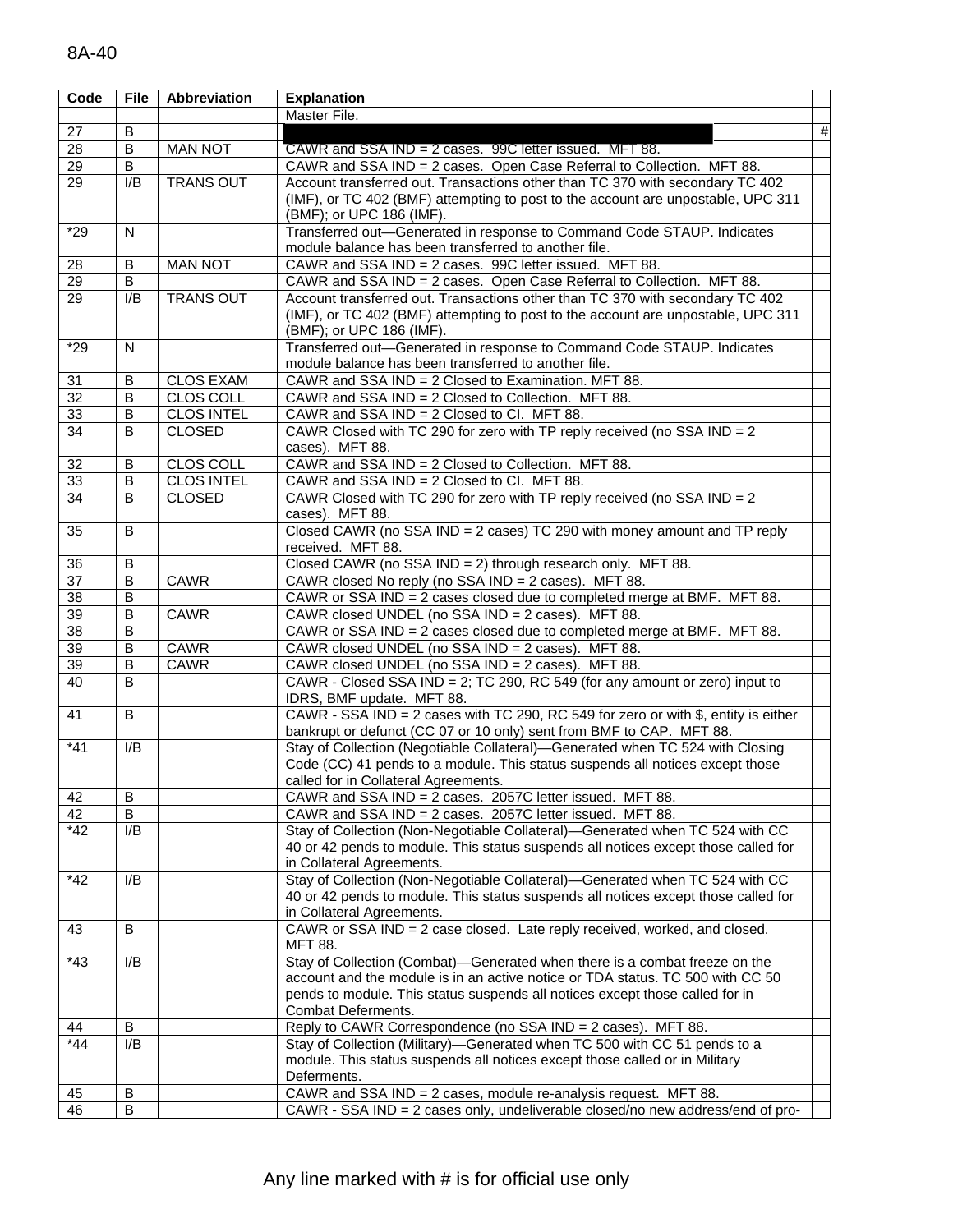| Code | File | Abbreviation | Explanation | |
|---|---|---|---|---|
| | | | Master File. | |
| 27 | B | | | # |
| 28 | B | MAN NOT | CAWR and SSA IND = 2 cases. 99C letter issued. MFT 88. | |
| 29 | B | | CAWR and SSA IND = 2 cases. Open Case Referral to Collection. MFT 88. | |
| 29 | I/B | TRANS OUT | Account transferred out. Transactions other than TC 370 with secondary TC 402 (IMF), or TC 402 (BMF) attempting to post to the account are unpostable, UPC 311 (BMF); or UPC 186 (IMF). | |
| *29 | N | | Transferred out—Generated in response to Command Code STAUP. Indicates module balance has been transferred to another file. | |
| 28 | B | MAN NOT | CAWR and SSA IND = 2 cases. 99C letter issued. MFT 88. | |
| 29 | B | | CAWR and SSA IND = 2 cases. Open Case Referral to Collection. MFT 88. | |
| 29 | I/B | TRANS OUT | Account transferred out. Transactions other than TC 370 with secondary TC 402 (IMF), or TC 402 (BMF) attempting to post to the account are unpostable, UPC 311 (BMF); or UPC 186 (IMF). | |
| *29 | N | | Transferred out—Generated in response to Command Code STAUP. Indicates module balance has been transferred to another file. | |
| 31 | B | CLOS EXAM | CAWR and SSA IND = 2 Closed to Examination. MFT 88. | |
| 32 | B | CLOS COLL | CAWR and SSA IND = 2 Closed to Collection. MFT 88. | |
| 33 | B | CLOS INTEL | CAWR and SSA IND = 2 Closed to CI. MFT 88. | |
| 34 | B | CLOSED | CAWR Closed with TC 290 for zero with TP reply received (no SSA IND = 2 cases). MFT 88. | |
| 32 | B | CLOS COLL | CAWR and SSA IND = 2 Closed to Collection. MFT 88. | |
| 33 | B | CLOS INTEL | CAWR and SSA IND = 2 Closed to CI. MFT 88. | |
| 34 | B | CLOSED | CAWR Closed with TC 290 for zero with TP reply received (no SSA IND = 2 cases). MFT 88. | |
| 35 | B | | Closed CAWR (no SSA IND = 2 cases) TC 290 with money amount and TP reply received. MFT 88. | |
| 36 | B | | Closed CAWR (no SSA IND = 2) through research only. MFT 88. | |
| 37 | B | CAWR | CAWR closed No reply (no SSA IND = 2 cases). MFT 88. | |
| 38 | B | | CAWR or SSA IND = 2 cases closed due to completed merge at BMF. MFT 88. | |
| 39 | B | CAWR | CAWR closed UNDEL (no SSA IND = 2 cases). MFT 88. | |
| 38 | B | | CAWR or SSA IND = 2 cases closed due to completed merge at BMF. MFT 88. | |
| 39 | B | CAWR | CAWR closed UNDEL (no SSA IND = 2 cases). MFT 88. | |
| 39 | B | CAWR | CAWR closed UNDEL (no SSA IND = 2 cases). MFT 88. | |
| 40 | B | | CAWR - Closed SSA IND = 2; TC 290, RC 549 (for any amount or zero) input to IDRS, BMF update. MFT 88. | |
| 41 | B | | CAWR - SSA IND = 2 cases with TC 290, RC 549 for zero or with $, entity is either bankrupt or defunct (CC 07 or 10 only) sent from BMF to CAP. MFT 88. | |
| *41 | I/B | | Stay of Collection (Negotiable Collateral)—Generated when TC 524 with Closing Code (CC) 41 pends to a module. This status suspends all notices except those called for in Collateral Agreements. | |
| 42 | B | | CAWR and SSA IND = 2 cases. 2057C letter issued. MFT 88. | |
| 42 | B | | CAWR and SSA IND = 2 cases. 2057C letter issued. MFT 88. | |
| *42 | I/B | | Stay of Collection (Non-Negotiable Collateral)—Generated when TC 524 with CC 40 or 42 pends to module. This status suspends all notices except those called for in Collateral Agreements. | |
| *42 | I/B | | Stay of Collection (Non-Negotiable Collateral)—Generated when TC 524 with CC 40 or 42 pends to module. This status suspends all notices except those called for in Collateral Agreements. | |
| 43 | B | | CAWR or SSA IND = 2 case closed. Late reply received, worked, and closed. MFT 88. | |
| *43 | I/B | | Stay of Collection (Combat)—Generated when there is a combat freeze on the account and the module is in an active notice or TDA status. TC 500 with CC 50 pends to module. This status suspends all notices except those called for in Combat Deferments. | |
| 44 | B | | Reply to CAWR Correspondence (no SSA IND = 2 cases). MFT 88. | |
| *44 | I/B | | Stay of Collection (Military)—Generated when TC 500 with CC 51 pends to a module. This status suspends all notices except those called or in Military Deferments. | |
| 45 | B | | CAWR and SSA IND = 2 cases, module re-analysis request. MFT 88. | |
| 46 | B | | CAWR - SSA IND = 2 cases only, undeliverable closed/no new address/end of pro- | |

Any line marked with # is for official use only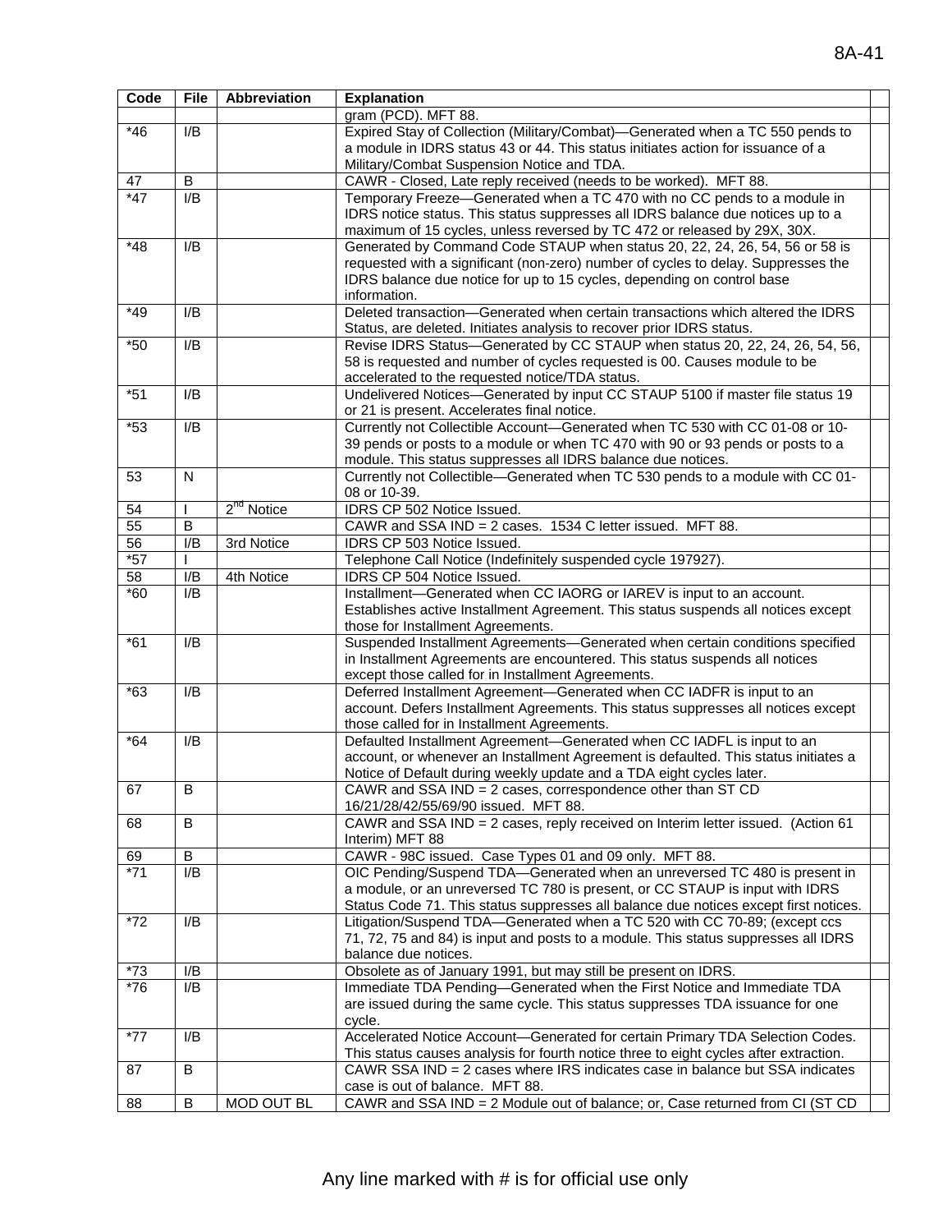| Code | File | Abbreviation | Explanation | |
|---|---|---|---|---|
| | | | gram (PCD). MFT 88. | |
| *46 | I/B | | Expired Stay of Collection (Military/Combat)—Generated when a TC 550 pends to a module in IDRS status 43 or 44. This status initiates action for issuance of a Military/Combat Suspension Notice and TDA. | |
| 47 | B | | CAWR - Closed, Late reply received (needs to be worked). MFT 88. | |
| *47 | I/B | | Temporary Freeze—Generated when a TC 470 with no CC pends to a module in IDRS notice status. This status suppresses all IDRS balance due notices up to a maximum of 15 cycles, unless reversed by TC 472 or released by 29X, 30X. | |
| *48 | I/B | | Generated by Command Code STAUP when status 20, 22, 24, 26, 54, 56 or 58 is requested with a significant (non-zero) number of cycles to delay. Suppresses the IDRS balance due notice for up to 15 cycles, depending on control base information. | |
| *49 | I/B | | Deleted transaction—Generated when certain transactions which altered the IDRS Status, are deleted. Initiates analysis to recover prior IDRS status. | |
| *50 | I/B | | Revise IDRS Status—Generated by CC STAUP when status 20, 22, 24, 26, 54, 56, 58 is requested and number of cycles requested is 00. Causes module to be accelerated to the requested notice/TDA status. | |
| *51 | I/B | | Undelivered Notices—Generated by input CC STAUP 5100 if master file status 19 or 21 is present. Accelerates final notice. | |
| *53 | I/B | | Currently not Collectible Account—Generated when TC 530 with CC 01-08 or 10-39 pends or posts to a module or when TC 470 with 90 or 93 pends or posts to a module. This status suppresses all IDRS balance due notices. | |
| 53 | N | | Currently not Collectible—Generated when TC 530 pends to a module with CC 01-08 or 10-39. | |
| 54 | I | 2nd Notice | IDRS CP 502 Notice Issued. | |
| 55 | B | | CAWR and SSA IND = 2 cases. 1534 C letter issued. MFT 88. | |
| 56 | I/B | 3rd Notice | IDRS CP 503 Notice Issued. | |
| *57 | I | | Telephone Call Notice (Indefinitely suspended cycle 197927). | |
| 58 | I/B | 4th Notice | IDRS CP 504 Notice Issued. | |
| *60 | I/B | | Installment—Generated when CC IAORG or IAREV is input to an account. Establishes active Installment Agreement. This status suspends all notices except those for Installment Agreements. | |
| *61 | I/B | | Suspended Installment Agreements—Generated when certain conditions specified in Installment Agreements are encountered. This status suspends all notices except those called for in Installment Agreements. | |
| *63 | I/B | | Deferred Installment Agreement—Generated when CC IADFR is input to an account. Defers Installment Agreements. This status suppresses all notices except those called for in Installment Agreements. | |
| *64 | I/B | | Defaulted Installment Agreement—Generated when CC IADFL is input to an account, or whenever an Installment Agreement is defaulted. This status initiates a Notice of Default during weekly update and a TDA eight cycles later. | |
| 67 | B | | CAWR and SSA IND = 2 cases, correspondence other than ST CD 16/21/28/42/55/69/90 issued. MFT 88. | |
| 68 | B | | CAWR and SSA IND = 2 cases, reply received on Interim letter issued. (Action 61 Interim) MFT 88 | |
| 69 | B | | CAWR - 98C issued. Case Types 01 and 09 only. MFT 88. | |
| *71 | I/B | | OIC Pending/Suspend TDA—Generated when an unreversed TC 480 is present in a module, or an unreversed TC 780 is present, or CC STAUP is input with IDRS Status Code 71. This status suppresses all balance due notices except first notices. | |
| *72 | I/B | | Litigation/Suspend TDA—Generated when a TC 520 with CC 70-89; (except ccs 71, 72, 75 and 84) is input and posts to a module. This status suppresses all IDRS balance due notices. | |
| *73 | I/B | | Obsolete as of January 1991, but may still be present on IDRS. | |
| *76 | I/B | | Immediate TDA Pending—Generated when the First Notice and Immediate TDA are issued during the same cycle. This status suppresses TDA issuance for one cycle. | |
| *77 | I/B | | Accelerated Notice Account—Generated for certain Primary TDA Selection Codes. This status causes analysis for fourth notice three to eight cycles after extraction. | |
| 87 | B | | CAWR SSA IND = 2 cases where IRS indicates case in balance but SSA indicates case is out of balance. MFT 88. | |
| 88 | B | MOD OUT BL | CAWR and SSA IND = 2 Module out of balance; or, Case returned from CI (ST CD | |

Any line marked with # is for official use only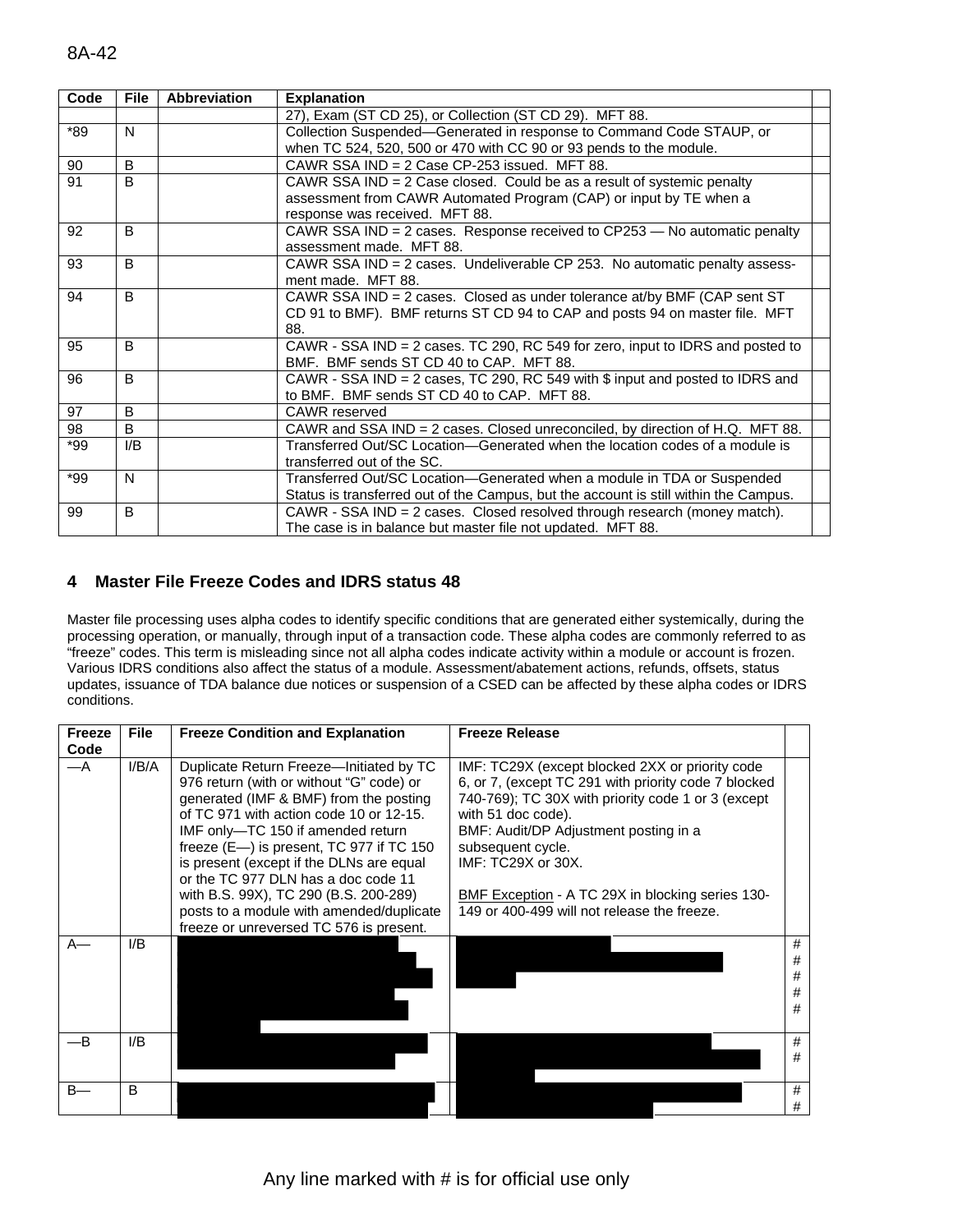| Code | File | Abbreviation | Explanation | |
|---|---|---|---|---|
| | | | 27), Exam (ST CD 25), or Collection (ST CD 29). MFT 88. | |
| *89 | N | | Collection Suspended—Generated in response to Command Code STAUP, or when TC 524, 520, 500 or 470 with CC 90 or 93 pends to the module. | |
| 90 | B | | CAWR SSA IND = 2 Case CP-253 issued. MFT 88. | |
| 91 | B | | CAWR SSA IND = 2 Case closed. Could be as a result of systemic penalty assessment from CAWR Automated Program (CAP) or input by TE when a response was received. MFT 88. | |
| 92 | B | | CAWR SSA IND = 2 cases. Response received to CP253 — No automatic penalty assessment made. MFT 88. | |
| 93 | B | | CAWR SSA IND = 2 cases. Undeliverable CP 253. No automatic penalty assessment made. MFT 88. | |
| 94 | B | | CAWR SSA IND = 2 cases. Closed as under tolerance at/by BMF (CAP sent ST CD 91 to BMF). BMF returns ST CD 94 to CAP and posts 94 on master file. MFT 88. | |
| 95 | B | | CAWR - SSA IND = 2 cases. TC 290, RC 549 for zero, input to IDRS and posted to BMF. BMF sends ST CD 40 to CAP. MFT 88. | |
| 96 | B | | CAWR - SSA IND = 2 cases, TC 290, RC 549 with $ input and posted to IDRS and to BMF. BMF sends ST CD 40 to CAP. MFT 88. | |
| 97 | B | | CAWR reserved | |
| 98 | B | | CAWR and SSA IND = 2 cases. Closed unreconciled, by direction of H.Q. MFT 88. | |
| *99 | I/B | | Transferred Out/SC Location—Generated when the location codes of a module is transferred out of the SC. | |
| *99 | N | | Transferred Out/SC Location—Generated when a module in TDA or Suspended Status is transferred out of the Campus, but the account is still within the Campus. | |
| 99 | B | | CAWR - SSA IND = 2 cases. Closed resolved through research (money match). The case is in balance but master file not updated. MFT 88. | |

## 4 Master File Freeze Codes and IDRS status 48

Master file processing uses alpha codes to identify specific conditions that are generated either systemically, during the processing operation, or manually, through input of a transaction code. These alpha codes are commonly referred to as "freeze" codes. This term is misleading since not all alpha codes indicate activity within a module or account is frozen. Various IDRS conditions also affect the status of a module. Assessment/abatement actions, refunds, offsets, status updates, issuance of TDA balance due notices or suspension of a CSED can be affected by these alpha codes or IDRS conditions.

| Freeze Code | File | Freeze Condition and Explanation | Freeze Release | |
|---|---|---|---|---|
| —A | I/B/A | Duplicate Return Freeze—Initiated by TC 976 return (with or without "G" code) or generated (IMF & BMF) from the posting of TC 971 with action code 10 or 12-15. IMF only—TC 150 if amended return freeze (E—) is present, TC 977 if TC 150 is present (except if the DLNs are equal or the TC 977 DLN has a doc code 11 with B.S. 99X), TC 290 (B.S. 200-289) posts to a module with amended/duplicate freeze or unreversed TC 576 is present. | IMF: TC29X (except blocked 2XX or priority code 6, or 7, (except TC 291 with priority code 7 blocked 740-769); TC 30X with priority code 1 or 3 (except with 51 doc code).<br>BMF: Audit/DP Adjustment posting in a subsequent cycle.<br>IMF: TC29X or 30X.<br><br>BMF Exception - A TC 29X in blocking series 130-149 or 400-499 will not release the freeze. | |
| A— | I/B | | | # # # # # |
| —B | I/B | | | # # |
| B— | B | | | # # |

Any line marked with # is for official use only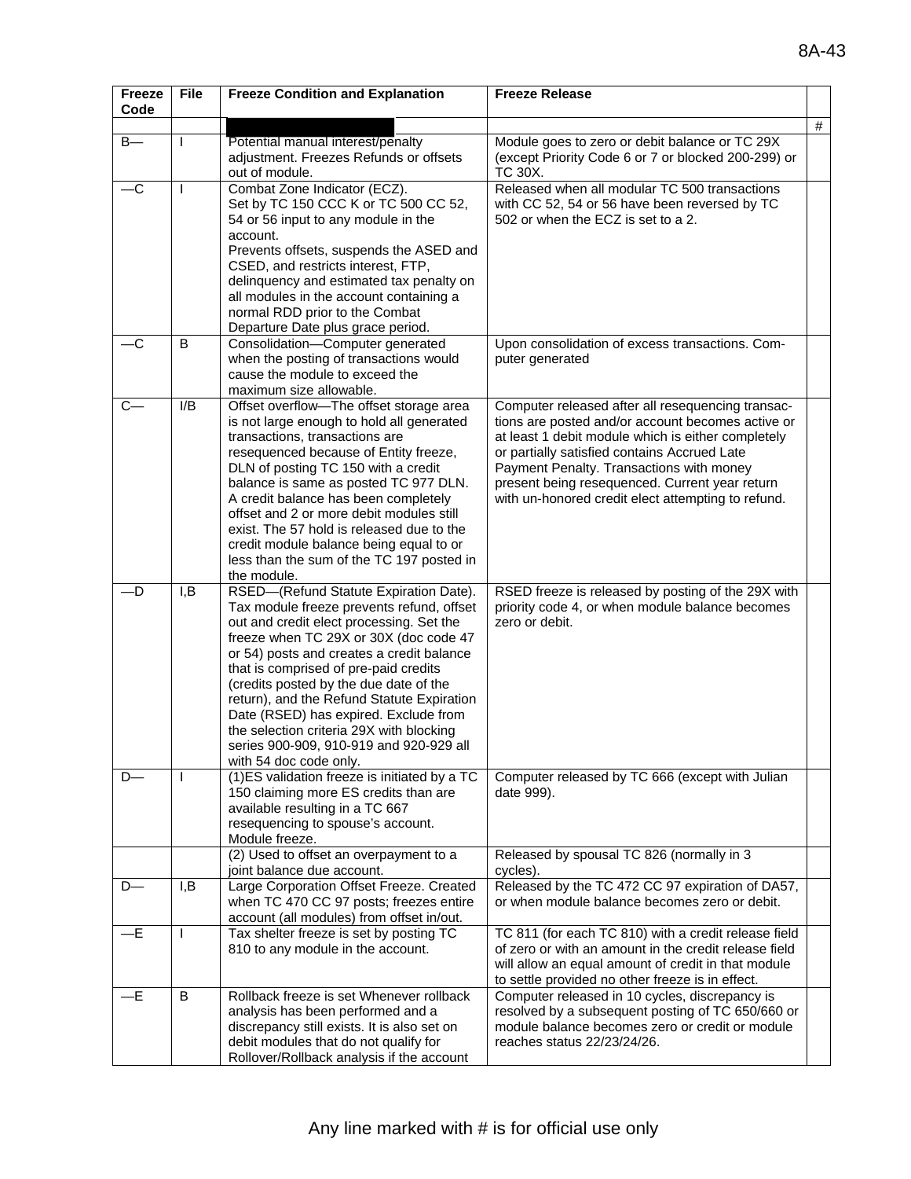| Freeze Code | File | Freeze Condition and Explanation | Freeze Release | |
|---|---|---|---|---|
| | | | | # |
| B— | I | Potential manual interest/penalty adjustment. Freezes Refunds or offsets out of module. | Module goes to zero or debit balance or TC 29X (except Priority Code 6 or 7 or blocked 200-299) or TC 30X. | |
| —C | I | Combat Zone Indicator (ECZ). Set by TC 150 CCC K or TC 500 CC 52, 54 or 56 input to any module in the account. Prevents offsets, suspends the ASED and CSED, and restricts interest, FTP, delinquency and estimated tax penalty on all modules in the account containing a normal RDD prior to the Combat Departure Date plus grace period. | Released when all modular TC 500 transactions with CC 52, 54 or 56 have been reversed by TC 502 or when the ECZ is set to a 2. | |
| —C | B | Consolidation—Computer generated when the posting of transactions would cause the module to exceed the maximum size allowable. | Upon consolidation of excess transactions. Computer generated | |
| C— | I/B | Offset overflow—The offset storage area is not large enough to hold all generated transactions, transactions are resequenced because of Entity freeze, DLN of posting TC 150 with a credit balance is same as posted TC 977 DLN. A credit balance has been completely offset and 2 or more debit modules still exist. The 57 hold is released due to the credit module balance being equal to or less than the sum of the TC 197 posted in the module. | Computer released after all resequencing transactions are posted and/or account becomes active or at least 1 debit module which is either completely or partially satisfied contains Accrued Late Payment Penalty. Transactions with money present being resequenced. Current year return with un-honored credit elect attempting to refund. | |
| —D | I,B | RSED—(Refund Statute Expiration Date). Tax module freeze prevents refund, offset out and credit elect processing. Set the freeze when TC 29X or 30X (doc code 47 or 54) posts and creates a credit balance that is comprised of pre-paid credits (credits posted by the due date of the return), and the Refund Statute Expiration Date (RSED) has expired. Exclude from the selection criteria 29X with blocking series 900-909, 910-919 and 920-929 all with 54 doc code only. | RSED freeze is released by posting of the 29X with priority code 4, or when module balance becomes zero or debit. | |
| D— | I | (1)ES validation freeze is initiated by a TC 150 claiming more ES credits than are available resulting in a TC 667 resequencing to spouse's account. Module freeze. | Computer released by TC 666 (except with Julian date 999). | |
| | | (2) Used to offset an overpayment to a joint balance due account. | Released by spousal TC 826 (normally in 3 cycles). | |
| D— | I,B | Large Corporation Offset Freeze. Created when TC 470 CC 97 posts; freezes entire account (all modules) from offset in/out. | Released by the TC 472 CC 97 expiration of DA57, or when module balance becomes zero or debit. | |
| —E | I | Tax shelter freeze is set by posting TC 810 to any module in the account. | TC 811 (for each TC 810) with a credit release field of zero or with an amount in the credit release field will allow an equal amount of credit in that module to settle provided no other freeze is in effect. | |
| —E | B | Rollback freeze is set Whenever rollback analysis has been performed and a discrepancy still exists. It is also set on debit modules that do not qualify for Rollover/Rollback analysis if the account | Computer released in 10 cycles, discrepancy is resolved by a subsequent posting of TC 650/660 or module balance becomes zero or credit or module reaches status 22/23/24/26. | |

Any line marked with # is for official use only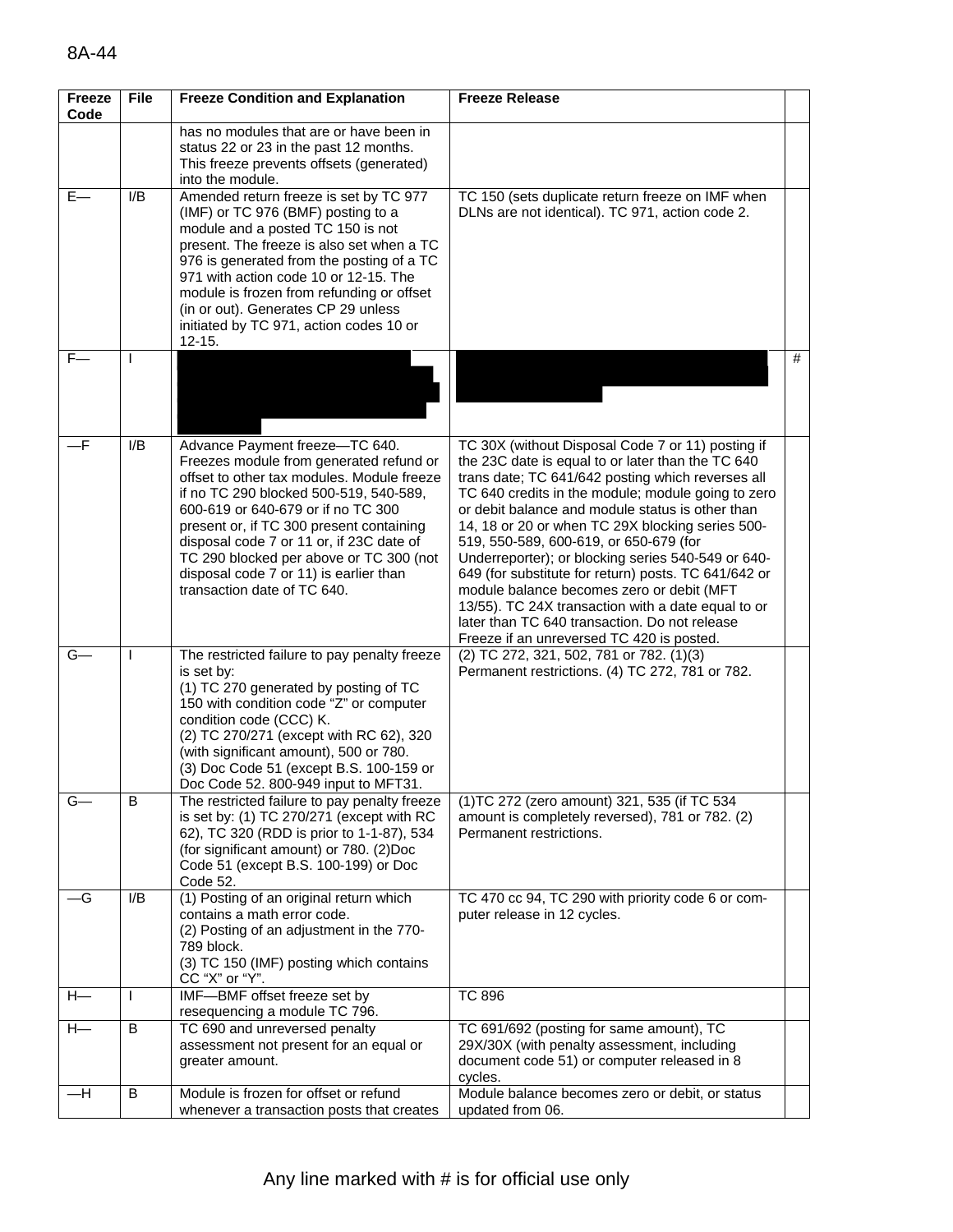| Freeze Code | File | Freeze Condition and Explanation | Freeze Release | |
|---|---|---|---|---|
| | | has no modules that are or have been in status 22 or 23 in the past 12 months. This freeze prevents offsets (generated) into the module. | | |
| E— | I/B | Amended return freeze is set by TC 977 (IMF) or TC 976 (BMF) posting to a module and a posted TC 150 is not present. The freeze is also set when a TC 976 is generated from the posting of a TC 971 with action code 10 or 12-15. The module is frozen from refunding or offset (in or out). Generates CP 29 unless initiated by TC 971, action codes 10 or 12-15. | TC 150 (sets duplicate return freeze on IMF when DLNs are not identical). TC 971, action code 2. | |
| F— | I | | | # |
| —F | I/B | Advance Payment freeze—TC 640. Freezes module from generated refund or offset to other tax modules. Module freeze if no TC 290 blocked 500-519, 540-589, 600-619 or 640-679 or if no TC 300 present or, if TC 300 present containing disposal code 7 or 11 or, if 23C date of TC 290 blocked per above or TC 300 (not disposal code 7 or 11) is earlier than transaction date of TC 640. | TC 30X (without Disposal Code 7 or 11) posting if the 23C date is equal to or later than the TC 640 trans date; TC 641/642 posting which reverses all TC 640 credits in the module; module going to zero or debit balance and module status is other than 14, 18 or 20 or when TC 29X blocking series 500-519, 550-589, 600-619, or 650-679 (for Underreporter); or blocking series 540-549 or 640-649 (for substitute for return) posts. TC 641/642 or module balance becomes zero or debit (MFT 13/55). TC 24X transaction with a date equal to or later than TC 640 transaction. Do not release Freeze if an unreversed TC 420 is posted. | |
| G— | I | The restricted failure to pay penalty freeze is set by:<br>(1) TC 270 generated by posting of TC 150 with condition code "Z" or computer condition code (CCC) K.<br>(2) TC 270/271 (except with RC 62), 320 (with significant amount), 500 or 780.<br>(3) Doc Code 51 (except B.S. 100-159 or Doc Code 52. 800-949 input to MFT31. | (2) TC 272, 321, 502, 781 or 782. (1)(3) Permanent restrictions. (4) TC 272, 781 or 782. | |
| G— | B | The restricted failure to pay penalty freeze is set by: (1) TC 270/271 (except with RC 62), TC 320 (RDD is prior to 1-1-87), 534 (for significant amount) or 780. (2)Doc Code 51 (except B.S. 100-199) or Doc Code 52. | (1)TC 272 (zero amount) 321, 535 (if TC 534 amount is completely reversed), 781 or 782. (2) Permanent restrictions. | |
| —G | I/B | (1) Posting of an original return which contains a math error code.<br>(2) Posting of an adjustment in the 770-789 block.<br>(3) TC 150 (IMF) posting which contains CC "X" or "Y". | TC 470 cc 94, TC 290 with priority code 6 or computer release in 12 cycles. | |
| H— | I | IMF—BMF offset freeze set by resequencing a module TC 796. | TC 896 | |
| H— | B | TC 690 and unreversed penalty assessment not present for an equal or greater amount. | TC 691/692 (posting for same amount), TC 29X/30X (with penalty assessment, including document code 51) or computer released in 8 cycles. | |
| —H | B | Module is frozen for offset or refund whenever a transaction posts that creates | Module balance becomes zero or debit, or status updated from 06. | |

Any line marked with # is for official use only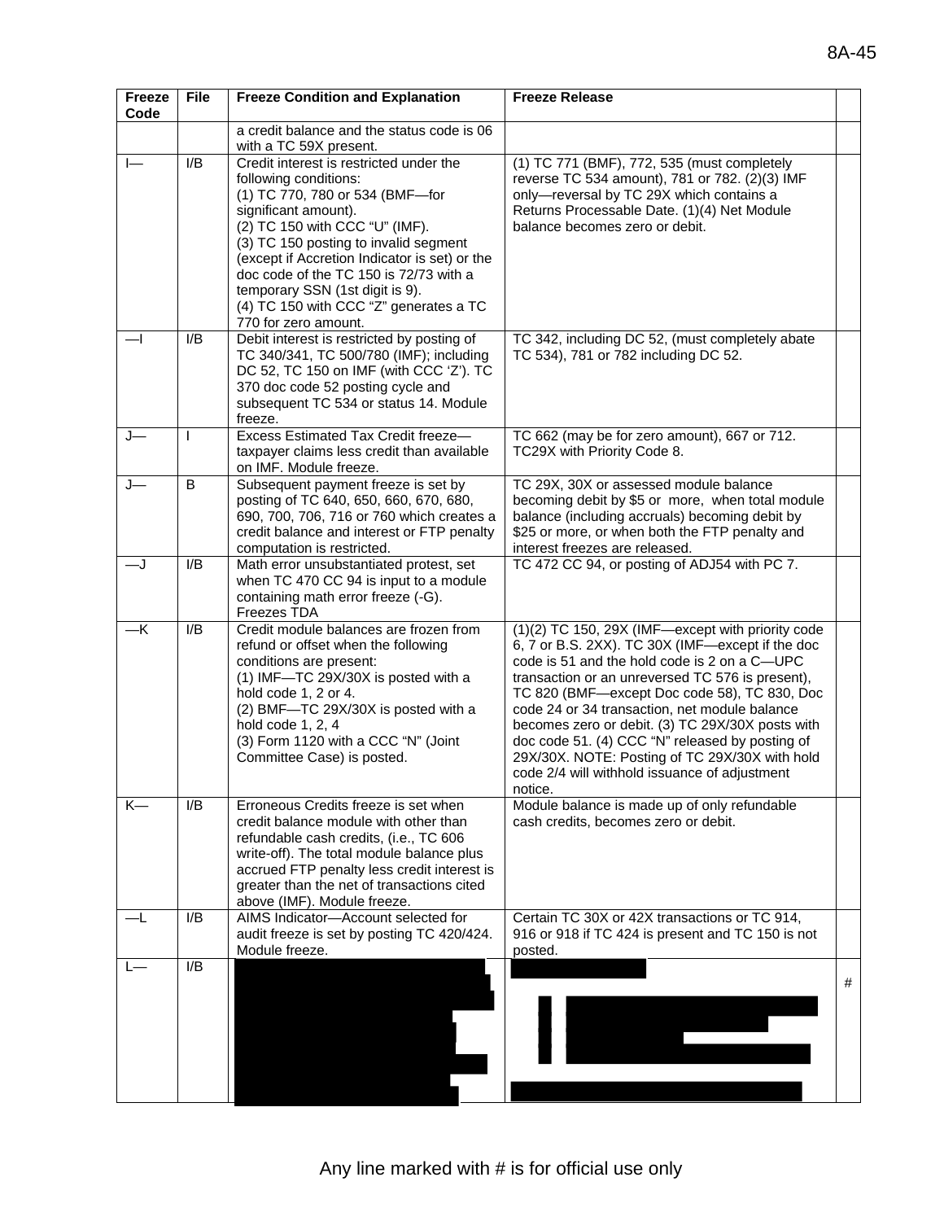| Freeze Code | File | Freeze Condition and Explanation | Freeze Release | |
|---|---|---|---|---|
| | | a credit balance and the status code is 06 with a TC 59X present. | | |
| I— | I/B | Credit interest is restricted under the following conditions: (1) TC 770, 780 or 534 (BMF—for significant amount). (2) TC 150 with CCC "U" (IMF). (3) TC 150 posting to invalid segment (except if Accretion Indicator is set) or the doc code of the TC 150 is 72/73 with a temporary SSN (1st digit is 9). (4) TC 150 with CCC "Z" generates a TC 770 for zero amount. | (1) TC 771 (BMF), 772, 535 (must completely reverse TC 534 amount), 781 or 782. (2)(3) IMF only—reversal by TC 29X which contains a Returns Processable Date. (1)(4) Net Module balance becomes zero or debit. | |
| —I | I/B | Debit interest is restricted by posting of TC 340/341, TC 500/780 (IMF); including DC 52, TC 150 on IMF (with CCC 'Z'). TC 370 doc code 52 posting cycle and subsequent TC 534 or status 14. Module freeze. | TC 342, including DC 52, (must completely abate TC 534), 781 or 782 including DC 52. | |
| J— | I | Excess Estimated Tax Credit freeze—taxpayer claims less credit than available on IMF. Module freeze. | TC 662 (may be for zero amount), 667 or 712. TC29X with Priority Code 8. | |
| J— | B | Subsequent payment freeze is set by posting of TC 640, 650, 660, 670, 680, 690, 700, 706, 716 or 760 which creates a credit balance and interest or FTP penalty computation is restricted. | TC 29X, 30X or assessed module balance becoming debit by $5 or more, when total module balance (including accruals) becoming debit by $25 or more, or when both the FTP penalty and interest freezes are released. | |
| —J | I/B | Math error unsubstantiated protest, set when TC 470 CC 94 is input to a module containing math error freeze (-G). Freezes TDA | TC 472 CC 94, or posting of ADJ54 with PC 7. | |
| —K | I/B | Credit module balances are frozen from refund or offset when the following conditions are present: (1) IMF—TC 29X/30X is posted with a hold code 1, 2 or 4. (2) BMF—TC 29X/30X is posted with a hold code 1, 2, 4 (3) Form 1120 with a CCC "N" (Joint Committee Case) is posted. | (1)(2) TC 150, 29X (IMF—except with priority code 6, 7 or B.S. 2XX). TC 30X (IMF—except if the doc code is 51 and the hold code is 2 on a C—UPC transaction or an unreversed TC 576 is present), TC 820 (BMF—except Doc code 58), TC 830, Doc code 24 or 34 transaction, net module balance becomes zero or debit. (3) TC 29X/30X posts with doc code 51. (4) CCC "N" released by posting of 29X/30X. NOTE: Posting of TC 29X/30X with hold code 2/4 will withhold issuance of adjustment notice. | |
| K— | I/B | Erroneous Credits freeze is set when credit balance module with other than refundable cash credits, (i.e., TC 606 write-off). The total module balance plus accrued FTP penalty less credit interest is greater than the net of transactions cited above (IMF). Module freeze. | Module balance is made up of only refundable cash credits, becomes zero or debit. | |
| —L | I/B | AIMS Indicator—Account selected for audit freeze is set by posting TC 420/424. Module freeze. | Certain TC 30X or 42X transactions or TC 914, 916 or 918 if TC 424 is present and TC 150 is not posted. | |
| L— | I/B | | | # |

Any line marked with # is for official use only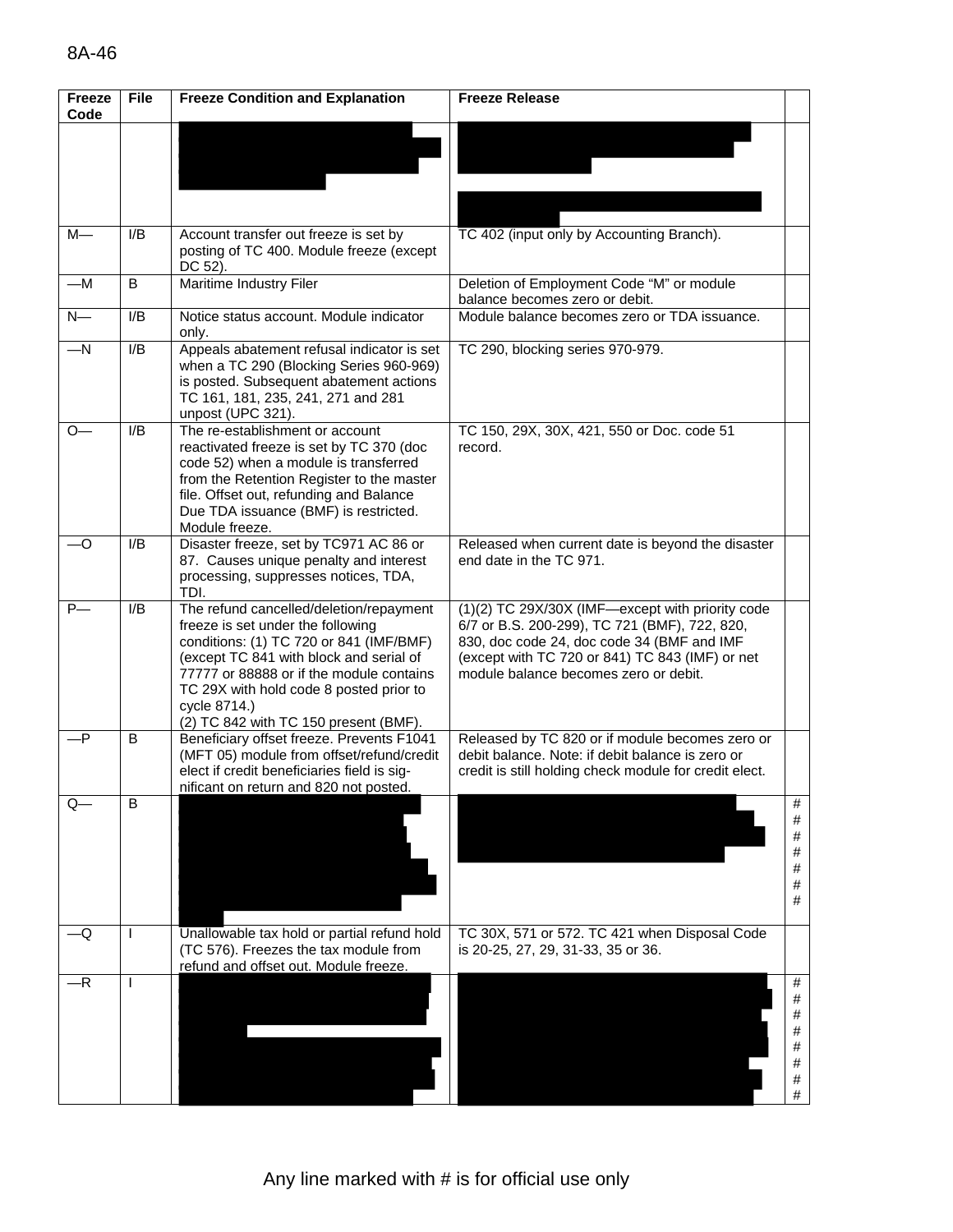| Freeze Code | File | Freeze Condition and Explanation | Freeze Release | |
|---|---|---|---|---|
| | | | | |
| M— | I/B | Account transfer out freeze is set by posting of TC 400. Module freeze (except DC 52). | TC 402 (input only by Accounting Branch). | |
| —M | B | Maritime Industry Filer | Deletion of Employment Code "M" or module balance becomes zero or debit. | |
| N— | I/B | Notice status account. Module indicator only. | Module balance becomes zero or TDA issuance. | |
| —N | I/B | Appeals abatement refusal indicator is set when a TC 290 (Blocking Series 960-969) is posted. Subsequent abatement actions TC 161, 181, 235, 241, 271 and 281 unpost (UPC 321). | TC 290, blocking series 970-979. | |
| O— | I/B | The re-establishment or account reactivated freeze is set by TC 370 (doc code 52) when a module is transferred from the Retention Register to the master file. Offset out, refunding and Balance Due TDA issuance (BMF) is restricted. Module freeze. | TC 150, 29X, 30X, 421, 550 or Doc. code 51 record. | |
| —O | I/B | Disaster freeze, set by TC971 AC 86 or 87. Causes unique penalty and interest processing, suppresses notices, TDA, TDI. | Released when current date is beyond the disaster end date in the TC 971. | |
| P— | I/B | The refund cancelled/deletion/repayment freeze is set under the following conditions: (1) TC 720 or 841 (IMF/BMF) (except TC 841 with block and serial of 77777 or 88888 or if the module contains TC 29X with hold code 8 posted prior to cycle 8714.)<br>(2) TC 842 with TC 150 present (BMF). | (1)(2) TC 29X/30X (IMF—except with priority code 6/7 or B.S. 200-299), TC 721 (BMF), 722, 820, 830, doc code 24, doc code 34 (BMF and IMF (except with TC 720 or 841) TC 843 (IMF) or net module balance becomes zero or debit. | |
| —P | B | Beneficiary offset freeze. Prevents F1041 (MFT 05) module from offset/refund/credit elect if credit beneficiaries field is significant on return and 820 not posted. | Released by TC 820 or if module becomes zero or debit balance. Note: if debit balance is zero or credit is still holding check module for credit elect. | |
| Q— | B | | | #<br>#<br>#<br>#<br>#<br>#<br># |
| —Q | I | Unallowable tax hold or partial refund hold (TC 576). Freezes the tax module from refund and offset out. Module freeze. | TC 30X, 571 or 572. TC 421 when Disposal Code is 20-25, 27, 29, 31-33, 35 or 36. | |
| —R | I | | | #<br>#<br>#<br>#<br>#<br>#<br>#<br># |

Any line marked with # is for official use only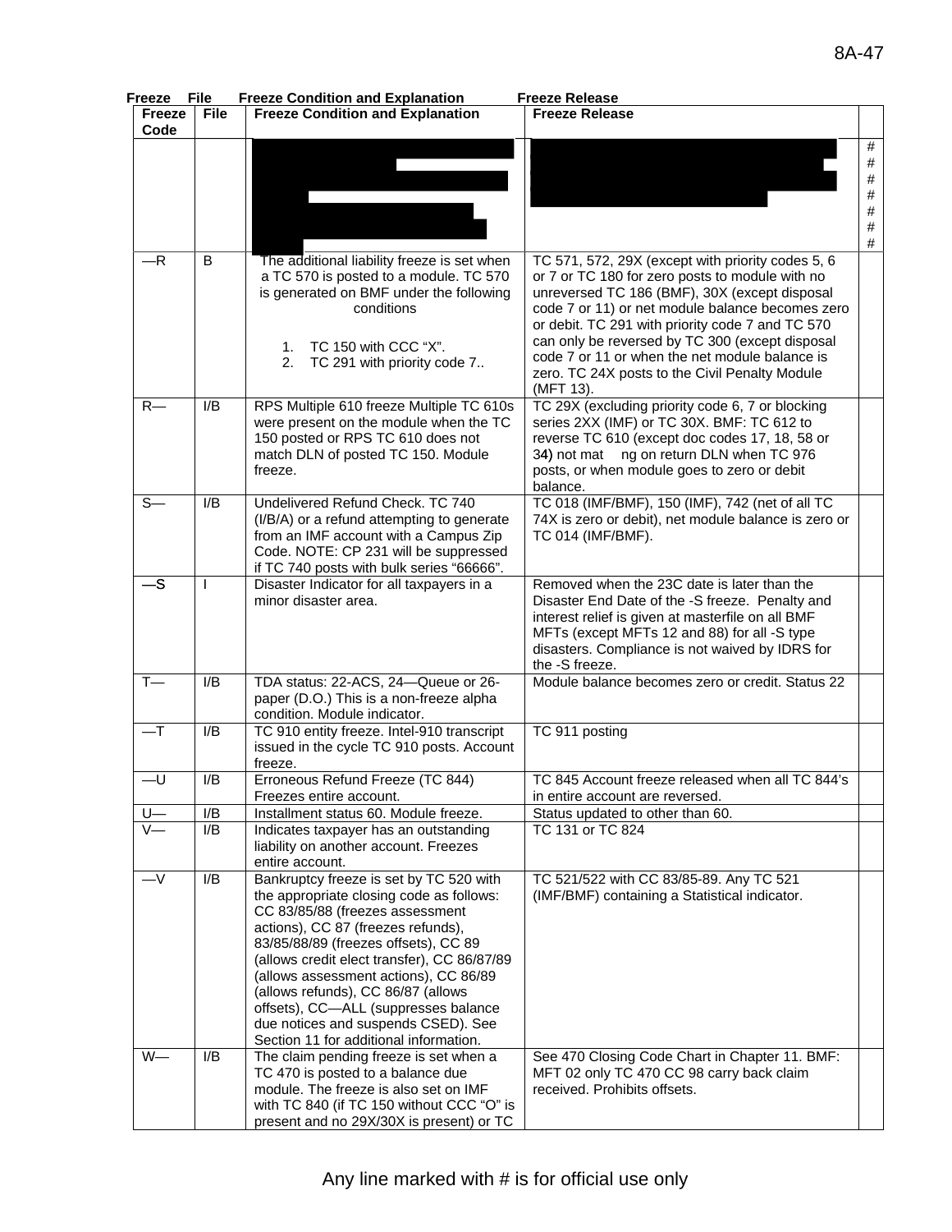| Freeze Code | File | Freeze Condition and Explanation | Freeze Release | |
|---|---|---|---|---|
| | | | | #<br>#<br>#<br>#<br>#<br>#<br># |
| —R | B | The additional liability freeze is set when a TC 570 is posted to a module. TC 570 is generated on BMF under the following conditions<br><br>1. TC 150 with CCC "X".<br>2. TC 291 with priority code 7.. | TC 571, 572, 29X (except with priority codes 5, 6 or 7 or TC 180 for zero posts to module with no unreversed TC 186 (BMF), 30X (except disposal code 7 or 11) or net module balance becomes zero or debit. TC 291 with priority code 7 and TC 570 can only be reversed by TC 300 (except disposal code 7 or 11 or when the net module balance is zero. TC 24X posts to the Civil Penalty Module (MFT 13). | |
| R— | I/B | RPS Multiple 610 freeze Multiple TC 610s were present on the module when the TC 150 posted or RPS TC 610 does not match DLN of posted TC 150. Module freeze. | TC 29X (excluding priority code 6, 7 or blocking series 2XX (IMF) or TC 30X. BMF: TC 612 to reverse TC 610 (except doc codes 17, 18, 58 or 34) not mat ng on return DLN when TC 976 posts, or when module goes to zero or debit balance. | |
| S— | I/B | Undelivered Refund Check. TC 740 (I/B/A) or a refund attempting to generate from an IMF account with a Campus Zip Code. NOTE: CP 231 will be suppressed if TC 740 posts with bulk series "66666". | TC 018 (IMF/BMF), 150 (IMF), 742 (net of all TC 74X is zero or debit), net module balance is zero or TC 014 (IMF/BMF). | |
| —S | I | Disaster Indicator for all taxpayers in a minor disaster area. | Removed when the 23C date is later than the Disaster End Date of the -S freeze. Penalty and interest relief is given at masterfile on all BMF MFTs (except MFTs 12 and 88) for all -S type disasters. Compliance is not waived by IDRS for the -S freeze. | |
| T— | I/B | TDA status: 22-ACS, 24—Queue or 26-paper (D.O.) This is a non-freeze alpha condition. Module indicator. | Module balance becomes zero or credit. Status 22 | |
| —T | I/B | TC 910 entity freeze. Intel-910 transcript issued in the cycle TC 910 posts. Account freeze. | TC 911 posting | |
| —U | I/B | Erroneous Refund Freeze (TC 844) Freezes entire account. | TC 845 Account freeze released when all TC 844's in entire account are reversed. | |
| U— | I/B | Installment status 60. Module freeze. | Status updated to other than 60. | |
| V— | I/B | Indicates taxpayer has an outstanding liability on another account. Freezes entire account. | TC 131 or TC 824 | |
| —V | I/B | Bankruptcy freeze is set by TC 520 with the appropriate closing code as follows: CC 83/85/88 (freezes assessment actions), CC 87 (freezes refunds), 83/85/88/89 (freezes offsets), CC 89 (allows credit elect transfer), CC 86/87/89 (allows assessment actions), CC 86/89 (allows refunds), CC 86/87 (allows offsets), CC—ALL (suppresses balance due notices and suspends CSED). See Section 11 for additional information. | TC 521/522 with CC 83/85-89. Any TC 521 (IMF/BMF) containing a Statistical indicator. | |
| W— | I/B | The claim pending freeze is set when a TC 470 is posted to a balance due module. The freeze is also set on IMF with TC 840 (if TC 150 without CCC "O" is present and no 29X/30X is present) or TC | See 470 Closing Code Chart in Chapter 11. BMF: MFT 02 only TC 470 CC 98 carry back claim received. Prohibits offsets. | |

Any line marked with # is for official use only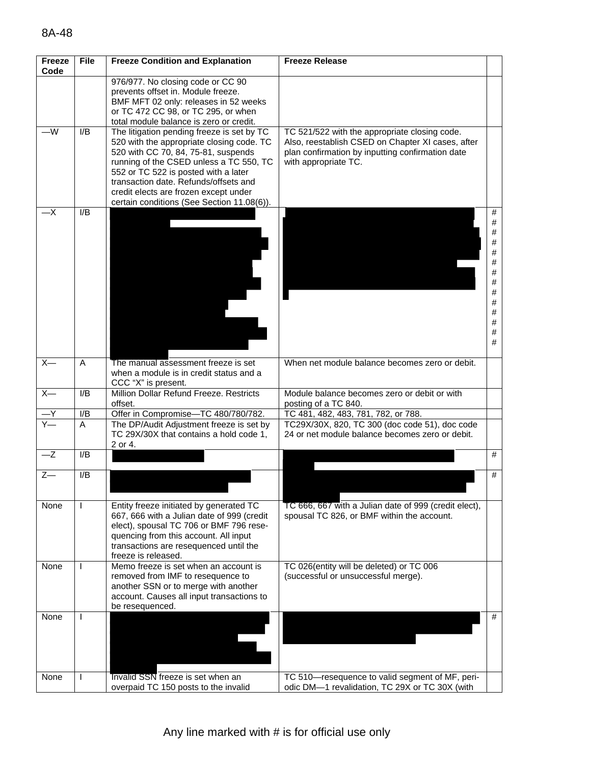| Freeze Code | File | Freeze Condition and Explanation | Freeze Release | |
|---|---|---|---|---|
| | | 976/977. No closing code or CC 90 prevents offset in. Module freeze. BMF MFT 02 only: releases in 52 weeks or TC 472 CC 98, or TC 295, or when total module balance is zero or credit. | | |
| —W | I/B | The litigation pending freeze is set by TC 520 with the appropriate closing code. TC 520 with CC 70, 84, 75-81, suspends running of the CSED unless a TC 550, TC 552 or TC 522 is posted with a later transaction date. Refunds/offsets and credit elects are frozen except under certain conditions (See Section 11.08(6)). | TC 521/522 with the appropriate closing code. Also, reestablish CSED on Chapter XI cases, after plan confirmation by inputting confirmation date with appropriate TC. | |
| —X | I/B | | | # # # # # # # # # # # # # # |
| X— | A | The manual assessment freeze is set when a module is in credit status and a CCC "X" is present. | When net module balance becomes zero or debit. | |
| X— | I/B | Million Dollar Refund Freeze. Restricts offset. | Module balance becomes zero or debit or with posting of a TC 840. | |
| —Y | I/B | Offer in Compromise—TC 480/780/782. | TC 481, 482, 483, 781, 782, or 788. | |
| Y— | A | The DP/Audit Adjustment freeze is set by TC 29X/30X that contains a hold code 1, 2 or 4. | TC29X/30X, 820, TC 300 (doc code 51), doc code 24 or net module balance becomes zero or debit. | |
| —Z | I/B | | | # |
| Z— | I/B | | | # |
| None | I | Entity freeze initiated by generated TC 667, 666 with a Julian date of 999 (credit elect), spousal TC 706 or BMF 796 resequencing from this account. All input transactions are resequenced until the freeze is released. | TC 666, 667 with a Julian date of 999 (credit elect), spousal TC 826, or BMF within the account. | |
| None | I | Memo freeze is set when an account is removed from IMF to resequence to another SSN or to merge with another account. Causes all input transactions to be resequenced. | TC 026(entity will be deleted) or TC 006 (successful or unsuccessful merge). | |
| None | I | | | # |
| None | I | Invalid SSN freeze is set when an overpaid TC 150 posts to the invalid | TC 510—resequence to valid segment of MF, periodic DM—1 revalidation, TC 29X or TC 30X (with | |

Any line marked with # is for official use only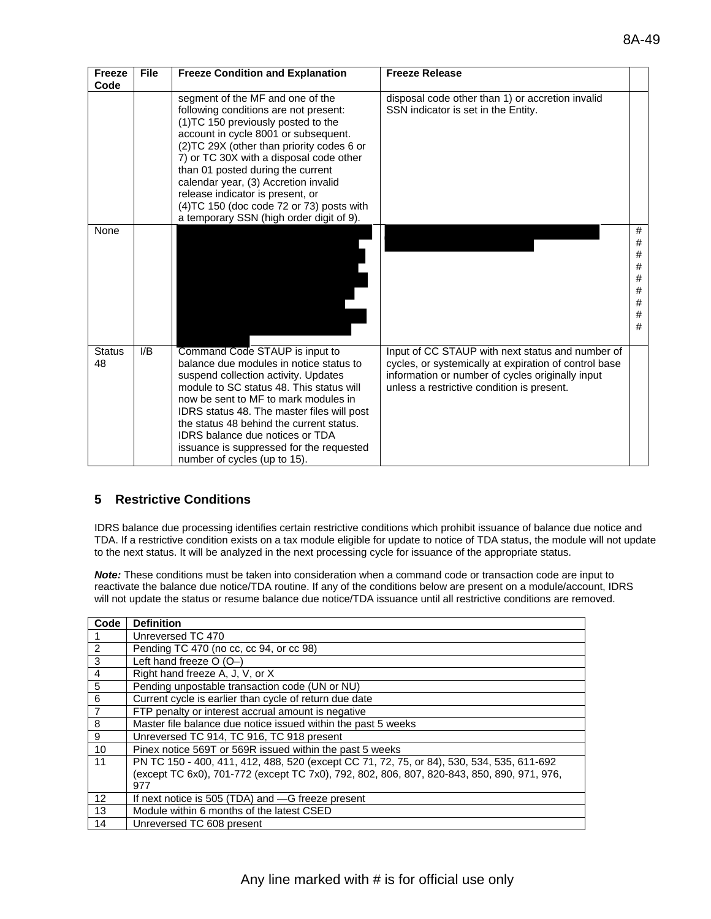| Freeze Code | File | Freeze Condition and Explanation | Freeze Release | |
|---|---|---|---|---|
| | | segment of the MF and one of the following conditions are not present: (1)TC 150 previously posted to the account in cycle 8001 or subsequent. (2)TC 29X (other than priority codes 6 or 7) or TC 30X with a disposal code other than 01 posted during the current calendar year, (3) Accretion invalid release indicator is present, or (4)TC 150 (doc code 72 or 73) posts with a temporary SSN (high order digit of 9). | disposal code other than 1) or accretion invalid SSN indicator is set in the Entity. | |
| None | | | | # # # # # # # # # |
| Status 48 | I/B | Command Code STAUP is input to balance due modules in notice status to suspend collection activity. Updates module to SC status 48. This status will now be sent to MF to mark modules in IDRS status 48. The master files will post the status 48 behind the current status. IDRS balance due notices or TDA issuance is suppressed for the requested number of cycles (up to 15). | Input of CC STAUP with next status and number of cycles, or systemically at expiration of control base information or number of cycles originally input unless a restrictive condition is present. | |

## 5 Restrictive Conditions

IDRS balance due processing identifies certain restrictive conditions which prohibit issuance of balance due notice and TDA. If a restrictive condition exists on a tax module eligible for update to notice of TDA status, the module will not update to the next status. It will be analyzed in the next processing cycle for issuance of the appropriate status.

***Note:*** These conditions must be taken into consideration when a command code or transaction code are input to reactivate the balance due notice/TDA routine. If any of the conditions below are present on a module/account, IDRS will not update the status or resume balance due notice/TDA issuance until all restrictive conditions are removed.

| Code | Definition |
|---|---|
| 1 | Unreversed TC 470 |
| 2 | Pending TC 470 (no cc, cc 94, or cc 98) |
| 3 | Left hand freeze O (O–) |
| 4 | Right hand freeze A, J, V, or X |
| 5 | Pending unpostable transaction code (UN or NU) |
| 6 | Current cycle is earlier than cycle of return due date |
| 7 | FTP penalty or interest accrual amount is negative |
| 8 | Master file balance due notice issued within the past 5 weeks |
| 9 | Unreversed TC 914, TC 916, TC 918 present |
| 10 | Pinex notice 569T or 569R issued within the past 5 weeks |
| 11 | PN TC 150 - 400, 411, 412, 488, 520 (except CC 71, 72, 75, or 84), 530, 534, 535, 611-692 (except TC 6x0), 701-772 (except TC 7x0), 792, 802, 806, 807, 820-843, 850, 890, 971, 976, 977 |
| 12 | If next notice is 505 (TDA) and —G freeze present |
| 13 | Module within 6 months of the latest CSED |
| 14 | Unreversed TC 608 present |

Any line marked with # is for official use only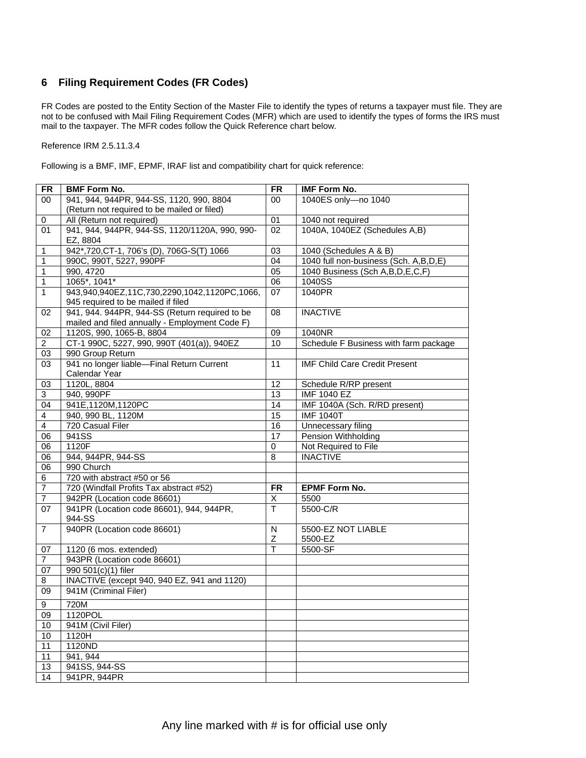## 6 Filing Requirement Codes (FR Codes)

FR Codes are posted to the Entity Section of the Master File to identify the types of returns a taxpayer must file. They are not to be confused with Mail Filing Requirement Codes (MFR) which are used to identify the types of forms the IRS must mail to the taxpayer. The MFR codes follow the Quick Reference chart below.

Reference IRM 2.5.11.3.4

Following is a BMF, IMF, EPMF, IRAF list and compatibility chart for quick reference:

| FR | BMF Form No. | FR | IMF Form No. |
|---|---|---|---|
| 00 | 941, 944, 944PR, 944-SS, 1120, 990, 8804 (Return not required to be mailed or filed) | 00 | 1040ES only—no 1040 |
| 0 | All (Return not required) | 01 | 1040 not required |
| 01 | 941, 944, 944PR, 944-SS, 1120/1120A, 990, 990-EZ, 8804 | 02 | 1040A, 1040EZ (Schedules A,B) |
| 1 | 942*,720,CT-1, 706's (D), 706G-S(T) 1066 | 03 | 1040 (Schedules A & B) |
| 1 | 990C, 990T, 5227, 990PF | 04 | 1040 full non-business (Sch. A,B,D,E) |
| 1 | 990, 4720 | 05 | 1040 Business (Sch A,B,D,E,C,F) |
| 1 | 1065*, 1041* | 06 | 1040SS |
| 1 | 943,940,940EZ,11C,730,2290,1042,1120PC,1066, 945 required to be mailed if filed | 07 | 1040PR |
| 02 | 941, 944. 944PR, 944-SS (Return required to be mailed and filed annually - Employment Code F) | 08 | INACTIVE |
| 02 | 1120S, 990, 1065-B, 8804 | 09 | 1040NR |
| 2 | CT-1 990C, 5227, 990, 990T (401(a)), 940EZ | 10 | Schedule F Business with farm package |
| 03 | 990 Group Return | | |
| 03 | 941 no longer liable—Final Return Current Calendar Year | 11 | IMF Child Care Credit Present |
| 03 | 1120L, 8804 | 12 | Schedule R/RP present |
| 3 | 940, 990PF | 13 | IMF 1040 EZ |
| 04 | 941E,1120M,1120PC | 14 | IMF 1040A (Sch. R/RD present) |
| 4 | 940, 990 BL, 1120M | 15 | IMF 1040T |
| 4 | 720 Casual Filer | 16 | Unnecessary filing |
| 06 | 941SS | 17 | Pension Withholding |
| 06 | 1120F | 0 | Not Required to File |
| 06 | 944, 944PR, 944-SS | 8 | INACTIVE |
| 06 | 990 Church | | |
| 6 | 720 with abstract #50 or 56 | | |
| 7 | 720 (Windfall Profits Tax abstract #52) | **FR** | **EPMF Form No.** |
| 7 | 942PR (Location code 86601) | X | 5500 |
| 07 | 941PR (Location code 86601), 944, 944PR, 944-SS | T | 5500-C/R |
| 7 | 940PR (Location code 86601) | N<br>Z | 5500-EZ NOT LIABLE<br>5500-EZ |
| 07 | 1120 (6 mos. extended) | T | 5500-SF |
| 7 | 943PR (Location code 86601) | | |
| 07 | 990 501(c)(1) filer | | |
| 8 | INACTIVE (except 940, 940 EZ, 941 and 1120) | | |
| 09 | 941M (Criminal Filer) | | |
| 9 | 720M | | |
| 09 | 1120POL | | |
| 10 | 941M (Civil Filer) | | |
| 10 | 1120H | | |
| 11 | 1120ND | | |
| 11 | 941, 944 | | |
| 13 | 941SS, 944-SS | | |
| 14 | 941PR, 944PR | | |

Any line marked with # is for official use only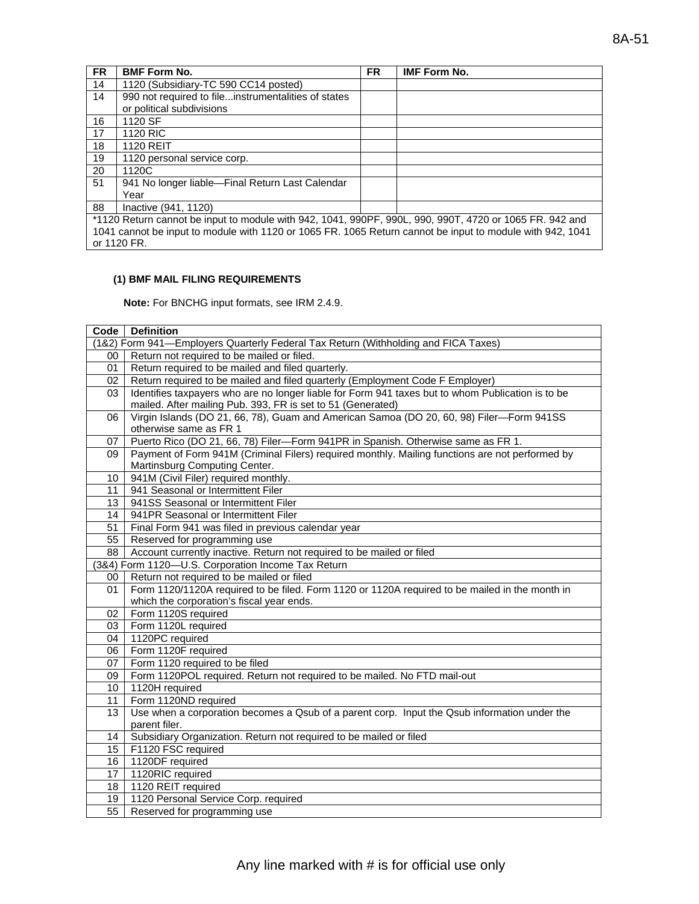| FR | BMF Form No. | FR | IMF Form No. |
|---|---|---|---|
| 14 | 1120 (Subsidiary-TC 590 CC14 posted) | | |
| 14 | 990 not required to file...instrumentalities of states or political subdivisions | | |
| 16 | 1120 SF | | |
| 17 | 1120 RIC | | |
| 18 | 1120 REIT | | |
| 19 | 1120 personal service corp. | | |
| 20 | 1120C | | |
| 51 | 941 No longer liable—Final Return Last Calendar Year | | |
| 88 | Inactive (941, 1120) | | |
| *1120 Return cannot be input to module with 942, 1041, 990PF, 990L, 990, 990T, 4720 or 1065 FR. 942 and 1041 cannot be input to module with 1120 or 1065 FR. 1065 Return cannot be input to module with 942, 1041 or 1120 FR. | | | |

#### (1) BMF MAIL FILING REQUIREMENTS

**Note:** For BNCHG input formats, see IRM 2.4.9.

| Code | Definition |
|---|---|
| (1&2) Form 941—Employers Quarterly Federal Tax Return (Withholding and FICA Taxes) | |
| 00 | Return not required to be mailed or filed. |
| 01 | Return required to be mailed and filed quarterly. |
| 02 | Return required to be mailed and filed quarterly (Employment Code F Employer) |
| 03 | Identifies taxpayers who are no longer liable for Form 941 taxes but to whom Publication is to be mailed. After mailing Pub. 393, FR is set to 51 (Generated) |
| 06 | Virgin Islands (DO 21, 66, 78), Guam and American Samoa (DO 20, 60, 98) Filer—Form 941SS otherwise same as FR 1 |
| 07 | Puerto Rico (DO 21, 66, 78) Filer—Form 941PR in Spanish. Otherwise same as FR 1. |
| 09 | Payment of Form 941M (Criminal Filers) required monthly. Mailing functions are not performed by Martinsburg Computing Center. |
| 10 | 941M (Civil Filer) required monthly. |
| 11 | 941 Seasonal or Intermittent Filer |
| 13 | 941SS Seasonal or Intermittent Filer |
| 14 | 941PR Seasonal or Intermittent Filer |
| 51 | Final Form 941 was filed in previous calendar year |
| 55 | Reserved for programming use |
| 88 | Account currently inactive. Return not required to be mailed or filed |
| (3&4) Form 1120—U.S. Corporation Income Tax Return | |
| 00 | Return not required to be mailed or filed |
| 01 | Form 1120/1120A required to be filed. Form 1120 or 1120A required to be mailed in the month in which the corporation's fiscal year ends. |
| 02 | Form 1120S required |
| 03 | Form 1120L required |
| 04 | 1120PC required |
| 06 | Form 1120F required |
| 07 | Form 1120 required to be filed |
| 09 | Form 1120POL required. Return not required to be mailed. No FTD mail-out |
| 10 | 1120H required |
| 11 | Form 1120ND required |
| 13 | Use when a corporation becomes a Qsub of a parent corp. Input the Qsub information under the parent filer. |
| 14 | Subsidiary Organization. Return not required to be mailed or filed |
| 15 | F1120 FSC required |
| 16 | 1120DF required |
| 17 | 1120RIC required |
| 18 | 1120 REIT required |
| 19 | 1120 Personal Service Corp. required |
| 55 | Reserved for programming use |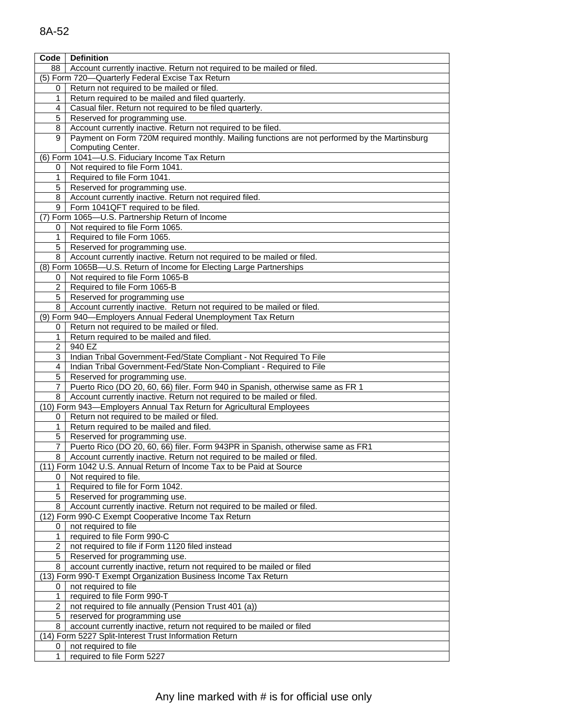| Code | Definition |
|---|---|
| 88 | Account currently inactive. Return not required to be mailed or filed. |
| (5) Form 720—Quarterly Federal Excise Tax Return | |
| 0 | Return not required to be mailed or filed. |
| 1 | Return required to be mailed and filed quarterly. |
| 4 | Casual filer. Return not required to be filed quarterly. |
| 5 | Reserved for programming use. |
| 8 | Account currently inactive. Return not required to be filed. |
| 9 | Payment on Form 720M required monthly. Mailing functions are not performed by the Martinsburg Computing Center. |
| (6) Form 1041—U.S. Fiduciary Income Tax Return | |
| 0 | Not required to file Form 1041. |
| 1 | Required to file Form 1041. |
| 5 | Reserved for programming use. |
| 8 | Account currently inactive. Return not required filed. |
| 9 | Form 1041QFT required to be filed. |
| (7) Form 1065—U.S. Partnership Return of Income | |
| 0 | Not required to file Form 1065. |
| 1 | Required to file Form 1065. |
| 5 | Reserved for programming use. |
| 8 | Account currently inactive. Return not required to be mailed or filed. |
| (8) Form 1065B—U.S. Return of Income for Electing Large Partnerships | |
| 0 | Not required to file Form 1065-B |
| 2 | Required to file Form 1065-B |
| 5 | Reserved for programming use |
| 8 | Account currently inactive. Return not required to be mailed or filed. |
| (9) Form 940—Employers Annual Federal Unemployment Tax Return | |
| 0 | Return not required to be mailed or filed. |
| 1 | Return required to be mailed and filed. |
| 2 | 940 EZ |
| 3 | Indian Tribal Government-Fed/State Compliant - Not Required To File |
| 4 | Indian Tribal Government-Fed/State Non-Compliant - Required to File |
| 5 | Reserved for programming use. |
| 7 | Puerto Rico (DO 20, 60, 66) filer. Form 940 in Spanish, otherwise same as FR 1 |
| 8 | Account currently inactive. Return not required to be mailed or filed. |
| (10) Form 943—Employers Annual Tax Return for Agricultural Employees | |
| 0 | Return not required to be mailed or filed. |
| 1 | Return required to be mailed and filed. |
| 5 | Reserved for programming use. |
| 7 | Puerto Rico (DO 20, 60, 66) filer. Form 943PR in Spanish, otherwise same as FR1 |
| 8 | Account currently inactive. Return not required to be mailed or filed. |
| (11) Form 1042 U.S. Annual Return of Income Tax to be Paid at Source | |
| 0 | Not required to file. |
| 1 | Required to file for Form 1042. |
| 5 | Reserved for programming use. |
| 8 | Account currently inactive. Return not required to be mailed or filed. |
| (12) Form 990-C Exempt Cooperative Income Tax Return | |
| 0 | not required to file |
| 1 | required to file Form 990-C |
| 2 | not required to file if Form 1120 filed instead |
| 5 | Reserved for programming use. |
| 8 | account currently inactive, return not required to be mailed or filed |
| (13) Form 990-T Exempt Organization Business Income Tax Return | |
| 0 | not required to file |
| 1 | required to file Form 990-T |
| 2 | not required to file annually (Pension Trust 401 (a)) |
| 5 | reserved for programming use |
| 8 | account currently inactive, return not required to be mailed or filed |
| (14) Form 5227 Split-Interest Trust Information Return | |
| 0 | not required to file |
| 1 | required to file Form 5227 |

Any line marked with # is for official use only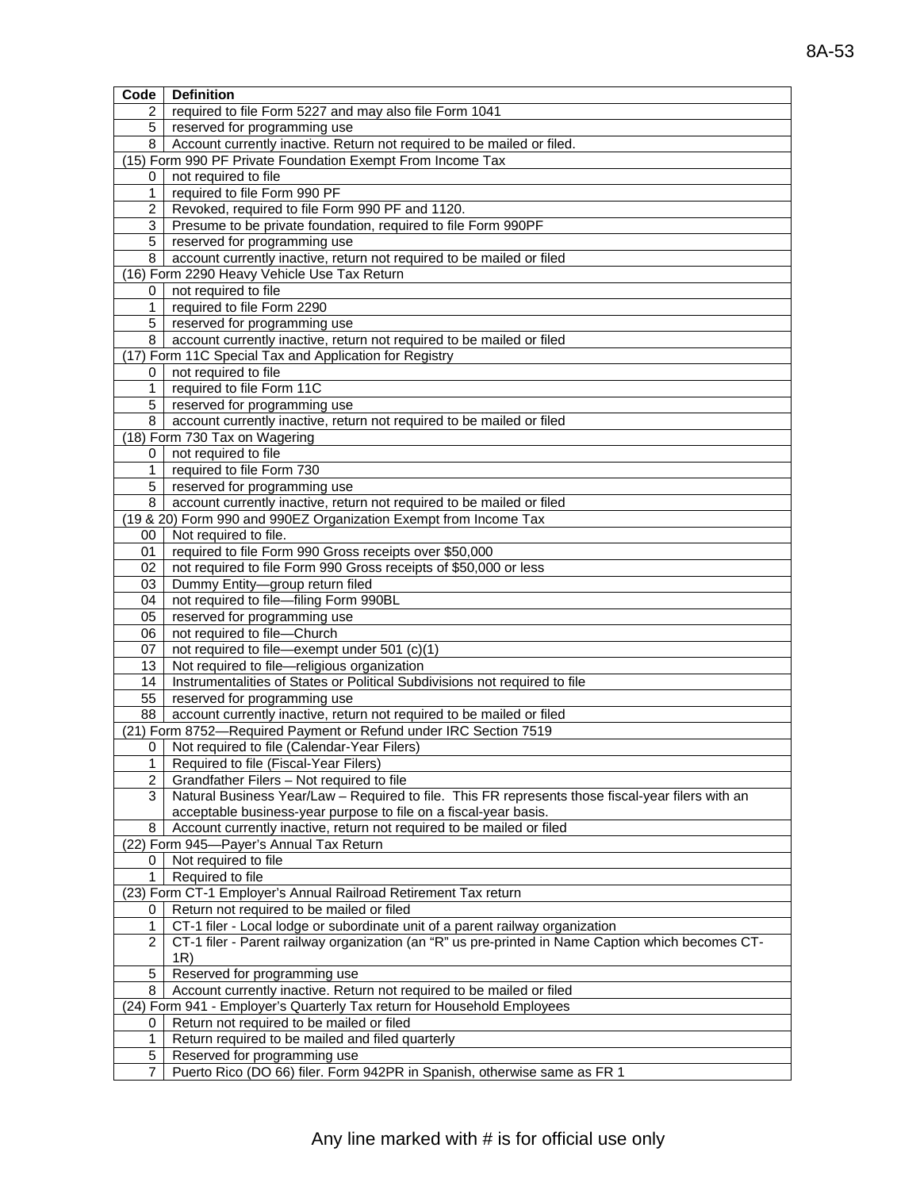| Code | Definition |
|---|---|
| 2 | required to file Form 5227 and may also file Form 1041 |
| 5 | reserved for programming use |
| 8 | Account currently inactive. Return not required to be mailed or filed. |
| (15) Form 990 PF Private Foundation Exempt From Income Tax | |
| 0 | not required to file |
| 1 | required to file Form 990 PF |
| 2 | Revoked, required to file Form 990 PF and 1120. |
| 3 | Presume to be private foundation, required to file Form 990PF |
| 5 | reserved for programming use |
| 8 | account currently inactive, return not required to be mailed or filed |
| (16) Form 2290 Heavy Vehicle Use Tax Return | |
| 0 | not required to file |
| 1 | required to file Form 2290 |
| 5 | reserved for programming use |
| 8 | account currently inactive, return not required to be mailed or filed |
| (17) Form 11C Special Tax and Application for Registry | |
| 0 | not required to file |
| 1 | required to file Form 11C |
| 5 | reserved for programming use |
| 8 | account currently inactive, return not required to be mailed or filed |
| (18) Form 730 Tax on Wagering | |
| 0 | not required to file |
| 1 | required to file Form 730 |
| 5 | reserved for programming use |
| 8 | account currently inactive, return not required to be mailed or filed |
| (19 & 20) Form 990 and 990EZ Organization Exempt from Income Tax | |
| 00 | Not required to file. |
| 01 | required to file Form 990 Gross receipts over $50,000 |
| 02 | not required to file Form 990 Gross receipts of $50,000 or less |
| 03 | Dummy Entity—group return filed |
| 04 | not required to file—filing Form 990BL |
| 05 | reserved for programming use |
| 06 | not required to file—Church |
| 07 | not required to file—exempt under 501 (c)(1) |
| 13 | Not required to file—religious organization |
| 14 | Instrumentalities of States or Political Subdivisions not required to file |
| 55 | reserved for programming use |
| 88 | account currently inactive, return not required to be mailed or filed |
| (21) Form 8752—Required Payment or Refund under IRC Section 7519 | |
| 0 | Not required to file (Calendar-Year Filers) |
| 1 | Required to file (Fiscal-Year Filers) |
| 2 | Grandfather Filers – Not required to file |
| 3 | Natural Business Year/Law – Required to file. This FR represents those fiscal-year filers with an acceptable business-year purpose to file on a fiscal-year basis. |
| 8 | Account currently inactive, return not required to be mailed or filed |
| (22) Form 945—Payer's Annual Tax Return | |
| 0 | Not required to file |
| 1 | Required to file |
| (23) Form CT-1 Employer's Annual Railroad Retirement Tax return | |
| 0 | Return not required to be mailed or filed |
| 1 | CT-1 filer - Local lodge or subordinate unit of a parent railway organization |
| 2 | CT-1 filer - Parent railway organization (an "R" us pre-printed in Name Caption which becomes CT-1R) |
| 5 | Reserved for programming use |
| 8 | Account currently inactive. Return not required to be mailed or filed |
| (24) Form 941 - Employer's Quarterly Tax return for Household Employees | |
| 0 | Return not required to be mailed or filed |
| 1 | Return required to be mailed and filed quarterly |
| 5 | Reserved for programming use |
| 7 | Puerto Rico (DO 66) filer. Form 942PR in Spanish, otherwise same as FR 1 |

Any line marked with # is for official use only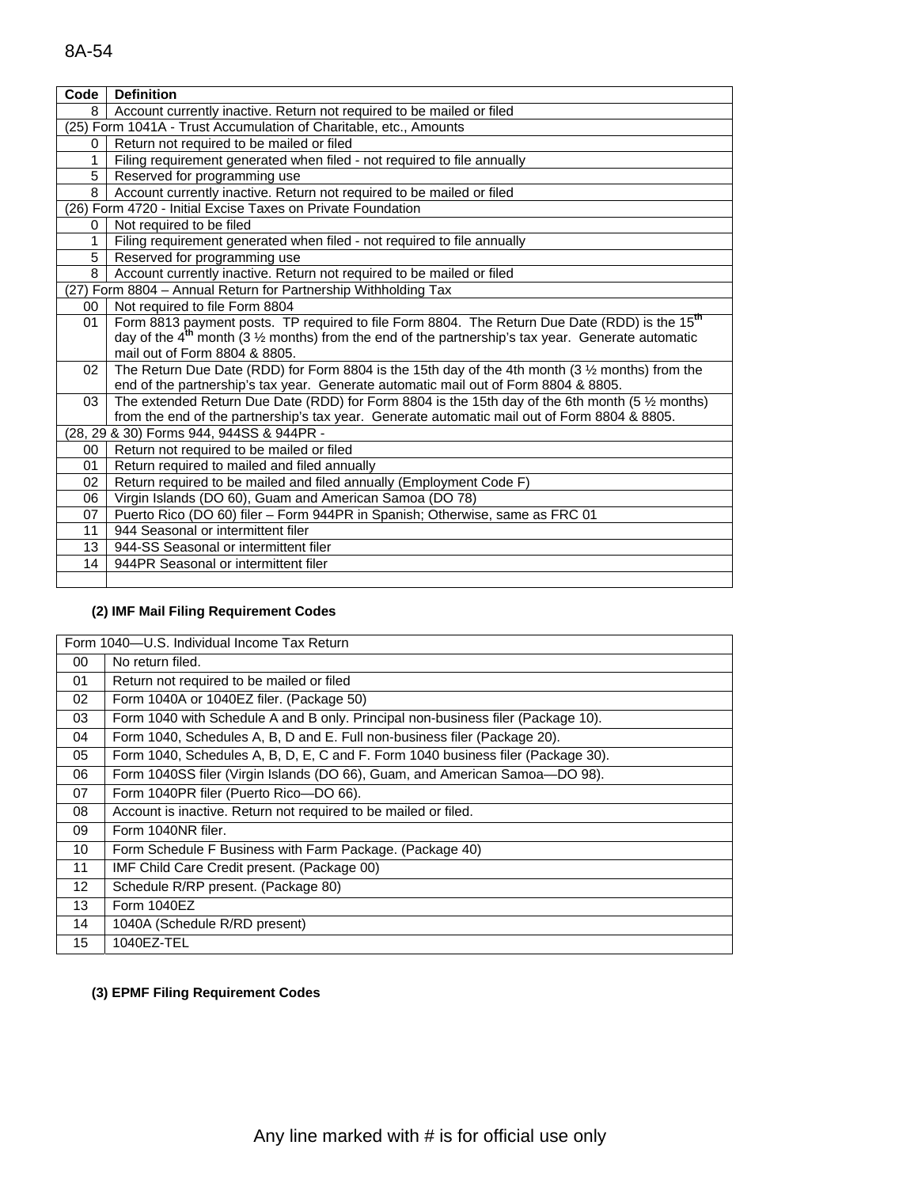| Code | Definition |
| --- | --- |
| 8 | Account currently inactive. Return not required to be mailed or filed |
| (25) Form 1041A - Trust Accumulation of Charitable, etc., Amounts | |
| 0 | Return not required to be mailed or filed |
| 1 | Filing requirement generated when filed - not required to file annually |
| 5 | Reserved for programming use |
| 8 | Account currently inactive. Return not required to be mailed or filed |
| (26) Form 4720 - Initial Excise Taxes on Private Foundation | |
| 0 | Not required to be filed |
| 1 | Filing requirement generated when filed - not required to file annually |
| 5 | Reserved for programming use |
| 8 | Account currently inactive. Return not required to be mailed or filed |
| (27) Form 8804 – Annual Return for Partnership Withholding Tax | |
| 00 | Not required to file Form 8804 |
| 01 | Form 8813 payment posts. TP required to file Form 8804. The Return Due Date (RDD) is the 15th day of the 4th month (3 ½ months) from the end of the partnership's tax year. Generate automatic mail out of Form 8804 & 8805. |
| 02 | The Return Due Date (RDD) for Form 8804 is the 15th day of the 4th month (3 ½ months) from the end of the partnership's tax year. Generate automatic mail out of Form 8804 & 8805. |
| 03 | The extended Return Due Date (RDD) for Form 8804 is the 15th day of the 6th month (5 ½ months) from the end of the partnership's tax year. Generate automatic mail out of Form 8804 & 8805. |
| (28, 29 & 30) Forms 944, 944SS & 944PR - | |
| 00 | Return not required to be mailed or filed |
| 01 | Return required to mailed and filed annually |
| 02 | Return required to be mailed and filed annually (Employment Code F) |
| 06 | Virgin Islands (DO 60), Guam and American Samoa (DO 78) |
| 07 | Puerto Rico (DO 60) filer – Form 944PR in Spanish; Otherwise, same as FRC 01 |
| 11 | 944 Seasonal or intermittent filer |
| 13 | 944-SS Seasonal or intermittent filer |
| 14 | 944PR Seasonal or intermittent filer |
| | |

**(2) IMF Mail Filing Requirement Codes**

| Form 1040—U.S. Individual Income Tax Return | |
| --- | --- |
| 00 | No return filed. |
| 01 | Return not required to be mailed or filed |
| 02 | Form 1040A or 1040EZ filer. (Package 50) |
| 03 | Form 1040 with Schedule A and B only. Principal non-business filer (Package 10). |
| 04 | Form 1040, Schedules A, B, D and E. Full non-business filer (Package 20). |
| 05 | Form 1040, Schedules A, B, D, E, C and F. Form 1040 business filer (Package 30). |
| 06 | Form 1040SS filer (Virgin Islands (DO 66), Guam, and American Samoa—DO 98). |
| 07 | Form 1040PR filer (Puerto Rico—DO 66). |
| 08 | Account is inactive. Return not required to be mailed or filed. |
| 09 | Form 1040NR filer. |
| 10 | Form Schedule F Business with Farm Package. (Package 40) |
| 11 | IMF Child Care Credit present. (Package 00) |
| 12 | Schedule R/RP present. (Package 80) |
| 13 | Form 1040EZ |
| 14 | 1040A (Schedule R/RD present) |
| 15 | 1040EZ-TEL |

**(3) EPMF Filing Requirement Codes**

Any line marked with # is for official use only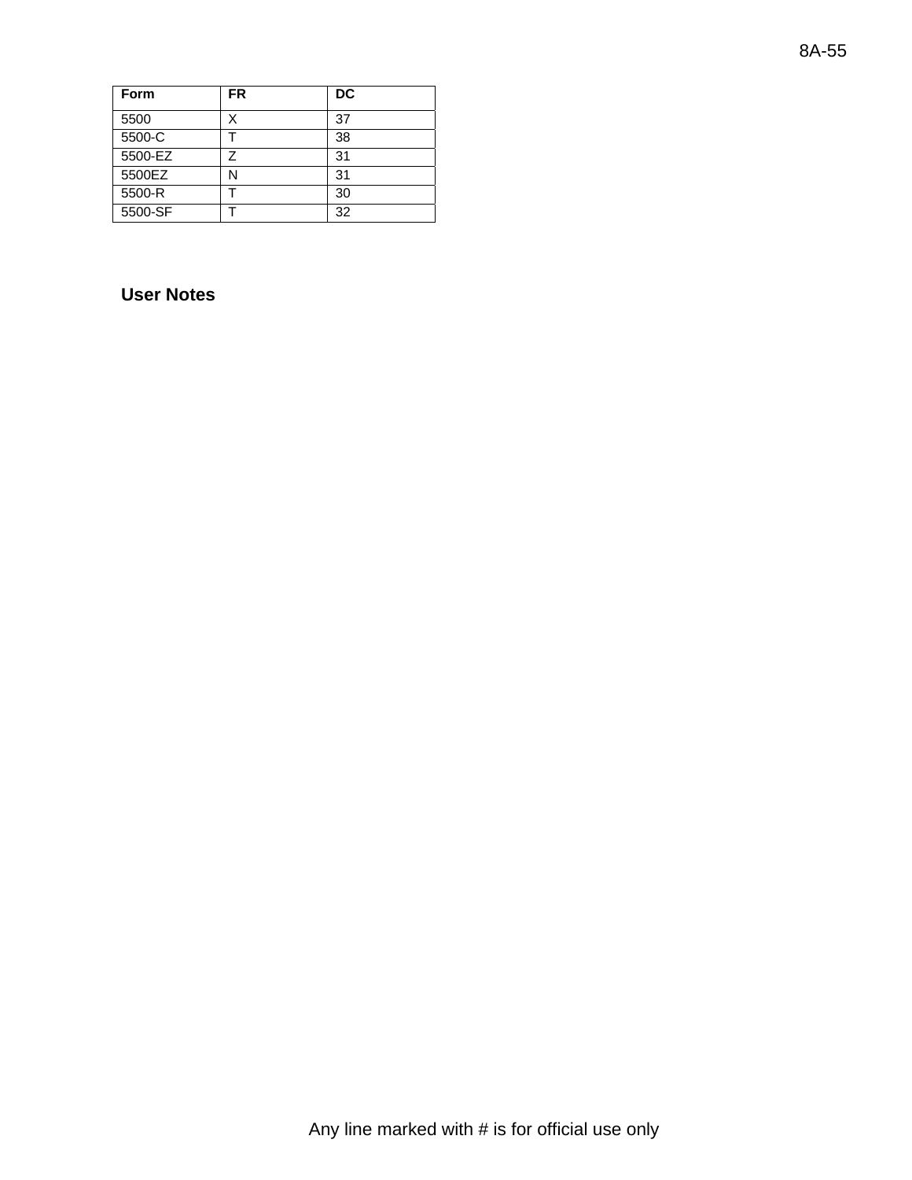| Form | FR | DC |
|---|---|---|
| 5500 | X | 37 |
| 5500-C | T | 38 |
| 5500-EZ | Z | 31 |
| 5500EZ | N | 31 |
| 5500-R | T | 30 |
| 5500-SF | T | 32 |

## User Notes

Any line marked with # is for official use only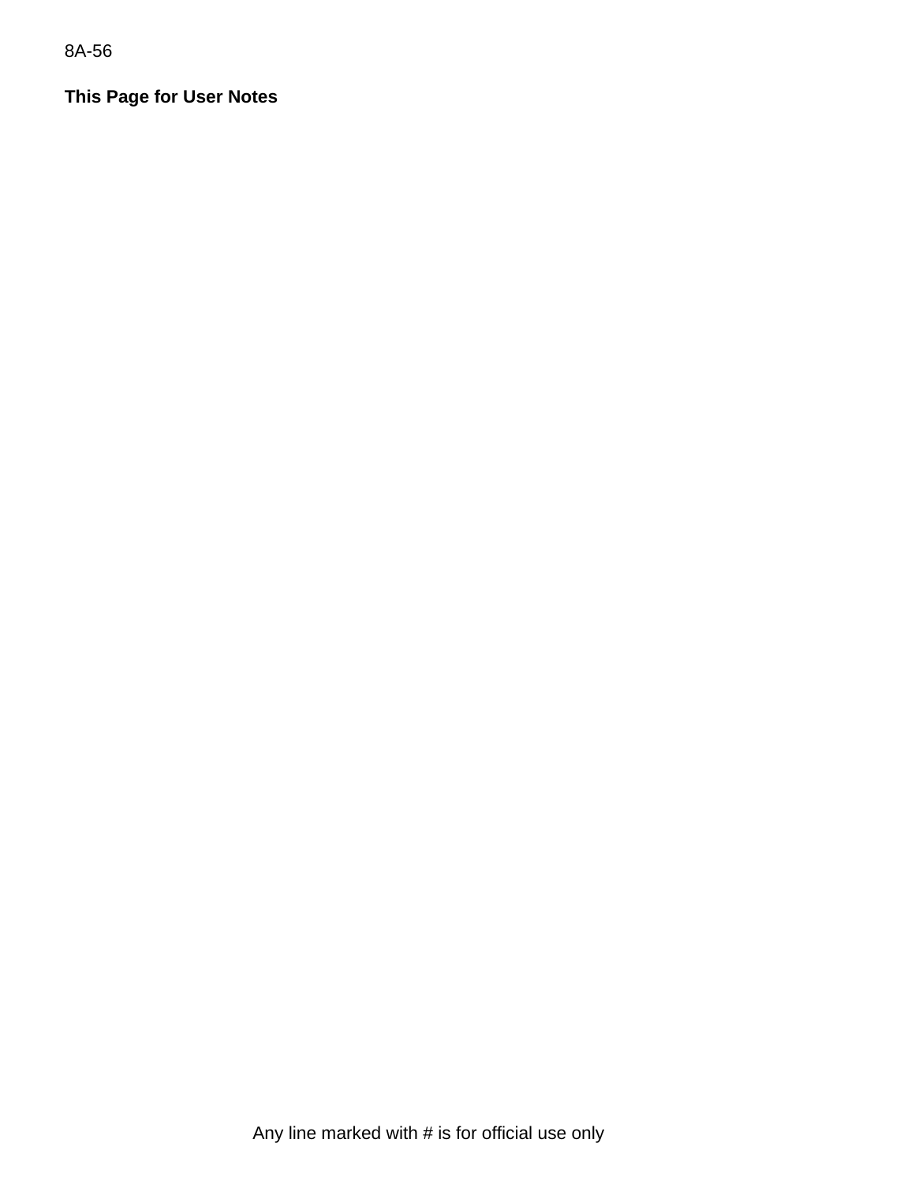**This Page for User Notes**